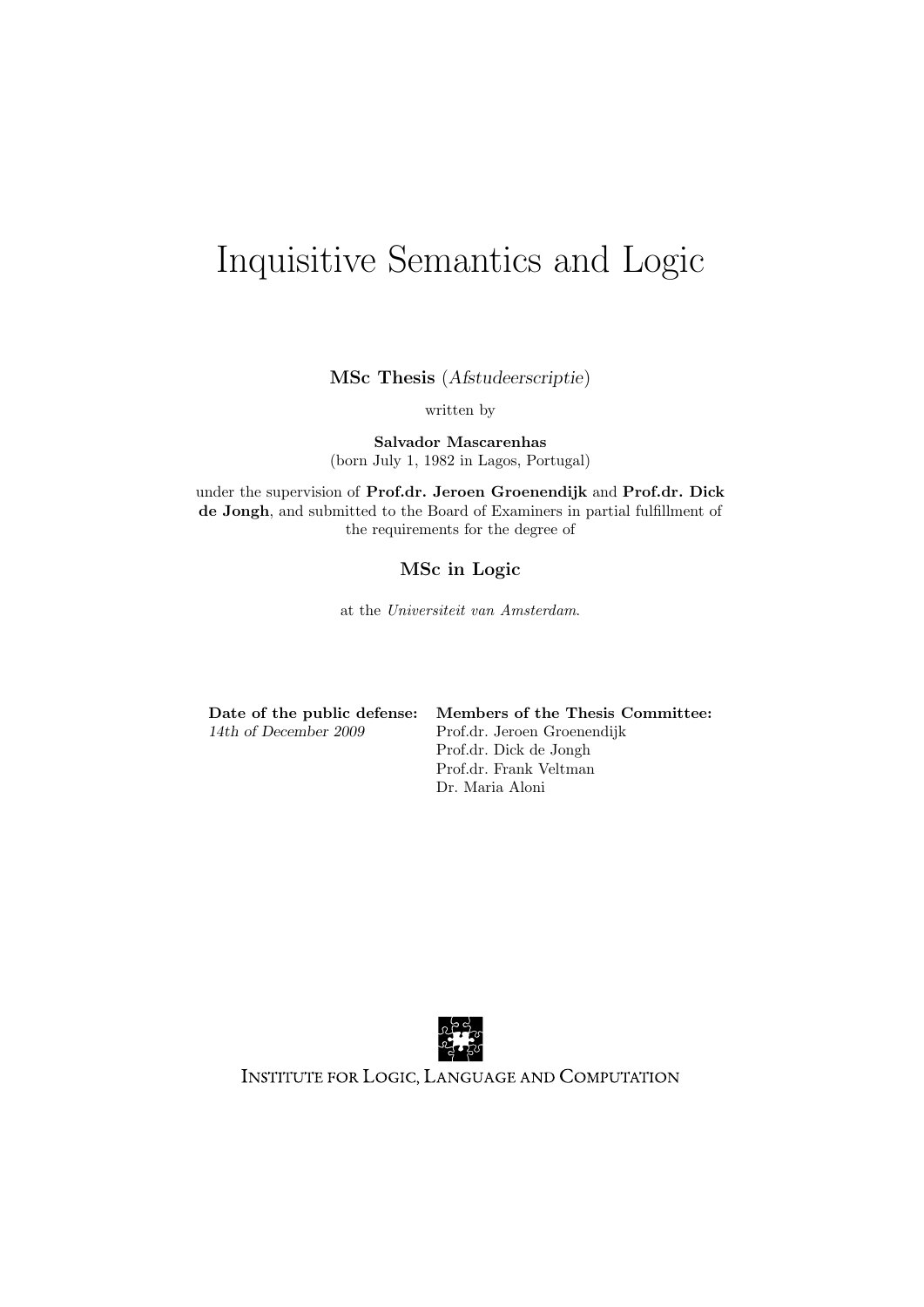# Inquisitive Semantics and Logic

**MSc Thesis** (*Afstudeerscriptie*)

written by

**Salvador Mascarenhas**
(born July 1, 1982 in Lagos, Portugal)

under the supervision of **Prof.dr. Jeroen Groenendijk** and **Prof.dr. Dick de Jongh**, and submitted to the Board of Examiners in partial fulfillment of the requirements for the degree of

**MSc in Logic**

at the *Universiteit van Amsterdam*.

| **Date of the public defense:** | **Members of the Thesis Committee:** |
| --- | --- |
| *14th of December 2009* | Prof.dr. Jeroen Groenendijk |
| | Prof.dr. Dick de Jongh |
| | Prof.dr. Frank Veltman |
| | Dr. Maria Aloni |

INSTITUTE FOR LOGIC, LANGUAGE AND COMPUTATION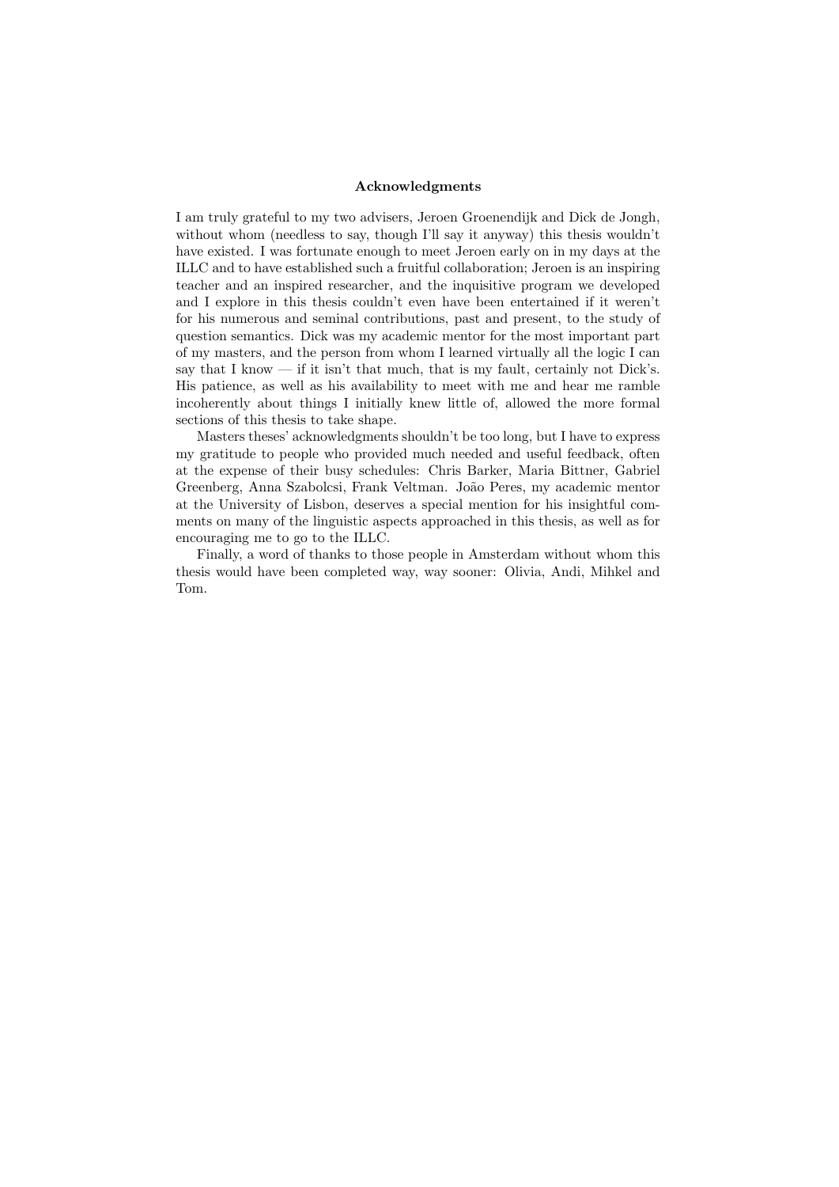## Acknowledgments

I am truly grateful to my two advisers, Jeroen Groenendijk and Dick de Jongh, without whom (needless to say, though I'll say it anyway) this thesis wouldn't have existed. I was fortunate enough to meet Jeroen early on in my days at the ILLC and to have established such a fruitful collaboration; Jeroen is an inspiring teacher and an inspired researcher, and the inquisitive program we developed and I explore in this thesis couldn't even have been entertained if it weren't for his numerous and seminal contributions, past and present, to the study of question semantics. Dick was my academic mentor for the most important part of my masters, and the person from whom I learned virtually all the logic I can say that I know — if it isn't that much, that is my fault, certainly not Dick's. His patience, as well as his availability to meet with me and hear me ramble incoherently about things I initially knew little of, allowed the more formal sections of this thesis to take shape.

Masters theses' acknowledgments shouldn't be too long, but I have to express my gratitude to people who provided much needed and useful feedback, often at the expense of their busy schedules: Chris Barker, Maria Bittner, Gabriel Greenberg, Anna Szabolcsi, Frank Veltman. João Peres, my academic mentor at the University of Lisbon, deserves a special mention for his insightful comments on many of the linguistic aspects approached in this thesis, as well as for encouraging me to go to the ILLC.

Finally, a word of thanks to those people in Amsterdam without whom this thesis would have been completed way, way sooner: Olivia, Andi, Mihkel and Tom.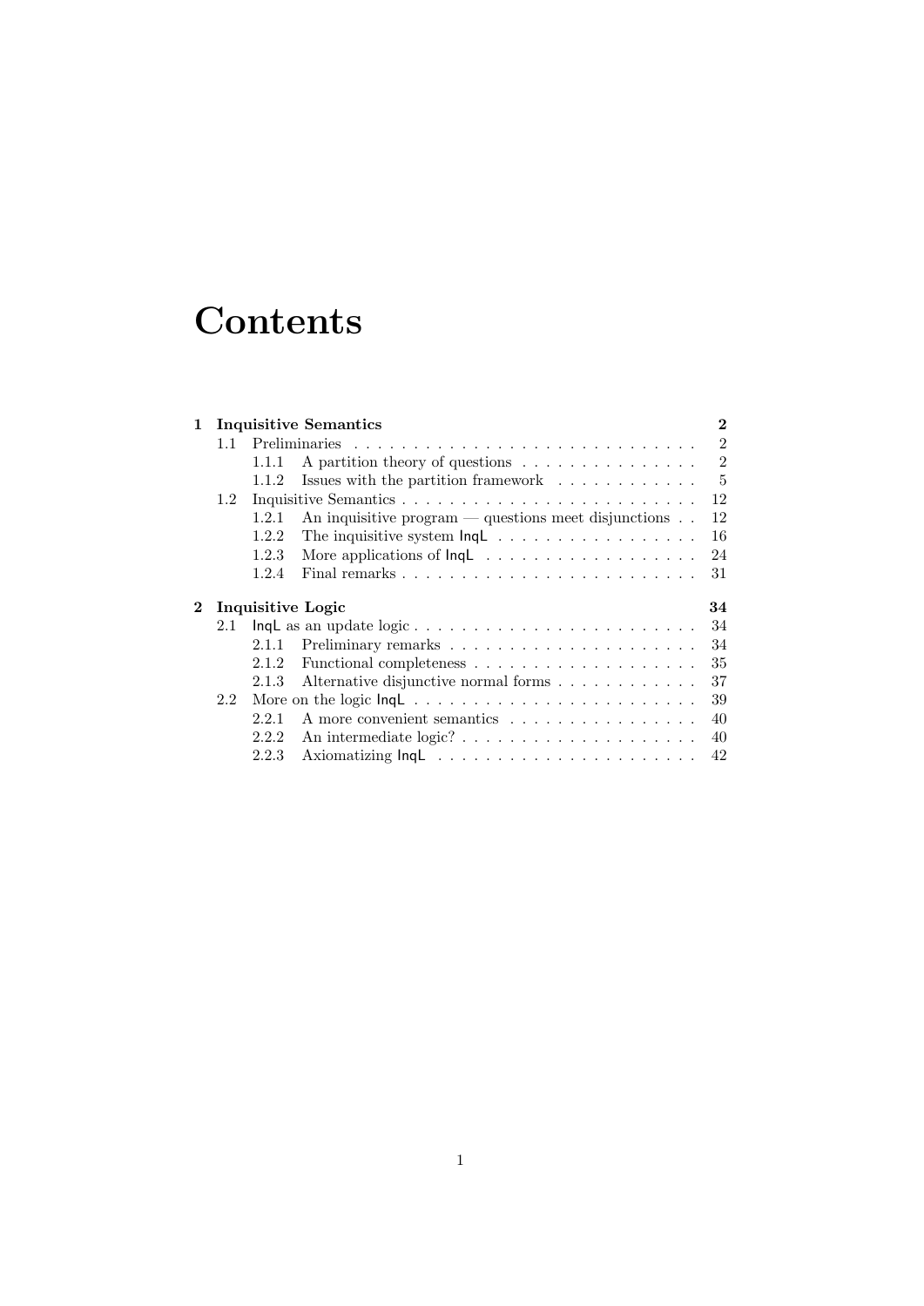# Contents

**1 Inquisitive Semantics** **2**

- 1.1 Preliminaries . . . . . . . . . . . . . . . . . . . . . . . . . . . . . 2
  - 1.1.1 A partition theory of questions . . . . . . . . . . . . . . . 2
  - 1.1.2 Issues with the partition framework . . . . . . . . . . . . 5
- 1.2 Inquisitive Semantics . . . . . . . . . . . . . . . . . . . . . . . . . 12
  - 1.2.1 An inquisitive program — questions meet disjunctions . . 12
  - 1.2.2 The inquisitive system InqL . . . . . . . . . . . . . . . . . 16
  - 1.2.3 More applications of InqL . . . . . . . . . . . . . . . . . . 24
  - 1.2.4 Final remarks . . . . . . . . . . . . . . . . . . . . . . . . . 31

**2 Inquisitive Logic** **34**

- 2.1 InqL as an update logic . . . . . . . . . . . . . . . . . . . . . . . . 34
  - 2.1.1 Preliminary remarks . . . . . . . . . . . . . . . . . . . . . 34
  - 2.1.2 Functional completeness . . . . . . . . . . . . . . . . . . . 35
  - 2.1.3 Alternative disjunctive normal forms . . . . . . . . . . . . 37
- 2.2 More on the logic InqL . . . . . . . . . . . . . . . . . . . . . . . . 39
  - 2.2.1 A more convenient semantics . . . . . . . . . . . . . . . . 40
  - 2.2.2 An intermediate logic? . . . . . . . . . . . . . . . . . . . . 40
  - 2.2.3 Axiomatizing InqL . . . . . . . . . . . . . . . . . . . . . . 42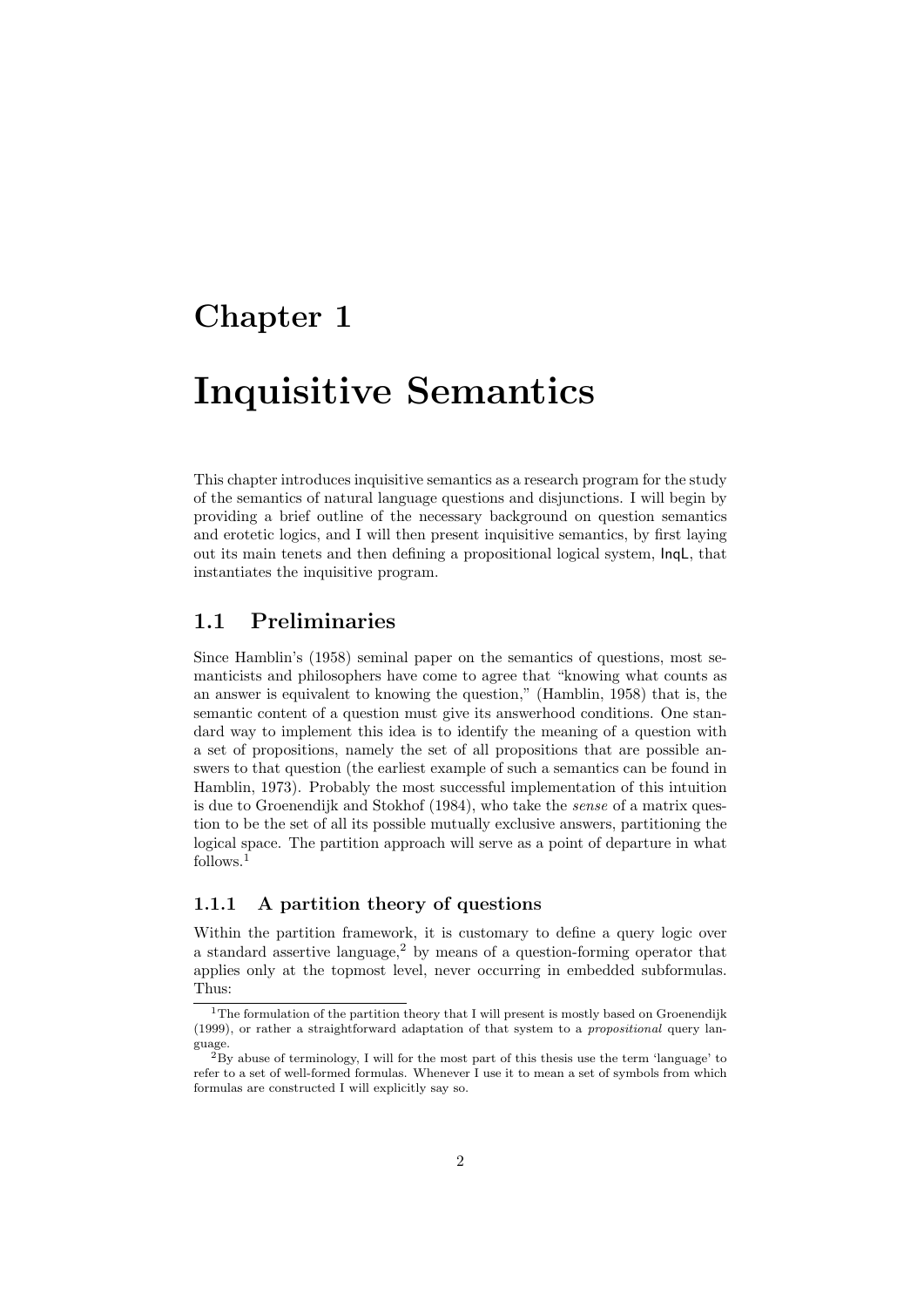# Chapter 1

# Inquisitive Semantics

This chapter introduces inquisitive semantics as a research program for the study of the semantics of natural language questions and disjunctions. I will begin by providing a brief outline of the necessary background on question semantics and erotetic logics, and I will then present inquisitive semantics, by first laying out its main tenets and then defining a propositional logical system, InqL, that instantiates the inquisitive program.

## 1.1 Preliminaries

Since Hamblin's (1958) seminal paper on the semantics of questions, most semanticists and philosophers have come to agree that "knowing what counts as an answer is equivalent to knowing the question," (Hamblin, 1958) that is, the semantic content of a question must give its answerhood conditions. One standard way to implement this idea is to identify the meaning of a question with a set of propositions, namely the set of all propositions that are possible answers to that question (the earliest example of such a semantics can be found in Hamblin, 1973). Probably the most successful implementation of this intuition is due to Groenendijk and Stokhof (1984), who take the *sense* of a matrix question to be the set of all its possible mutually exclusive answers, partitioning the logical space. The partition approach will serve as a point of departure in what follows.[1]

### 1.1.1 A partition theory of questions

Within the partition framework, it is customary to define a query logic over a standard assertive language,[2] by means of a question-forming operator that applies only at the topmost level, never occurring in embedded subformulas. Thus:

[1] The formulation of the partition theory that I will present is mostly based on Groenendijk (1999), or rather a straightforward adaptation of that system to a *propositional* query language.

[2] By abuse of terminology, I will for the most part of this thesis use the term 'language' to refer to a set of well-formed formulas. Whenever I use it to mean a set of symbols from which formulas are constructed I will explicitly say so.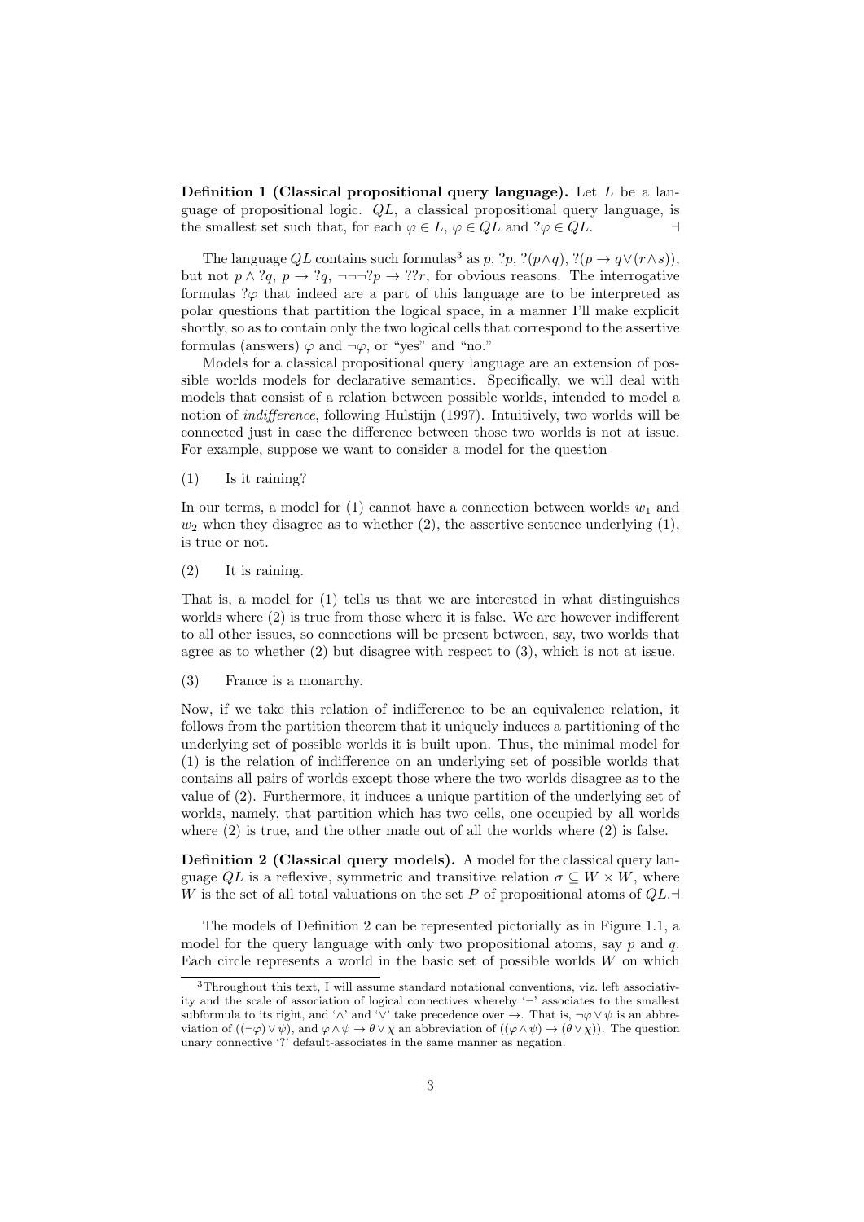**Definition 1 (Classical propositional query language).** Let $L$ be a language of propositional logic. $QL$, a classical propositional query language, is the smallest set such that, for each $\varphi \in L$, $\varphi \in QL$ and $?\varphi \in QL$. $\dashv$

The language $QL$ contains such formulas[3] as $p$, $?p$, $?(p \wedge q)$, $?(p \rightarrow q \vee (r \wedge s))$, but not $p \wedge ?q$, $p \rightarrow ?q$, $\neg\neg\neg ?p \rightarrow ??r$, for obvious reasons. The interrogative formulas $?\varphi$ that indeed are a part of this language are to be interpreted as polar questions that partition the logical space, in a manner I'll make explicit shortly, so as to contain only the two logical cells that correspond to the assertive formulas (answers) $\varphi$ and $\neg\varphi$, or "yes" and "no."

Models for a classical propositional query language are an extension of possible worlds models for declarative semantics. Specifically, we will deal with models that consist of a relation between possible worlds, intended to model a notion of *indifference*, following Hulstijn (1997). Intuitively, two worlds will be connected just in case the difference between those two worlds is not at issue. For example, suppose we want to consider a model for the question

(1) Is it raining?

In our terms, a model for (1) cannot have a connection between worlds $w_1$ and $w_2$ when they disagree as to whether (2), the assertive sentence underlying (1), is true or not.

(2) It is raining.

That is, a model for (1) tells us that we are interested in what distinguishes worlds where (2) is true from those where it is false. We are however indifferent to all other issues, so connections will be present between, say, two worlds that agree as to whether (2) but disagree with respect to (3), which is not at issue.

(3) France is a monarchy.

Now, if we take this relation of indifference to be an equivalence relation, it follows from the partition theorem that it uniquely induces a partitioning of the underlying set of possible worlds it is built upon. Thus, the minimal model for (1) is the relation of indifference on an underlying set of possible worlds that contains all pairs of worlds except those where the two worlds disagree as to the value of (2). Furthermore, it induces a unique partition of the underlying set of worlds, namely, that partition which has two cells, one occupied by all worlds where (2) is true, and the other made out of all the worlds where (2) is false.

**Definition 2 (Classical query models).** A model for the classical query language $QL$ is a reflexive, symmetric and transitive relation $\sigma \subseteq W \times W$, where $W$ is the set of all total valuations on the set $P$ of propositional atoms of $QL$. $\dashv$

The models of Definition 2 can be represented pictorially as in Figure 1.1, a model for the query language with only two propositional atoms, say $p$ and $q$. Each circle represents a world in the basic set of possible worlds $W$ on which

[3] Throughout this text, I will assume standard notational conventions, viz. left associativity and the scale of association of logical connectives whereby '$\neg$' associates to the smallest subformula to its right, and '$\wedge$' and '$\vee$' take precedence over $\rightarrow$. That is, $\neg\varphi \vee \psi$ is an abbreviation of $((\neg\varphi) \vee \psi)$, and $\varphi \wedge \psi \rightarrow \theta \vee \chi$ an abbreviation of $((\varphi \wedge \psi) \rightarrow (\theta \vee \chi))$. The question unary connective '?' default-associates in the same manner as negation.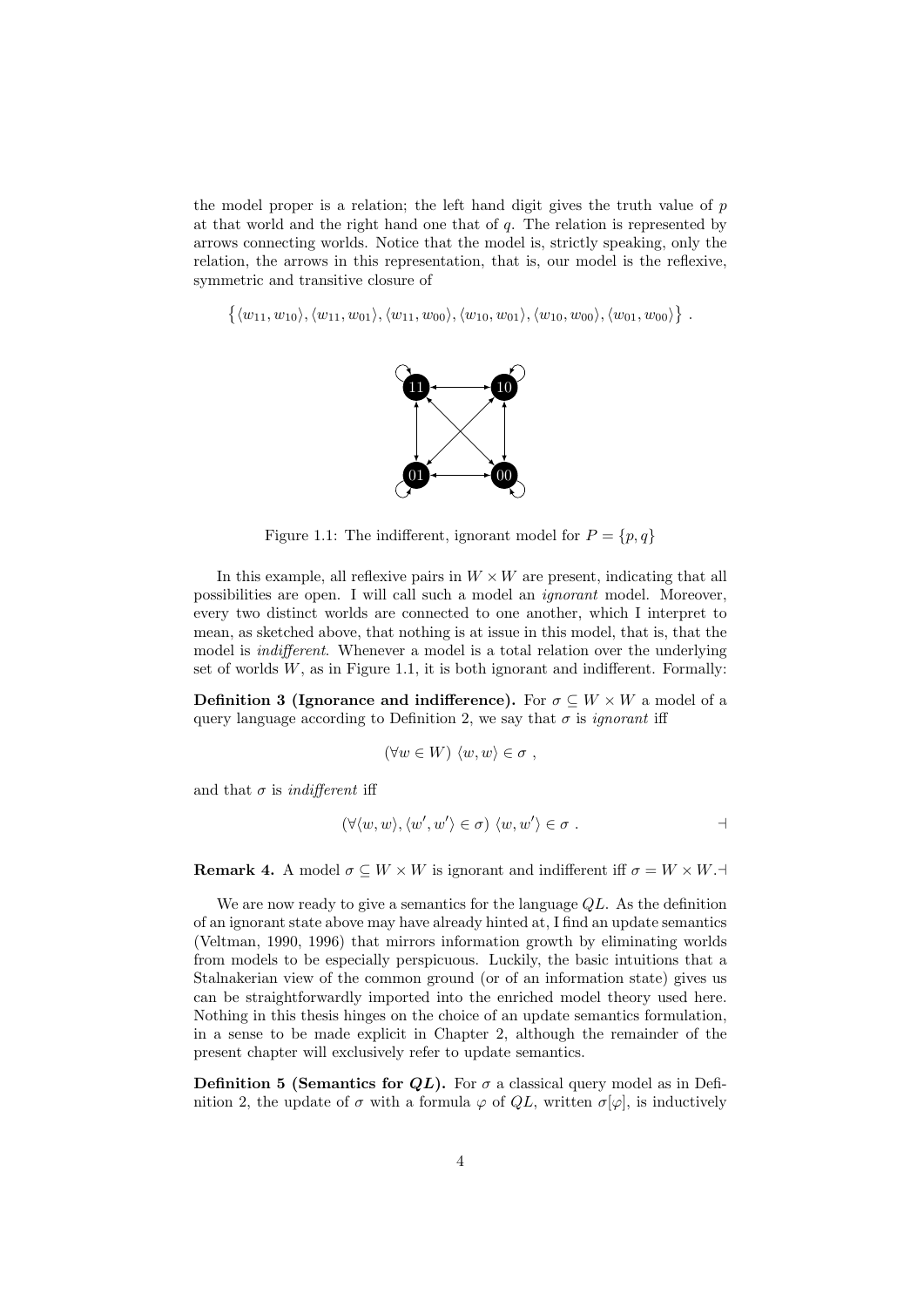the model proper is a relation; the left hand digit gives the truth value of $p$ at that world and the right hand one that of $q$. The relation is represented by arrows connecting worlds. Notice that the model is, strictly speaking, only the relation, the arrows in this representation, that is, our model is the reflexive, symmetric and transitive closure of

$$\{\langle w_{11}, w_{10}\rangle, \langle w_{11}, w_{01}\rangle, \langle w_{11}, w_{00}\rangle, \langle w_{10}, w_{01}\rangle, \langle w_{10}, w_{00}\rangle, \langle w_{01}, w_{00}\rangle\} .$$

11

10

01

00

Figure 1.1: The indifferent, ignorant model for $P = \{p, q\}$

In this example, all reflexive pairs in $W \times W$ are present, indicating that all possibilities are open. I will call such a model an *ignorant* model. Moreover, every two distinct worlds are connected to one another, which I interpret to mean, as sketched above, that nothing is at issue in this model, that is, that the model is *indifferent*. Whenever a model is a total relation over the underlying set of worlds $W$, as in Figure 1.1, it is both ignorant and indifferent. Formally:

**Definition 3 (Ignorance and indifference).** For $\sigma \subseteq W \times W$ a model of a query language according to Definition 2, we say that $\sigma$ is *ignorant* iff

$$(\forall w \in W)\ \langle w, w\rangle \in \sigma\ ,$$

and that $\sigma$ is *indifferent* iff

$$(\forall \langle w, w\rangle, \langle w', w'\rangle \in \sigma)\ \langle w, w'\rangle \in \sigma\ . \qquad \dashv$$

**Remark 4.** A model $\sigma \subseteq W \times W$ is ignorant and indifferent iff $\sigma = W \times W$.$\dashv$

We are now ready to give a semantics for the language $QL$. As the definition of an ignorant state above may have already hinted at, I find an update semantics (Veltman, 1990, 1996) that mirrors information growth by eliminating worlds from models to be especially perspicuous. Luckily, the basic intuitions that a Stalnakerian view of the common ground (or of an information state) gives us can be straightforwardly imported into the enriched model theory used here. Nothing in this thesis hinges on the choice of an update semantics formulation, in a sense to be made explicit in Chapter 2, although the remainder of the present chapter will exclusively refer to update semantics.

**Definition 5 (Semantics for $QL$).** For $\sigma$ a classical query model as in Definition 2, the update of $\sigma$ with a formula $\varphi$ of $QL$, written $\sigma[\varphi]$, is inductively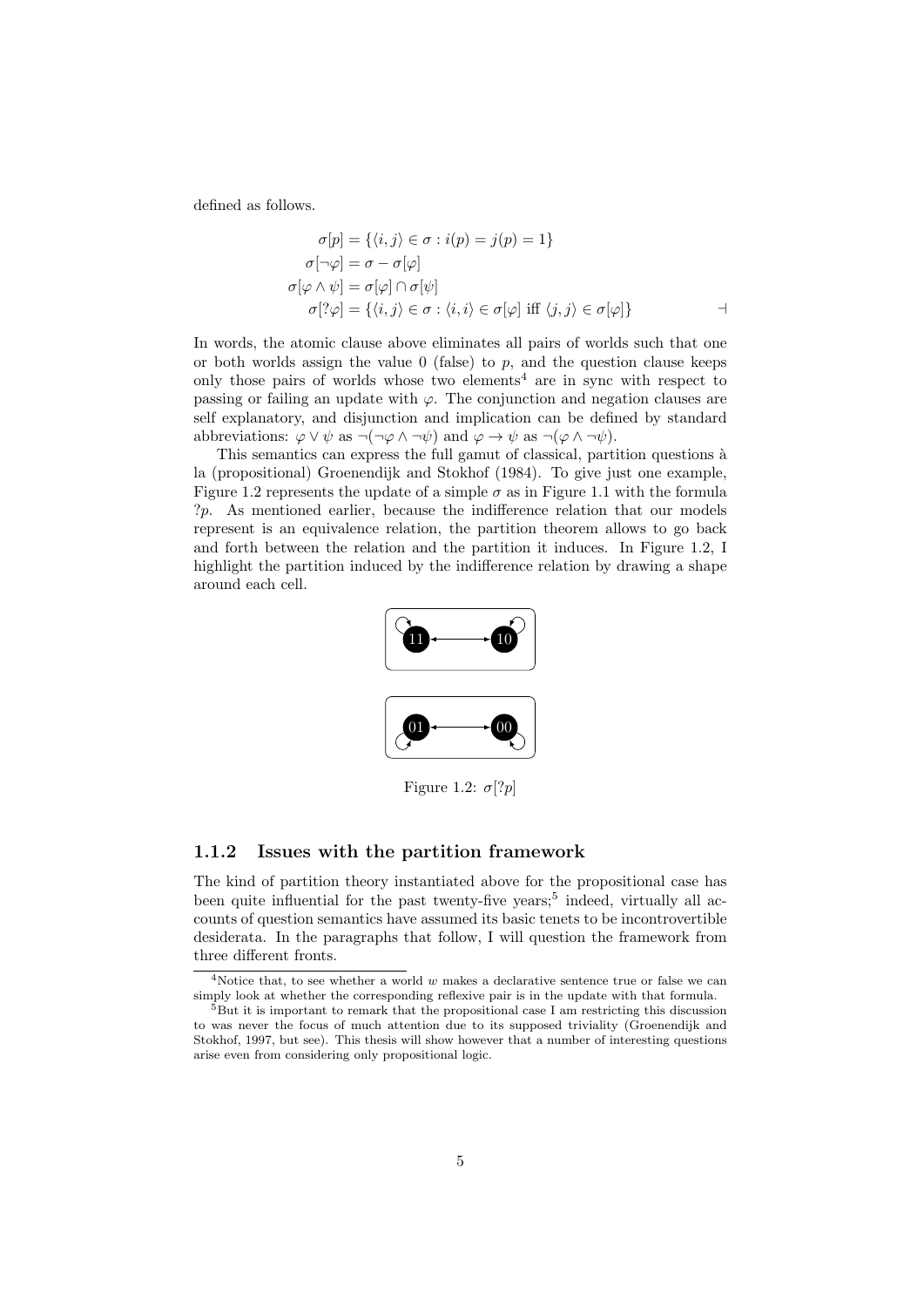defined as follows.

$$
\begin{aligned}
\sigma[p] &= \{\langle i, j\rangle \in \sigma : i(p) = j(p) = 1\} \\
\sigma[\neg\varphi] &= \sigma - \sigma[\varphi] \\
\sigma[\varphi \wedge \psi] &= \sigma[\varphi] \cap \sigma[\psi] \\
\sigma[?\varphi] &= \{\langle i, j\rangle \in \sigma : \langle i, i\rangle \in \sigma[\varphi] \text{ iff } \langle j, j\rangle \in \sigma[\varphi]\}
\end{aligned}
\qquad \dashv
$$

In words, the atomic clause above eliminates all pairs of worlds such that one or both worlds assign the value 0 (false) to $p$, and the question clause keeps only those pairs of worlds whose two elements[4] are in sync with respect to passing or failing an update with $\varphi$. The conjunction and negation clauses are self explanatory, and disjunction and implication can be defined by standard abbreviations: $\varphi \vee \psi$ as $\neg(\neg\varphi \wedge \neg\psi)$ and $\varphi \to \psi$ as $\neg(\varphi \wedge \neg\psi)$.

This semantics can express the full gamut of classical, partition questions à la (propositional) Groenendijk and Stokhof (1984). To give just one example, Figure 1.2 represents the update of a simple $\sigma$ as in Figure 1.1 with the formula $?p$. As mentioned earlier, because the indifference relation that our models represent is an equivalence relation, the partition theorem allows to go back and forth between the relation and the partition it induces. In Figure 1.2, I highlight the partition induced by the indifference relation by drawing a shape around each cell.

11 10

01 00

Figure 1.2: $\sigma[?p]$

### 1.1.2 Issues with the partition framework

The kind of partition theory instantiated above for the propositional case has been quite influential for the past twenty-five years;[5] indeed, virtually all accounts of question semantics have assumed its basic tenets to be incontrovertible desiderata. In the paragraphs that follow, I will question the framework from three different fronts.

[4] Notice that, to see whether a world $w$ makes a declarative sentence true or false we can simply look at whether the corresponding reflexive pair is in the update with that formula.

[5] But it is important to remark that the propositional case I am restricting this discussion to was never the focus of much attention due to its supposed triviality (Groenendijk and Stokhof, 1997, but see). This thesis will show however that a number of interesting questions arise even from considering only propositional logic.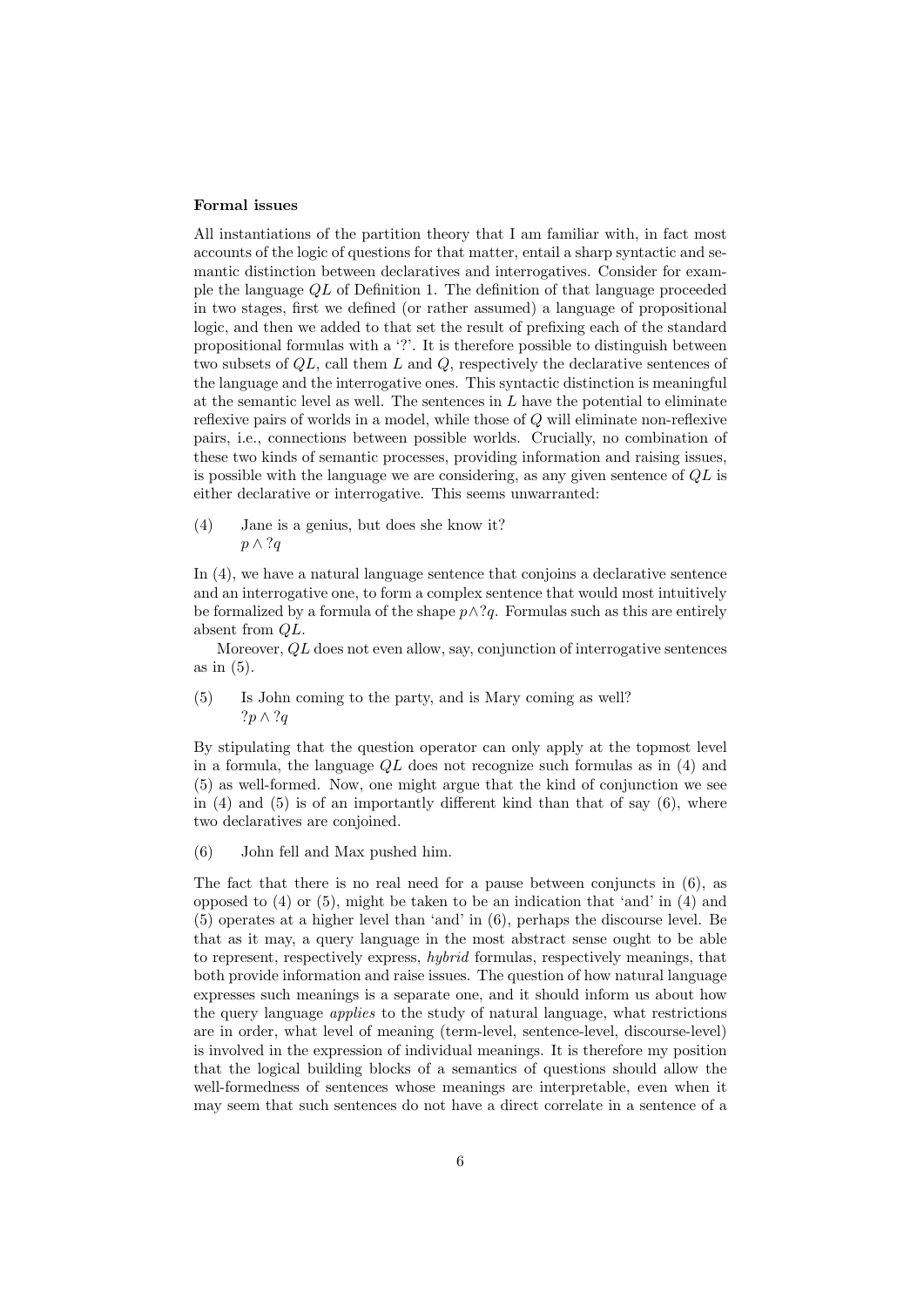**Formal issues**

All instantiations of the partition theory that I am familiar with, in fact most accounts of the logic of questions for that matter, entail a sharp syntactic and semantic distinction between declaratives and interrogatives. Consider for example the language $QL$ of Definition 1. The definition of that language proceeded in two stages, first we defined (or rather assumed) a language of propositional logic, and then we added to that set the result of prefixing each of the standard propositional formulas with a '?'. It is therefore possible to distinguish between two subsets of $QL$, call them $L$ and $Q$, respectively the declarative sentences of the language and the interrogative ones. This syntactic distinction is meaningful at the semantic level as well. The sentences in $L$ have the potential to eliminate reflexive pairs of worlds in a model, while those of $Q$ will eliminate non-reflexive pairs, i.e., connections between possible worlds. Crucially, no combination of these two kinds of semantic processes, providing information and raising issues, is possible with the language we are considering, as any given sentence of $QL$ is either declarative or interrogative. This seems unwarranted:

(4) Jane is a genius, but does she know it?
$p \wedge ?q$

In (4), we have a natural language sentence that conjoins a declarative sentence and an interrogative one, to form a complex sentence that would most intuitively be formalized by a formula of the shape $p \wedge ?q$. Formulas such as this are entirely absent from $QL$.

Moreover, $QL$ does not even allow, say, conjunction of interrogative sentences as in (5).

(5) Is John coming to the party, and is Mary coming as well?
$?p \wedge ?q$

By stipulating that the question operator can only apply at the topmost level in a formula, the language $QL$ does not recognize such formulas as in (4) and (5) as well-formed. Now, one might argue that the kind of conjunction we see in (4) and (5) is of an importantly different kind than that of say (6), where two declaratives are conjoined.

(6) John fell and Max pushed him.

The fact that there is no real need for a pause between conjuncts in (6), as opposed to (4) or (5), might be taken to be an indication that 'and' in (4) and (5) operates at a higher level than 'and' in (6), perhaps the discourse level. Be that as it may, a query language in the most abstract sense ought to be able to represent, respectively express, *hybrid* formulas, respectively meanings, that both provide information and raise issues. The question of how natural language expresses such meanings is a separate one, and it should inform us about how the query language *applies* to the study of natural language, what restrictions are in order, what level of meaning (term-level, sentence-level, discourse-level) is involved in the expression of individual meanings. It is therefore my position that the logical building blocks of a semantics of questions should allow the well-formedness of sentences whose meanings are interpretable, even when it may seem that such sentences do not have a direct correlate in a sentence of a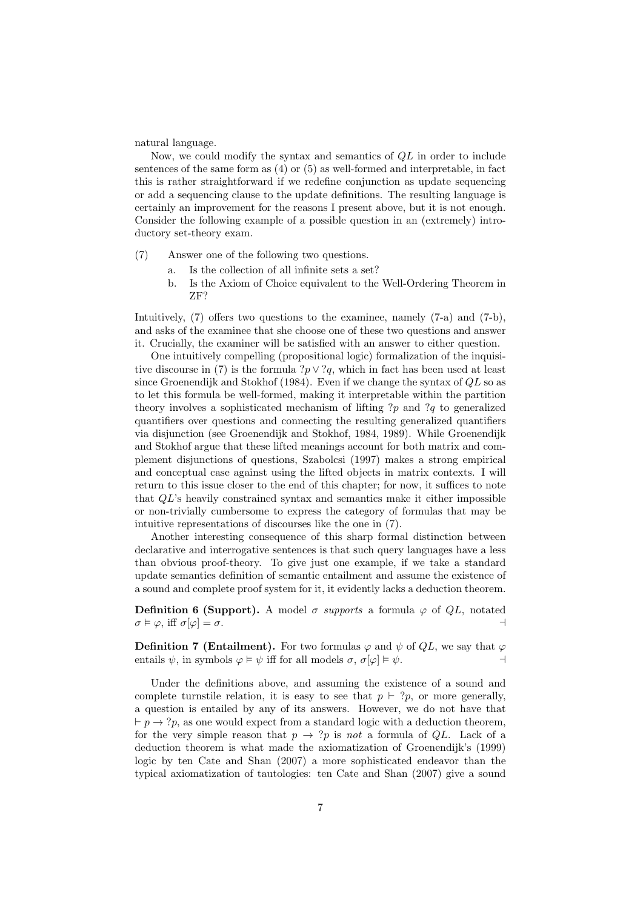natural language.

Now, we could modify the syntax and semantics of $QL$ in order to include sentences of the same form as (4) or (5) as well-formed and interpretable, in fact this is rather straightforward if we redefine conjunction as update sequencing or add a sequencing clause to the update definitions. The resulting language is certainly an improvement for the reasons I present above, but it is not enough. Consider the following example of a possible question in an (extremely) introductory set-theory exam.

(7) Answer one of the following two questions.

   a. Is the collection of all infinite sets a set?

   b. Is the Axiom of Choice equivalent to the Well-Ordering Theorem in ZF?

Intuitively, (7) offers two questions to the examinee, namely (7-a) and (7-b), and asks of the examinee that she choose one of these two questions and answer it. Crucially, the examiner will be satisfied with an answer to either question.

One intuitively compelling (propositional logic) formalization of the inquisitive discourse in (7) is the formula $?p \vee ?q$, which in fact has been used at least since Groenendijk and Stokhof (1984). Even if we change the syntax of $QL$ so as to let this formula be well-formed, making it interpretable within the partition theory involves a sophisticated mechanism of lifting $?p$ and $?q$ to generalized quantifiers over questions and connecting the resulting generalized quantifiers via disjunction (see Groenendijk and Stokhof, 1984, 1989). While Groenendijk and Stokhof argue that these lifted meanings account for both matrix and complement disjunctions of questions, Szabolcsi (1997) makes a strong empirical and conceptual case against using the lifted objects in matrix contexts. I will return to this issue closer to the end of this chapter; for now, it suffices to note that $QL$'s heavily constrained syntax and semantics make it either impossible or non-trivially cumbersome to express the category of formulas that may be intuitive representations of discourses like the one in (7).

Another interesting consequence of this sharp formal distinction between declarative and interrogative sentences is that such query languages have a less than obvious proof-theory. To give just one example, if we take a standard update semantics definition of semantic entailment and assume the existence of a sound and complete proof system for it, it evidently lacks a deduction theorem.

**Definition 6 (Support).** A model $\sigma$ *supports* a formula $\varphi$ of $QL$, notated $\sigma \vDash \varphi$, iff $\sigma[\varphi] = \sigma$. $\dashv$

**Definition 7 (Entailment).** For two formulas $\varphi$ and $\psi$ of $QL$, we say that $\varphi$ entails $\psi$, in symbols $\varphi \vDash \psi$ iff for all models $\sigma$, $\sigma[\varphi] \vDash \psi$. $\dashv$

Under the definitions above, and assuming the existence of a sound and complete turnstile relation, it is easy to see that $p \vdash\ ?p$, or more generally, a question is entailed by any of its answers. However, we do not have that $\vdash p \rightarrow\ ?p$, as one would expect from a standard logic with a deduction theorem, for the very simple reason that $p \rightarrow\ ?p$ is *not* a formula of $QL$. Lack of a deduction theorem is what made the axiomatization of Groenendijk's (1999) logic by ten Cate and Shan (2007) a more sophisticated endeavor than the typical axiomatization of tautologies: ten Cate and Shan (2007) give a sound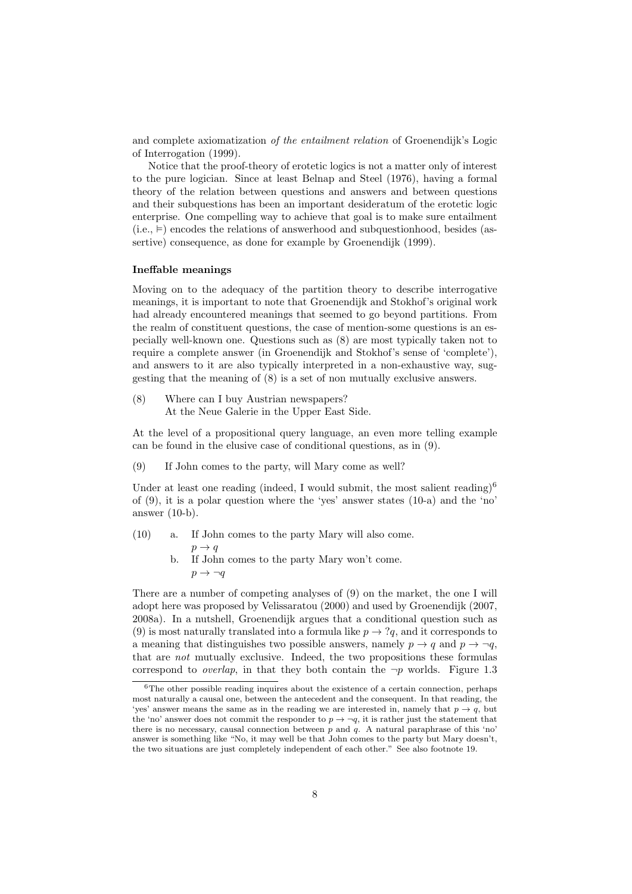and complete axiomatization *of the entailment relation* of Groenendijk's Logic of Interrogation (1999).

Notice that the proof-theory of erotetic logics is not a matter only of interest to the pure logician. Since at least Belnap and Steel (1976), having a formal theory of the relation between questions and answers and between questions and their subquestions has been an important desideratum of the erotetic logic enterprise. One compelling way to achieve that goal is to make sure entailment (i.e., $\models$) encodes the relations of answerhood and subquestionhood, besides (assertive) consequence, as done for example by Groenendijk (1999).

### Ineffable meanings

Moving on to the adequacy of the partition theory to describe interrogative meanings, it is important to note that Groenendijk and Stokhof's original work had already encountered meanings that seemed to go beyond partitions. From the realm of constituent questions, the case of mention-some questions is an especially well-known one. Questions such as (8) are most typically taken not to require a complete answer (in Groenendijk and Stokhof's sense of 'complete'), and answers to it are also typically interpreted in a non-exhaustive way, suggesting that the meaning of (8) is a set of non mutually exclusive answers.

(8) Where can I buy Austrian newspapers?
At the Neue Galerie in the Upper East Side.

At the level of a propositional query language, an even more telling example can be found in the elusive case of conditional questions, as in (9).

(9) If John comes to the party, will Mary come as well?

Under at least one reading (indeed, I would submit, the most salient reading)[6] of (9), it is a polar question where the 'yes' answer states (10-a) and the 'no' answer (10-b).

(10) a. If John comes to the party Mary will also come.
$p \to q$
b. If John comes to the party Mary won't come.
$p \to \neg q$

There are a number of competing analyses of (9) on the market, the one I will adopt here was proposed by Velissaratou (2000) and used by Groenendijk (2007, 2008a). In a nutshell, Groenendijk argues that a conditional question such as (9) is most naturally translated into a formula like $p \to ?q$, and it corresponds to a meaning that distinguishes two possible answers, namely $p \to q$ and $p \to \neg q$, that are *not* mutually exclusive. Indeed, the two propositions these formulas correspond to *overlap*, in that they both contain the $\neg p$ worlds. Figure 1.3

[6] The other possible reading inquires about the existence of a certain connection, perhaps most naturally a causal one, between the antecedent and the consequent. In that reading, the 'yes' answer means the same as in the reading we are interested in, namely that $p \to q$, but the 'no' answer does not commit the responder to $p \to \neg q$, it is rather just the statement that there is no necessary, causal connection between $p$ and $q$. A natural paraphrase of this 'no' answer is something like "No, it may well be that John comes to the party but Mary doesn't, the two situations are just completely independent of each other." See also footnote 19.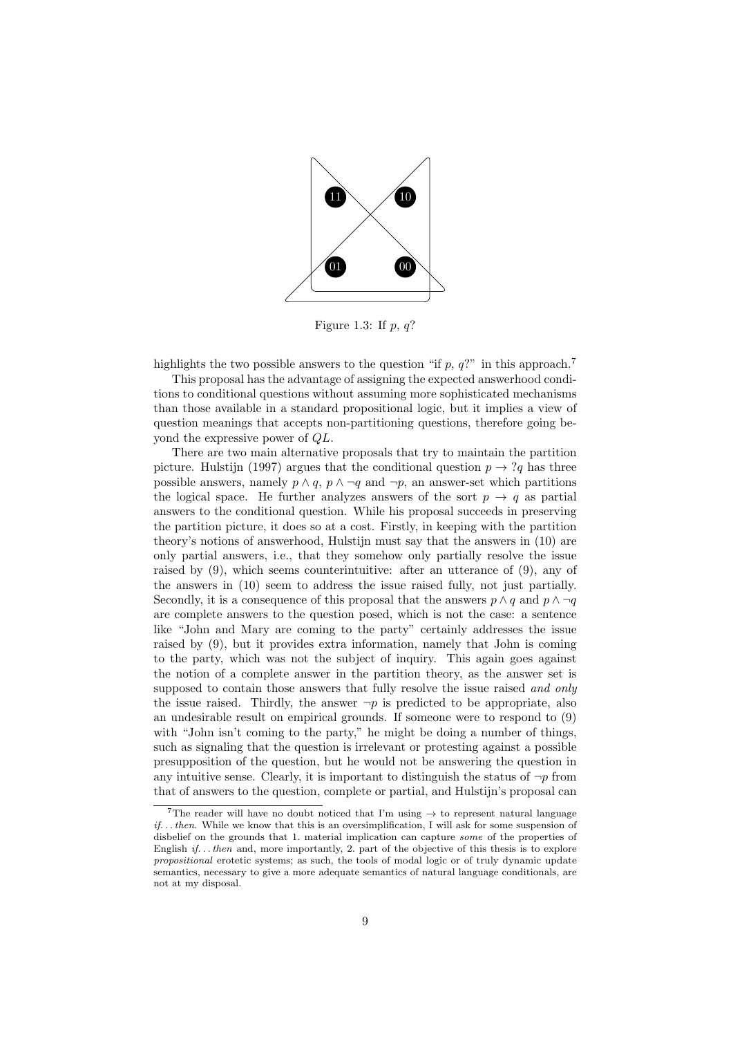Figure 1.3: If $p$, $q$?

highlights the two possible answers to the question "if $p$, $q$?" in this approach.[7]

This proposal has the advantage of assigning the expected answerhood conditions to conditional questions without assuming more sophisticated mechanisms than those available in a standard propositional logic, but it implies a view of question meanings that accepts non-partitioning questions, therefore going beyond the expressive power of $QL$.

There are two main alternative proposals that try to maintain the partition picture. Hulstijn (1997) argues that the conditional question $p \rightarrow ?q$ has three possible answers, namely $p \wedge q$, $p \wedge \neg q$ and $\neg p$, an answer-set which partitions the logical space. He further analyzes answers of the sort $p \rightarrow q$ as partial answers to the conditional question. While his proposal succeeds in preserving the partition picture, it does so at a cost. Firstly, in keeping with the partition theory's notions of answerhood, Hulstijn must say that the answers in (10) are only partial answers, i.e., that they somehow only partially resolve the issue raised by (9), which seems counterintuitive: after an utterance of (9), any of the answers in (10) seem to address the issue raised fully, not just partially. Secondly, it is a consequence of this proposal that the answers $p \wedge q$ and $p \wedge \neg q$ are complete answers to the question posed, which is not the case: a sentence like "John and Mary are coming to the party" certainly addresses the issue raised by (9), but it provides extra information, namely that John is coming to the party, which was not the subject of inquiry. This again goes against the notion of a complete answer in the partition theory, as the answer set is supposed to contain those answers that fully resolve the issue raised *and only* the issue raised. Thirdly, the answer $\neg p$ is predicted to be appropriate, also an undesirable result on empirical grounds. If someone were to respond to (9) with "John isn't coming to the party," he might be doing a number of things, such as signaling that the question is irrelevant or protesting against a possible presupposition of the question, but he would not be answering the question in any intuitive sense. Clearly, it is important to distinguish the status of $\neg p$ from that of answers to the question, complete or partial, and Hulstijn's proposal can

[7] The reader will have no doubt noticed that I'm using $\rightarrow$ to represent natural language *if...then*. While we know that this is an oversimplification, I will ask for some suspension of disbelief on the grounds that 1. material implication can capture *some* of the properties of English *if...then* and, more importantly, 2. part of the objective of this thesis is to explore *propositional* erotetic systems; as such, the tools of modal logic or of truly dynamic update semantics, necessary to give a more adequate semantics of natural language conditionals, are not at my disposal.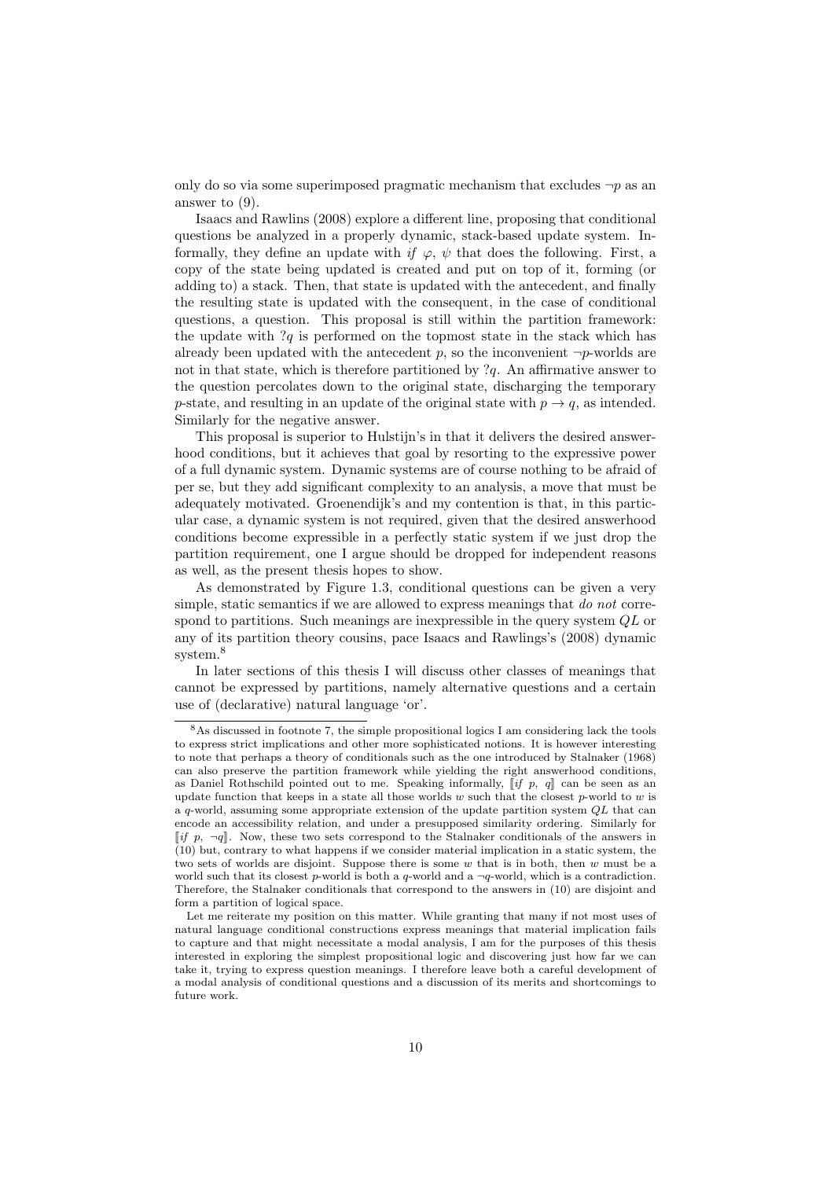only do so via some superimposed pragmatic mechanism that excludes $\neg p$ as an answer to (9).

Isaacs and Rawlins (2008) explore a different line, proposing that conditional questions be analyzed in a properly dynamic, stack-based update system. Informally, they define an update with *if* $\varphi$, $\psi$ that does the following. First, a copy of the state being updated is created and put on top of it, forming (or adding to) a stack. Then, that state is updated with the antecedent, and finally the resulting state is updated with the consequent, in the case of conditional questions, a question. This proposal is still within the partition framework: the update with $?q$ is performed on the topmost state in the stack which has already been updated with the antecedent $p$, so the inconvenient $\neg p$-worlds are not in that state, which is therefore partitioned by $?q$. An affirmative answer to the question percolates down to the original state, discharging the temporary $p$-state, and resulting in an update of the original state with $p \to q$, as intended. Similarly for the negative answer.

This proposal is superior to Hulstijn's in that it delivers the desired answerhood conditions, but it achieves that goal by resorting to the expressive power of a full dynamic system. Dynamic systems are of course nothing to be afraid of per se, but they add significant complexity to an analysis, a move that must be adequately motivated. Groenendijk's and my contention is that, in this particular case, a dynamic system is not required, given that the desired answerhood conditions become expressible in a perfectly static system if we just drop the partition requirement, one I argue should be dropped for independent reasons as well, as the present thesis hopes to show.

As demonstrated by Figure 1.3, conditional questions can be given a very simple, static semantics if we are allowed to express meanings that *do not* correspond to partitions. Such meanings are inexpressible in the query system $QL$ or any of its partition theory cousins, pace Isaacs and Rawlings's (2008) dynamic system.[8]

In later sections of this thesis I will discuss other classes of meanings that cannot be expressed by partitions, namely alternative questions and a certain use of (declarative) natural language 'or'.

---

[8]As discussed in footnote 7, the simple propositional logics I am considering lack the tools to express strict implications and other more sophisticated notions. It is however interesting to note that perhaps a theory of conditionals such as the one introduced by Stalnaker (1968) can also preserve the partition framework while yielding the right answerhood conditions, as Daniel Rothschild pointed out to me. Speaking informally, $[\![\textit{if } p,\ q]\!]$ can be seen as an update function that keeps in a state all those worlds $w$ such that the closest $p$-world to $w$ is a $q$-world, assuming some appropriate extension of the update partition system $QL$ that can encode an accessibility relation, and under a presupposed similarity ordering. Similarly for $[\![\textit{if } p,\ \neg q]\!]$. Now, these two sets correspond to the Stalnaker conditionals of the answers in (10) but, contrary to what happens if we consider material implication in a static system, the two sets of worlds are disjoint. Suppose there is some $w$ that is in both, then $w$ must be a world such that its closest $p$-world is both a $q$-world and a $\neg q$-world, which is a contradiction. Therefore, the Stalnaker conditionals that correspond to the answers in (10) are disjoint and form a partition of logical space.

Let me reiterate my position on this matter. While granting that many if not most uses of natural language conditional constructions express meanings that material implication fails to capture and that might necessitate a modal analysis, I am for the purposes of this thesis interested in exploring the simplest propositional logic and discovering just how far we can take it, trying to express question meanings. I therefore leave both a careful development of a modal analysis of conditional questions and a discussion of its merits and shortcomings to future work.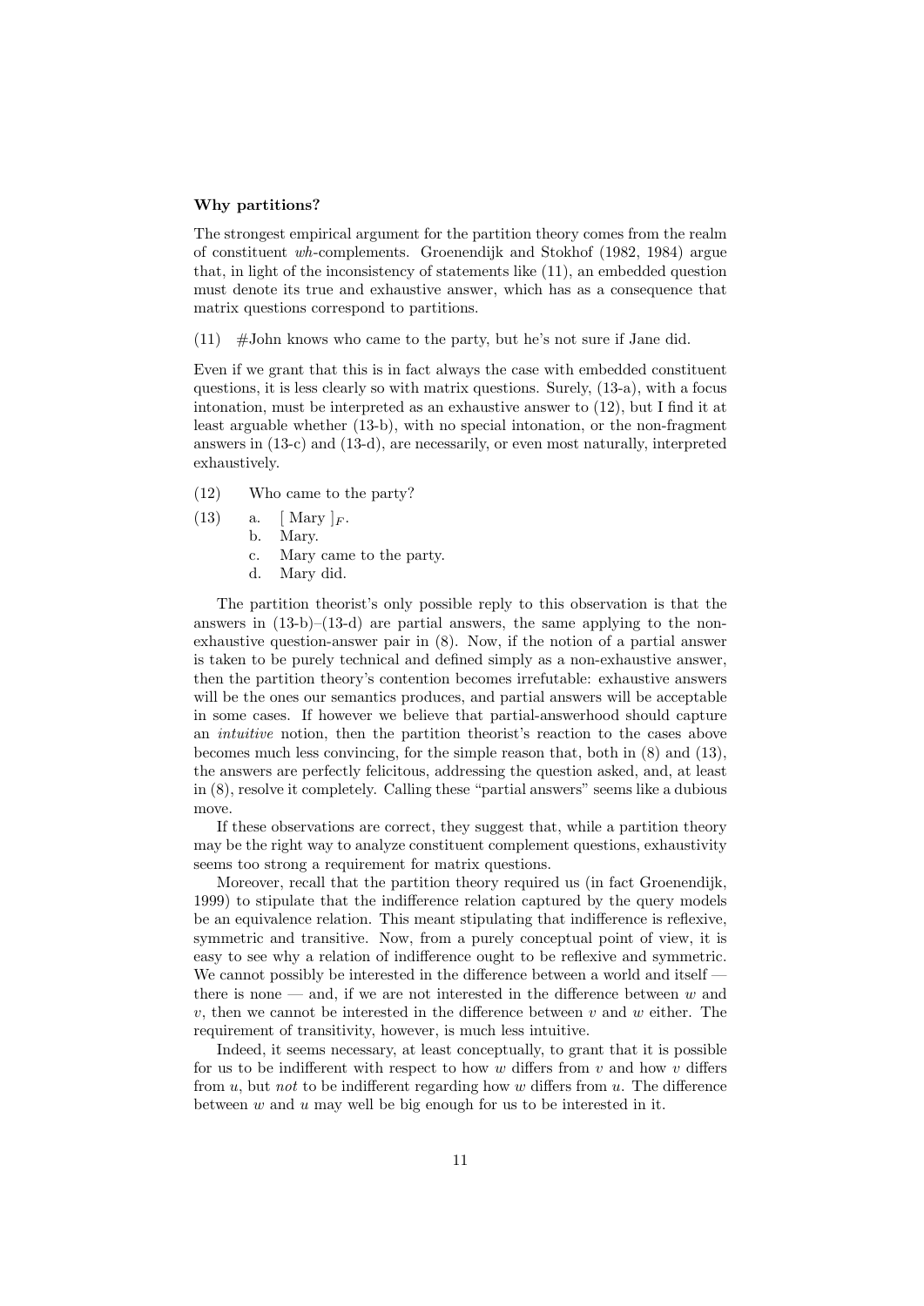**Why partitions?**

The strongest empirical argument for the partition theory comes from the realm of constituent *wh*-complements. Groenendijk and Stokhof (1982, 1984) argue that, in light of the inconsistency of statements like (11), an embedded question must denote its true and exhaustive answer, which has as a consequence that matrix questions correspond to partitions.

(11) #John knows who came to the party, but he's not sure if Jane did.

Even if we grant that this is in fact always the case with embedded constituent questions, it is less clearly so with matrix questions. Surely, (13-a), with a focus intonation, must be interpreted as an exhaustive answer to (12), but I find it at least arguable whether (13-b), with no special intonation, or the non-fragment answers in (13-c) and (13-d), are necessarily, or even most naturally, interpreted exhaustively.

(12) Who came to the party?

(13) a. [ Mary ]$_F$.
b. Mary.
c. Mary came to the party.
d. Mary did.

The partition theorist's only possible reply to this observation is that the answers in (13-b)–(13-d) are partial answers, the same applying to the non-exhaustive question-answer pair in (8). Now, if the notion of a partial answer is taken to be purely technical and defined simply as a non-exhaustive answer, then the partition theory's contention becomes irrefutable: exhaustive answers will be the ones our semantics produces, and partial answers will be acceptable in some cases. If however we believe that partial-answerhood should capture an *intuitive* notion, then the partition theorist's reaction to the cases above becomes much less convincing, for the simple reason that, both in (8) and (13), the answers are perfectly felicitous, addressing the question asked, and, at least in (8), resolve it completely. Calling these "partial answers" seems like a dubious move.

If these observations are correct, they suggest that, while a partition theory may be the right way to analyze constituent complement questions, exhaustivity seems too strong a requirement for matrix questions.

Moreover, recall that the partition theory required us (in fact Groenendijk, 1999) to stipulate that the indifference relation captured by the query models be an equivalence relation. This meant stipulating that indifference is reflexive, symmetric and transitive. Now, from a purely conceptual point of view, it is easy to see why a relation of indifference ought to be reflexive and symmetric. We cannot possibly be interested in the difference between a world and itself — there is none — and, if we are not interested in the difference between $w$ and $v$, then we cannot be interested in the difference between $v$ and $w$ either. The requirement of transitivity, however, is much less intuitive.

Indeed, it seems necessary, at least conceptually, to grant that it is possible for us to be indifferent with respect to how $w$ differs from $v$ and how $v$ differs from $u$, but *not* to be indifferent regarding how $w$ differs from $u$. The difference between $w$ and $u$ may well be big enough for us to be interested in it.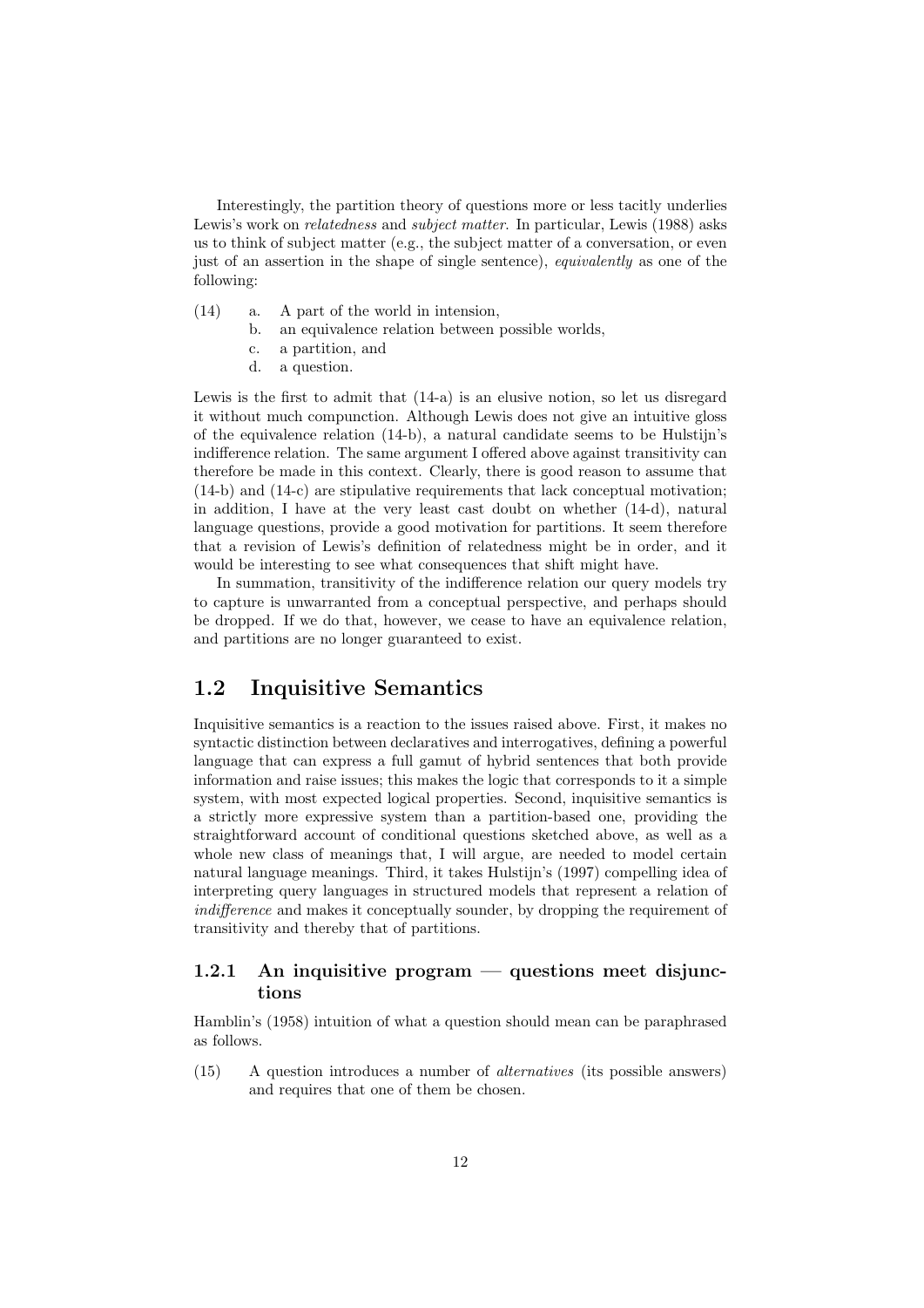Interestingly, the partition theory of questions more or less tacitly underlies Lewis's work on *relatedness* and *subject matter*. In particular, Lewis (1988) asks us to think of subject matter (e.g., the subject matter of a conversation, or even just of an assertion in the shape of single sentence), *equivalently* as one of the following:

(14)
   a. A part of the world in intension,
   b. an equivalence relation between possible worlds,
   c. a partition, and
   d. a question.

Lewis is the first to admit that (14-a) is an elusive notion, so let us disregard it without much compunction. Although Lewis does not give an intuitive gloss of the equivalence relation (14-b), a natural candidate seems to be Hulstijn's indifference relation. The same argument I offered above against transitivity can therefore be made in this context. Clearly, there is good reason to assume that (14-b) and (14-c) are stipulative requirements that lack conceptual motivation; in addition, I have at the very least cast doubt on whether (14-d), natural language questions, provide a good motivation for partitions. It seem therefore that a revision of Lewis's definition of relatedness might be in order, and it would be interesting to see what consequences that shift might have.

In summation, transitivity of the indifference relation our query models try to capture is unwarranted from a conceptual perspective, and perhaps should be dropped. If we do that, however, we cease to have an equivalence relation, and partitions are no longer guaranteed to exist.

## 1.2 Inquisitive Semantics

Inquisitive semantics is a reaction to the issues raised above. First, it makes no syntactic distinction between declaratives and interrogatives, defining a powerful language that can express a full gamut of hybrid sentences that both provide information and raise issues; this makes the logic that corresponds to it a simple system, with most expected logical properties. Second, inquisitive semantics is a strictly more expressive system than a partition-based one, providing the straightforward account of conditional questions sketched above, as well as a whole new class of meanings that, I will argue, are needed to model certain natural language meanings. Third, it takes Hulstijn's (1997) compelling idea of interpreting query languages in structured models that represent a relation of *indifference* and makes it conceptually sounder, by dropping the requirement of transitivity and thereby that of partitions.

### 1.2.1 An inquisitive program — questions meet disjunctions

Hamblin's (1958) intuition of what a question should mean can be paraphrased as follows.

(15) A question introduces a number of *alternatives* (its possible answers) and requires that one of them be chosen.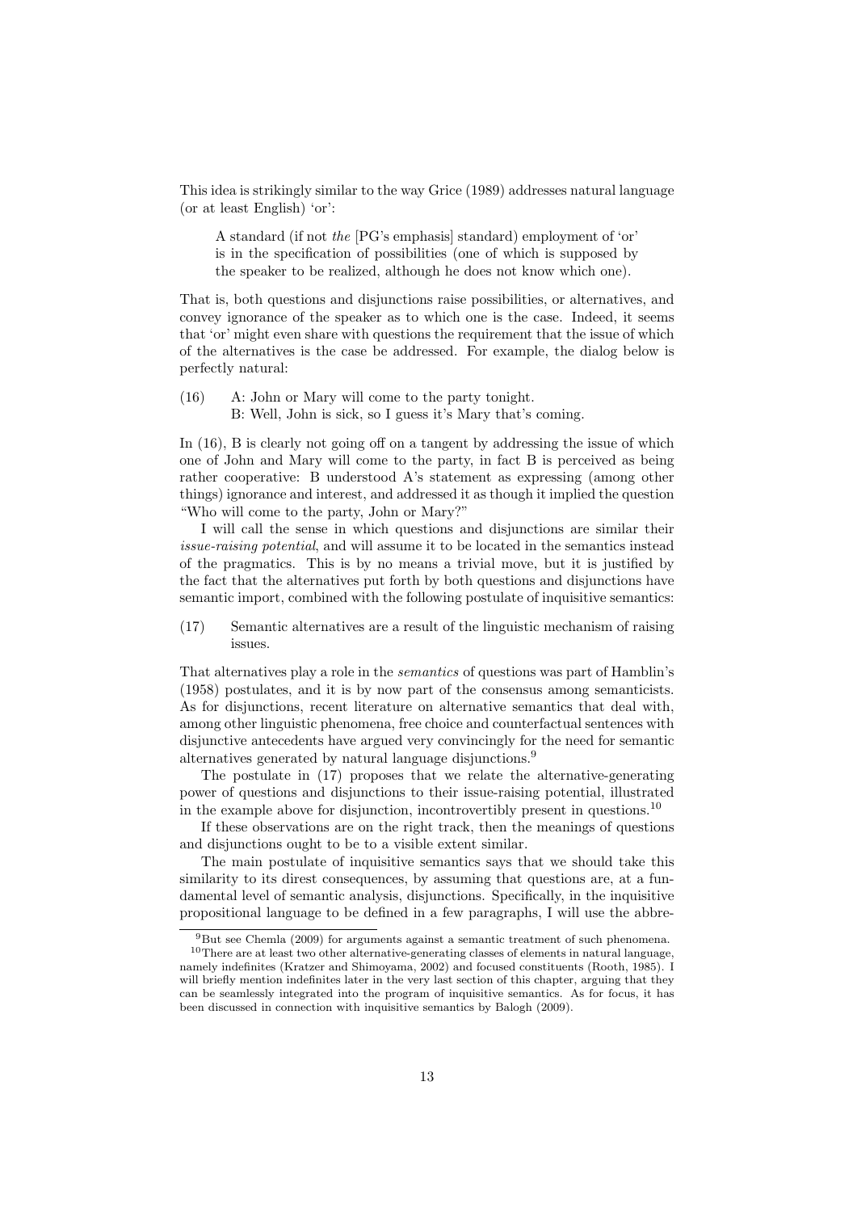This idea is strikingly similar to the way Grice (1989) addresses natural language (or at least English) 'or':

> A standard (if not *the* [PG's emphasis] standard) employment of 'or' is in the specification of possibilities (one of which is supposed by the speaker to be realized, although he does not know which one).

That is, both questions and disjunctions raise possibilities, or alternatives, and convey ignorance of the speaker as to which one is the case. Indeed, it seems that 'or' might even share with questions the requirement that the issue of which of the alternatives is the case be addressed. For example, the dialog below is perfectly natural:

(16) A: John or Mary will come to the party tonight.
B: Well, John is sick, so I guess it's Mary that's coming.

In (16), B is clearly not going off on a tangent by addressing the issue of which one of John and Mary will come to the party, in fact B is perceived as being rather cooperative: B understood A's statement as expressing (among other things) ignorance and interest, and addressed it as though it implied the question "Who will come to the party, John or Mary?"

I will call the sense in which questions and disjunctions are similar their *issue-raising potential*, and will assume it to be located in the semantics instead of the pragmatics. This is by no means a trivial move, but it is justified by the fact that the alternatives put forth by both questions and disjunctions have semantic import, combined with the following postulate of inquisitive semantics:

(17) Semantic alternatives are a result of the linguistic mechanism of raising issues.

That alternatives play a role in the *semantics* of questions was part of Hamblin's (1958) postulates, and it is by now part of the consensus among semanticists. As for disjunctions, recent literature on alternative semantics that deal with, among other linguistic phenomena, free choice and counterfactual sentences with disjunctive antecedents have argued very convincingly for the need for semantic alternatives generated by natural language disjunctions.[9]

The postulate in (17) proposes that we relate the alternative-generating power of questions and disjunctions to their issue-raising potential, illustrated in the example above for disjunction, incontrovertibly present in questions.[10]

If these observations are on the right track, then the meanings of questions and disjunctions ought to be to a visible extent similar.

The main postulate of inquisitive semantics says that we should take this similarity to its direst consequences, by assuming that questions are, at a fundamental level of semantic analysis, disjunctions. Specifically, in the inquisitive propositional language to be defined in a few paragraphs, I will use the abbre-

[9] But see Chemla (2009) for arguments against a semantic treatment of such phenomena.

[10] There are at least two other alternative-generating classes of elements in natural language, namely indefinites (Kratzer and Shimoyama, 2002) and focused constituents (Rooth, 1985). I will briefly mention indefinites later in the very last section of this chapter, arguing that they can be seamlessly integrated into the program of inquisitive semantics. As for focus, it has been discussed in connection with inquisitive semantics by Balogh (2009).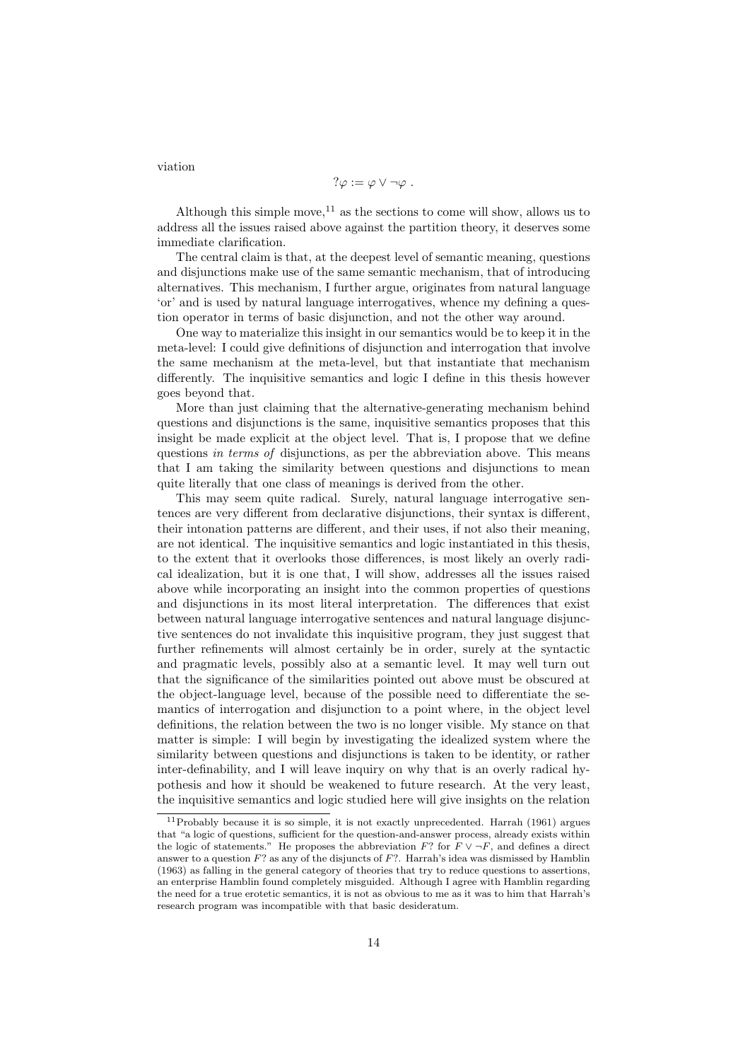viation

$$?\varphi := \varphi \vee \neg\varphi \ .$$

Although this simple move,[11] as the sections to come will show, allows us to address all the issues raised above against the partition theory, it deserves some immediate clarification.

The central claim is that, at the deepest level of semantic meaning, questions and disjunctions make use of the same semantic mechanism, that of introducing alternatives. This mechanism, I further argue, originates from natural language 'or' and is used by natural language interrogatives, whence my defining a question operator in terms of basic disjunction, and not the other way around.

One way to materialize this insight in our semantics would be to keep it in the meta-level: I could give definitions of disjunction and interrogation that involve the same mechanism at the meta-level, but that instantiate that mechanism differently. The inquisitive semantics and logic I define in this thesis however goes beyond that.

More than just claiming that the alternative-generating mechanism behind questions and disjunctions is the same, inquisitive semantics proposes that this insight be made explicit at the object level. That is, I propose that we define questions *in terms of* disjunctions, as per the abbreviation above. This means that I am taking the similarity between questions and disjunctions to mean quite literally that one class of meanings is derived from the other.

This may seem quite radical. Surely, natural language interrogative sentences are very different from declarative disjunctions, their syntax is different, their intonation patterns are different, and their uses, if not also their meaning, are not identical. The inquisitive semantics and logic instantiated in this thesis, to the extent that it overlooks those differences, is most likely an overly radical idealization, but it is one that, I will show, addresses all the issues raised above while incorporating an insight into the common properties of questions and disjunctions in its most literal interpretation. The differences that exist between natural language interrogative sentences and natural language disjunctive sentences do not invalidate this inquisitive program, they just suggest that further refinements will almost certainly be in order, surely at the syntactic and pragmatic levels, possibly also at a semantic level. It may well turn out that the significance of the similarities pointed out above must be obscured at the object-language level, because of the possible need to differentiate the semantics of interrogation and disjunction to a point where, in the object level definitions, the relation between the two is no longer visible. My stance on that matter is simple: I will begin by investigating the idealized system where the similarity between questions and disjunctions is taken to be identity, or rather inter-definability, and I will leave inquiry on why that is an overly radical hypothesis and how it should be weakened to future research. At the very least, the inquisitive semantics and logic studied here will give insights on the relation

[11] Probably because it is so simple, it is not exactly unprecedented. Harrah (1961) argues that "a logic of questions, sufficient for the question-and-answer process, already exists within the logic of statements." He proposes the abbreviation $F?$ for $F \vee \neg F$, and defines a direct answer to a question $F?$ as any of the disjuncts of $F?$. Harrah's idea was dismissed by Hamblin (1963) as falling in the general category of theories that try to reduce questions to assertions, an enterprise Hamblin found completely misguided. Although I agree with Hamblin regarding the need for a true erotetic semantics, it is not as obvious to me as it was to him that Harrah's research program was incompatible with that basic desideratum.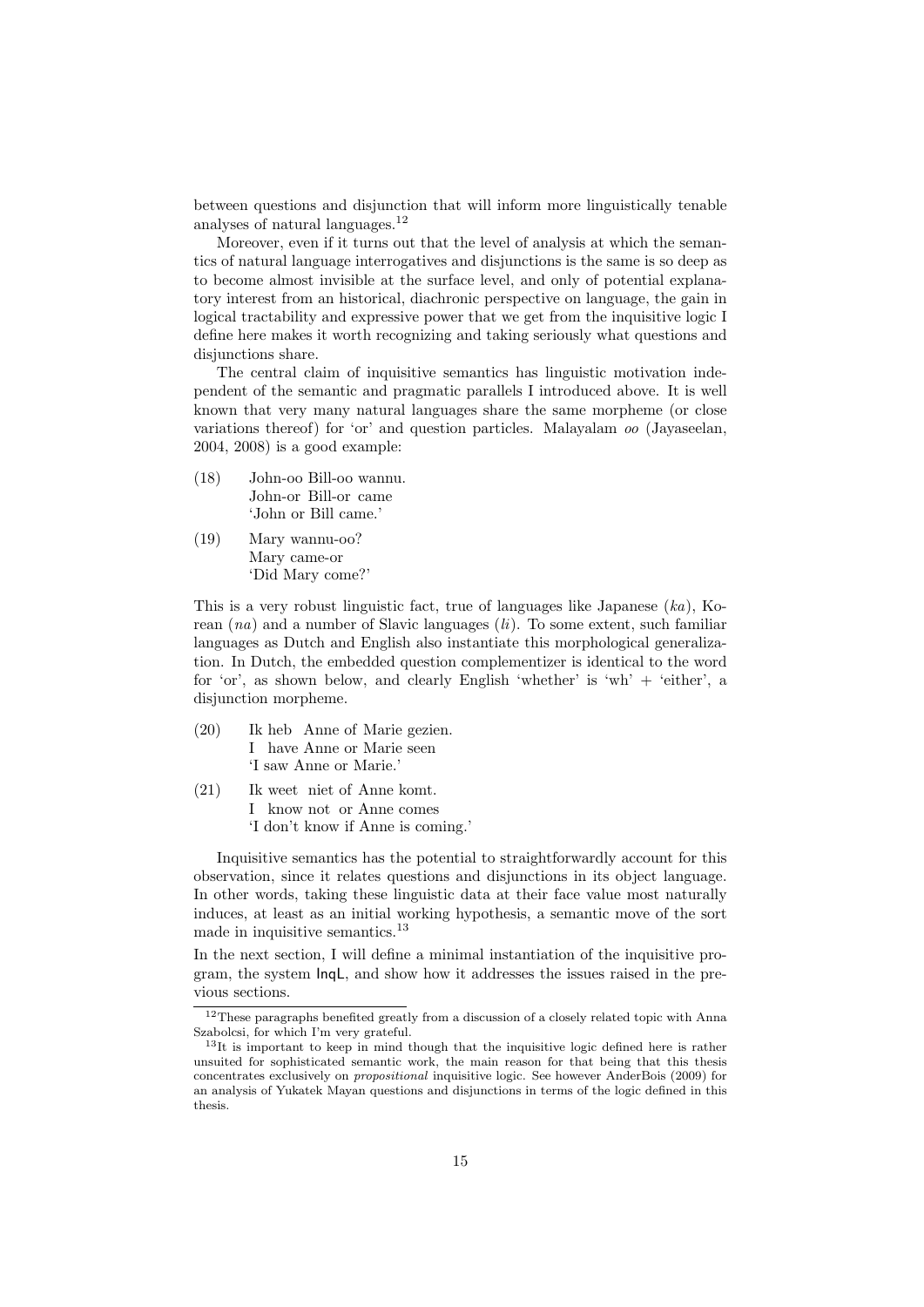between questions and disjunction that will inform more linguistically tenable analyses of natural languages.[12]

Moreover, even if it turns out that the level of analysis at which the semantics of natural language interrogatives and disjunctions is the same is so deep as to become almost invisible at the surface level, and only of potential explanatory interest from an historical, diachronic perspective on language, the gain in logical tractability and expressive power that we get from the inquisitive logic I define here makes it worth recognizing and taking seriously what questions and disjunctions share.

The central claim of inquisitive semantics has linguistic motivation independent of the semantic and pragmatic parallels I introduced above. It is well known that very many natural languages share the same morpheme (or close variations thereof) for 'or' and question particles. Malayalam *oo* (Jayaseelan, 2004, 2008) is a good example:

(18) John-oo Bill-oo wannu.
     John-or Bill-or came
     'John or Bill came.'

(19) Mary wannu-oo?
     Mary came-or
     'Did Mary come?'

This is a very robust linguistic fact, true of languages like Japanese (*ka*), Korean (*na*) and a number of Slavic languages (*li*). To some extent, such familiar languages as Dutch and English also instantiate this morphological generalization. In Dutch, the embedded question complementizer is identical to the word for 'or', as shown below, and clearly English 'whether' is 'wh' + 'either', a disjunction morpheme.

(20) Ik heb Anne of Marie gezien.
     I have Anne or Marie seen
     'I saw Anne or Marie.'

(21) Ik weet niet of Anne komt.
     I know not or Anne comes
     'I don't know if Anne is coming.'

Inquisitive semantics has the potential to straightforwardly account for this observation, since it relates questions and disjunctions in its object language. In other words, taking these linguistic data at their face value most naturally induces, at least as an initial working hypothesis, a semantic move of the sort made in inquisitive semantics.[13]

In the next section, I will define a minimal instantiation of the inquisitive program, the system InqL, and show how it addresses the issues raised in the previous sections.

[12] These paragraphs benefited greatly from a discussion of a closely related topic with Anna Szabolcsi, for which I'm very grateful.

[13] It is important to keep in mind though that the inquisitive logic defined here is rather unsuited for sophisticated semantic work, the main reason for that being that this thesis concentrates exclusively on *propositional* inquisitive logic. See however AnderBois (2009) for an analysis of Yukatek Mayan questions and disjunctions in terms of the logic defined in this thesis.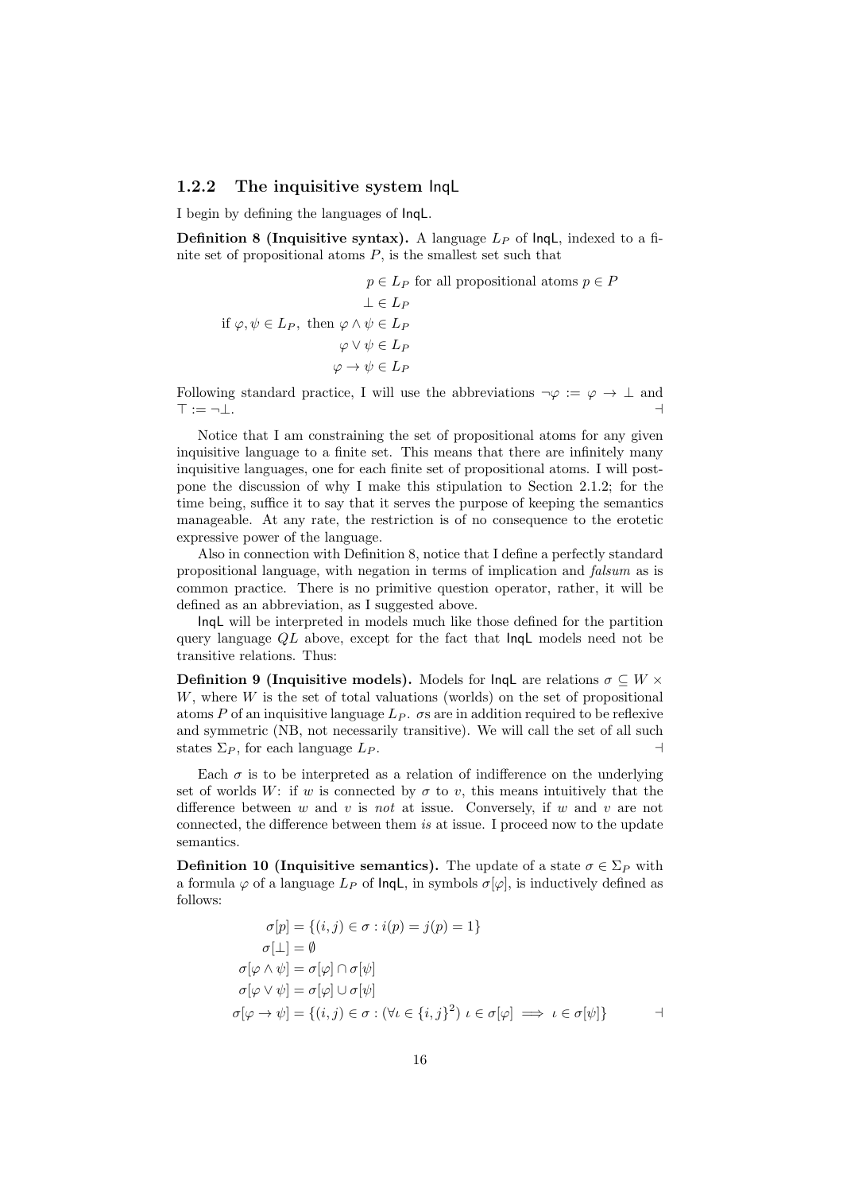### 1.2.2 The inquisitive system InqL

I begin by defining the languages of InqL.

**Definition 8 (Inquisitive syntax).** A language $L_P$ of InqL, indexed to a finite set of propositional atoms $P$, is the smallest set such that

$$
\begin{aligned}
& p \in L_P \text{ for all propositional atoms } p \in P \\
& \bot \in L_P \\
\text{if } \varphi, \psi \in L_P, \text{ then } & \varphi \wedge \psi \in L_P \\
& \varphi \vee \psi \in L_P \\
& \varphi \rightarrow \psi \in L_P
\end{aligned}
$$

Following standard practice, I will use the abbreviations $\neg\varphi := \varphi \rightarrow \bot$ and $\top := \neg\bot$. ⊣

Notice that I am constraining the set of propositional atoms for any given inquisitive language to a finite set. This means that there are infinitely many inquisitive languages, one for each finite set of propositional atoms. I will postpone the discussion of why I make this stipulation to Section 2.1.2; for the time being, suffice it to say that it serves the purpose of keeping the semantics manageable. At any rate, the restriction is of no consequence to the erotetic expressive power of the language.

Also in connection with Definition 8, notice that I define a perfectly standard propositional language, with negation in terms of implication and *falsum* as is common practice. There is no primitive question operator, rather, it will be defined as an abbreviation, as I suggested above.

InqL will be interpreted in models much like those defined for the partition query language $QL$ above, except for the fact that InqL models need not be transitive relations. Thus:

**Definition 9 (Inquisitive models).** Models for InqL are relations $\sigma \subseteq W \times W$, where $W$ is the set of total valuations (worlds) on the set of propositional atoms $P$ of an inquisitive language $L_P$. $\sigma$s are in addition required to be reflexive and symmetric (NB, not necessarily transitive). We will call the set of all such states $\Sigma_P$, for each language $L_P$. ⊣

Each $\sigma$ is to be interpreted as a relation of indifference on the underlying set of worlds $W$: if $w$ is connected by $\sigma$ to $v$, this means intuitively that the difference between $w$ and $v$ is *not* at issue. Conversely, if $w$ and $v$ are not connected, the difference between them *is* at issue. I proceed now to the update semantics.

**Definition 10 (Inquisitive semantics).** The update of a state $\sigma \in \Sigma_P$ with a formula $\varphi$ of a language $L_P$ of InqL, in symbols $\sigma[\varphi]$, is inductively defined as follows:

$$
\begin{aligned}
\sigma[p] &= \{(i,j) \in \sigma : i(p) = j(p) = 1\} \\
\sigma[\bot] &= \emptyset \\
\sigma[\varphi \wedge \psi] &= \sigma[\varphi] \cap \sigma[\psi] \\
\sigma[\varphi \vee \psi] &= \sigma[\varphi] \cup \sigma[\psi] \\
\sigma[\varphi \rightarrow \psi] &= \{(i,j) \in \sigma : (\forall \iota \in \{i,j\}^2)\ \iota \in \sigma[\varphi] \implies \iota \in \sigma[\psi]\}
\end{aligned}
$$

⊣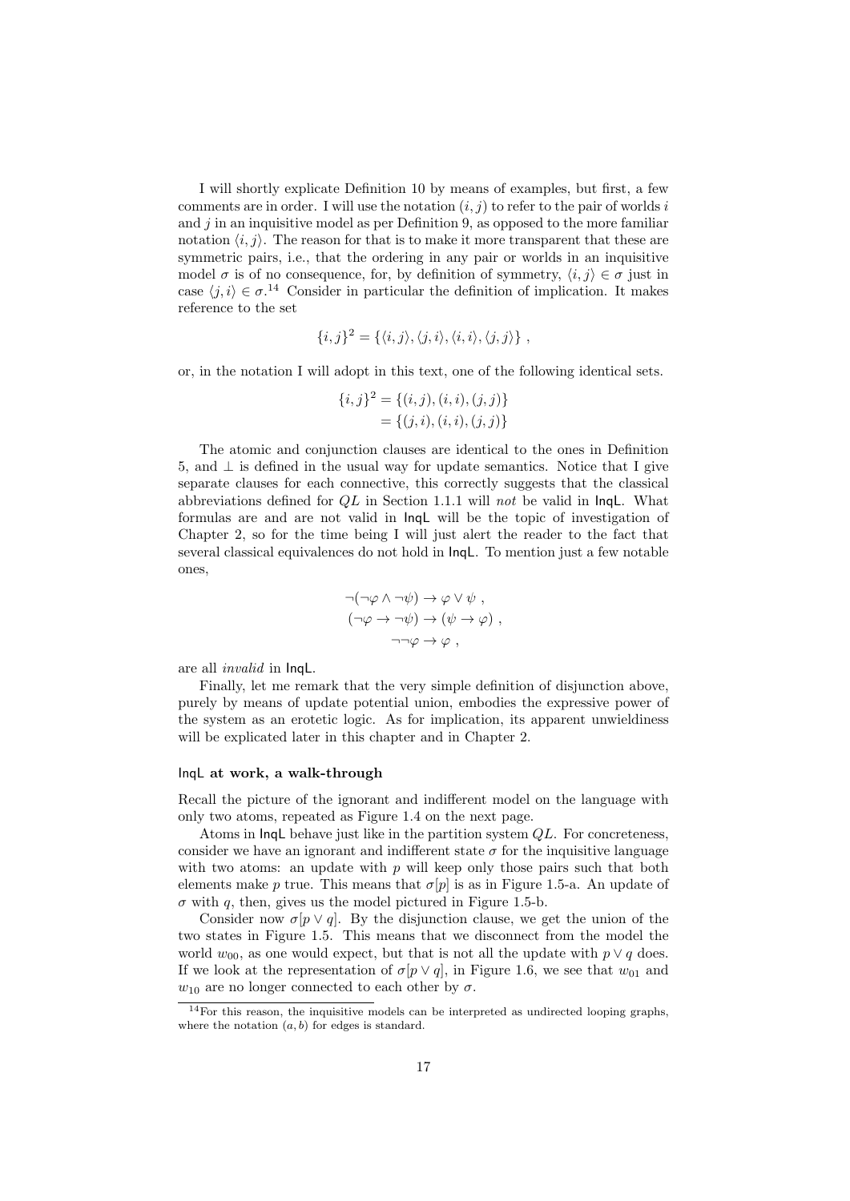I will shortly explicate Definition 10 by means of examples, but first, a few comments are in order. I will use the notation $(i, j)$ to refer to the pair of worlds $i$ and $j$ in an inquisitive model as per Definition 9, as opposed to the more familiar notation $\langle i, j \rangle$. The reason for that is to make it more transparent that these are symmetric pairs, i.e., that the ordering in any pair or worlds in an inquisitive model $\sigma$ is of no consequence, for, by definition of symmetry, $\langle i, j \rangle \in \sigma$ just in case $\langle j, i \rangle \in \sigma$.[14] Consider in particular the definition of implication. It makes reference to the set

$$\{i, j\}^2 = \{\langle i, j \rangle, \langle j, i \rangle, \langle i, i \rangle, \langle j, j \rangle\} ,$$

or, in the notation I will adopt in this text, one of the following identical sets.

$$\begin{aligned} \{i, j\}^2 &= \{(i, j), (i, i), (j, j)\} \\ &= \{(j, i), (i, i), (j, j)\} \end{aligned}$$

The atomic and conjunction clauses are identical to the ones in Definition 5, and $\bot$ is defined in the usual way for update semantics. Notice that I give separate clauses for each connective, this correctly suggests that the classical abbreviations defined for $QL$ in Section 1.1.1 will *not* be valid in InqL. What formulas are and are not valid in InqL will be the topic of investigation of Chapter 2, so for the time being I will just alert the reader to the fact that several classical equivalences do not hold in InqL. To mention just a few notable ones,

$$\begin{gathered} \neg(\neg\varphi \wedge \neg\psi) \to \varphi \vee \psi \ , \\ (\neg\varphi \to \neg\psi) \to (\psi \to \varphi) \ , \\ \neg\neg\varphi \to \varphi \ , \end{gathered}$$

are all *invalid* in InqL.

Finally, let me remark that the very simple definition of disjunction above, purely by means of update potential union, embodies the expressive power of the system as an erotetic logic. As for implication, its apparent unwieldiness will be explicated later in this chapter and in Chapter 2.

#### InqL at work, a walk-through

Recall the picture of the ignorant and indifferent model on the language with only two atoms, repeated as Figure 1.4 on the next page.

Atoms in InqL behave just like in the partition system $QL$. For concreteness, consider we have an ignorant and indifferent state $\sigma$ for the inquisitive language with two atoms: an update with $p$ will keep only those pairs such that both elements make $p$ true. This means that $\sigma[p]$ is as in Figure 1.5-a. An update of $\sigma$ with $q$, then, gives us the model pictured in Figure 1.5-b.

Consider now $\sigma[p \vee q]$. By the disjunction clause, we get the union of the two states in Figure 1.5. This means that we disconnect from the model the world $w_{00}$, as one would expect, but that is not all the update with $p \vee q$ does. If we look at the representation of $\sigma[p \vee q]$, in Figure 1.6, we see that $w_{01}$ and $w_{10}$ are no longer connected to each other by $\sigma$.

[14] For this reason, the inquisitive models can be interpreted as undirected looping graphs, where the notation $(a, b)$ for edges is standard.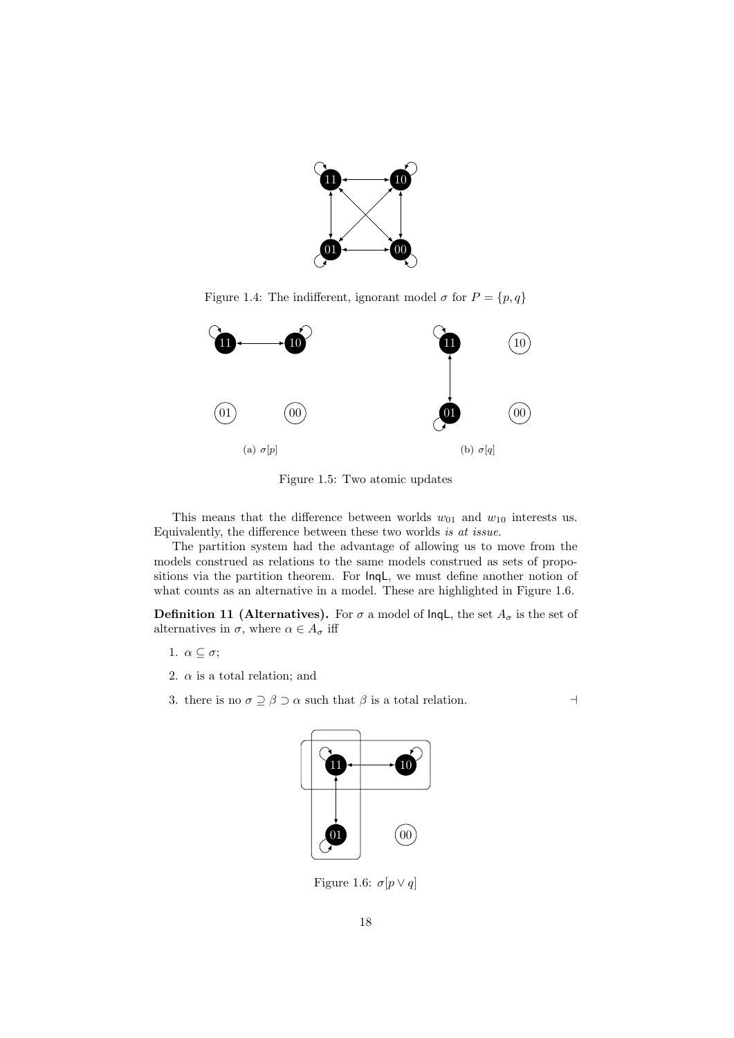11 10

01 00

Figure 1.4: The indifferent, ignorant model $\sigma$ for $P = \{p, q\}$

11 10

01 00

(a) $\sigma[p]$

11 10

01 00

(b) $\sigma[q]$

Figure 1.5: Two atomic updates

This means that the difference between worlds $w_{01}$ and $w_{10}$ interests us. Equivalently, the difference between these two worlds *is at issue*.

The partition system had the advantage of allowing us to move from the models construed as relations to the same models construed as sets of propositions via the partition theorem. For InqL, we must define another notion of what counts as an alternative in a model. These are highlighted in Figure 1.6.

**Definition 11 (Alternatives).** For $\sigma$ a model of InqL, the set $A_\sigma$ is the set of alternatives in $\sigma$, where $\alpha \in A_\sigma$ iff

1. $\alpha \subseteq \sigma$;
2. $\alpha$ is a total relation; and
3. there is no $\sigma \supseteq \beta \supset \alpha$ such that $\beta$ is a total relation. $\dashv$

11 10

01 00

Figure 1.6: $\sigma[p \vee q]$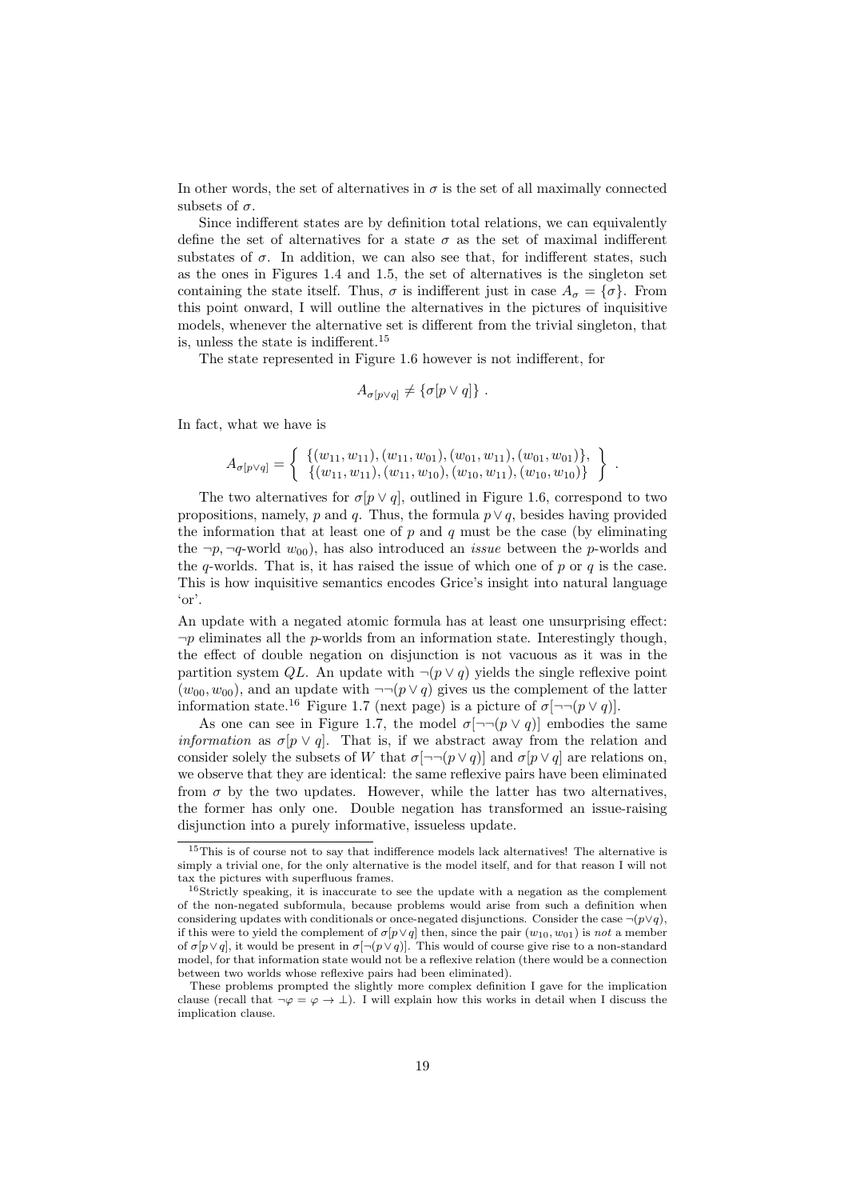In other words, the set of alternatives in $\sigma$ is the set of all maximally connected subsets of $\sigma$.

Since indifferent states are by definition total relations, we can equivalently define the set of alternatives for a state $\sigma$ as the set of maximal indifferent substates of $\sigma$. In addition, we can also see that, for indifferent states, such as the ones in Figures 1.4 and 1.5, the set of alternatives is the singleton set containing the state itself. Thus, $\sigma$ is indifferent just in case $A_\sigma = \{\sigma\}$. From this point onward, I will outline the alternatives in the pictures of inquisitive models, whenever the alternative set is different from the trivial singleton, that is, unless the state is indifferent.[15]

The state represented in Figure 1.6 however is not indifferent, for

$$A_{\sigma[p \vee q]} \neq \{\sigma[p \vee q]\} \, .$$

In fact, what we have is

$$A_{\sigma[p\vee q]} = \left\{ \begin{array}{l} \{(w_{11}, w_{11}), (w_{11}, w_{01}), (w_{01}, w_{11}), (w_{01}, w_{01})\}, \\ \{(w_{11}, w_{11}), (w_{11}, w_{10}), (w_{10}, w_{11}), (w_{10}, w_{10})\} \end{array} \right\} \, .$$

The two alternatives for $\sigma[p \vee q]$, outlined in Figure 1.6, correspond to two propositions, namely, $p$ and $q$. Thus, the formula $p \vee q$, besides having provided the information that at least one of $p$ and $q$ must be the case (by eliminating the $\neg p, \neg q$-world $w_{00}$), has also introduced an *issue* between the $p$-worlds and the $q$-worlds. That is, it has raised the issue of which one of $p$ or $q$ is the case. This is how inquisitive semantics encodes Grice's insight into natural language 'or'.

An update with a negated atomic formula has at least one unsurprising effect: $\neg p$ eliminates all the $p$-worlds from an information state. Interestingly though, the effect of double negation on disjunction is not vacuous as it was in the partition system $QL$. An update with $\neg(p \vee q)$ yields the single reflexive point $(w_{00}, w_{00})$, and an update with $\neg\neg(p \vee q)$ gives us the complement of the latter information state.[16] Figure 1.7 (next page) is a picture of $\sigma[\neg\neg(p \vee q)]$.

As one can see in Figure 1.7, the model $\sigma[\neg\neg(p \vee q)]$ embodies the same *information* as $\sigma[p \vee q]$. That is, if we abstract away from the relation and consider solely the subsets of $W$ that $\sigma[\neg\neg(p \vee q)]$ and $\sigma[p \vee q]$ are relations on, we observe that they are identical: the same reflexive pairs have been eliminated from $\sigma$ by the two updates. However, while the latter has two alternatives, the former has only one. Double negation has transformed an issue-raising disjunction into a purely informative, issueless update.

[15] This is of course not to say that indifference models lack alternatives! The alternative is simply a trivial one, for the only alternative is the model itself, and for that reason I will not tax the pictures with superfluous frames.

[16] Strictly speaking, it is inaccurate to see the update with a negation as the complement of the non-negated subformula, because problems would arise from such a definition when considering updates with conditionals or once-negated disjunctions. Consider the case $\neg(p \vee q)$, if this were to yield the complement of $\sigma[p \vee q]$ then, since the pair $(w_{10}, w_{01})$ is *not* a member of $\sigma[p \vee q]$, it would be present in $\sigma[\neg(p \vee q)]$. This would of course give rise to a non-standard model, for that information state would not be a reflexive relation (there would be a connection between two worlds whose reflexive pairs had been eliminated).

These problems prompted the slightly more complex definition I gave for the implication clause (recall that $\neg\varphi = \varphi \to \bot$). I will explain how this works in detail when I discuss the implication clause.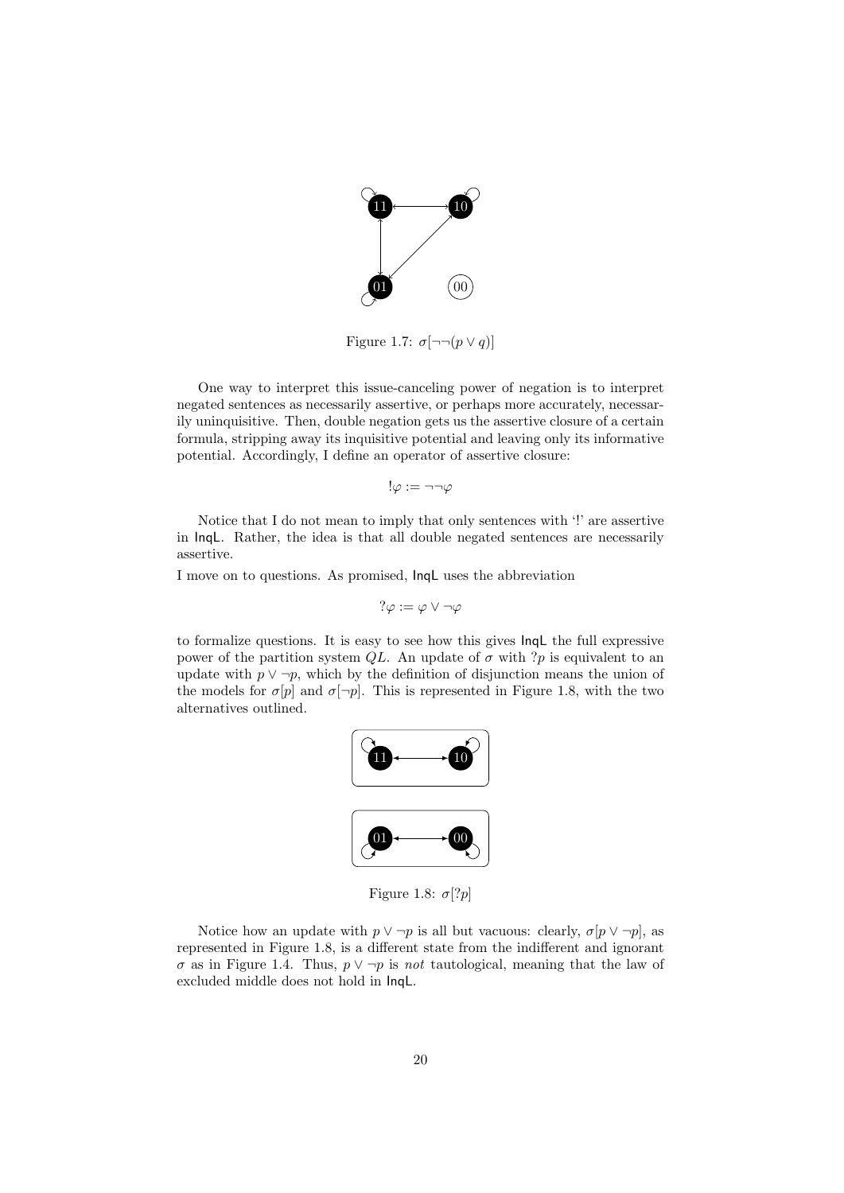Figure 1.7: $\sigma[\neg\neg(p \vee q)]$

One way to interpret this issue-canceling power of negation is to interpret negated sentences as necessarily assertive, or perhaps more accurately, necessarily uninquisitive. Then, double negation gets us the assertive closure of a certain formula, stripping away its inquisitive potential and leaving only its informative potential. Accordingly, I define an operator of assertive closure:

$$!\varphi := \neg\neg\varphi$$

Notice that I do not mean to imply that only sentences with '!' are assertive in InqL. Rather, the idea is that all double negated sentences are necessarily assertive.

I move on to questions. As promised, InqL uses the abbreviation

$$?\varphi := \varphi \vee \neg\varphi$$

to formalize questions. It is easy to see how this gives InqL the full expressive power of the partition system $QL$. An update of $\sigma$ with $?p$ is equivalent to an update with $p \vee \neg p$, which by the definition of disjunction means the union of the models for $\sigma[p]$ and $\sigma[\neg p]$. This is represented in Figure 1.8, with the two alternatives outlined.

Figure 1.8: $\sigma[?p]$

Notice how an update with $p \vee \neg p$ is all but vacuous: clearly, $\sigma[p \vee \neg p]$, as represented in Figure 1.8, is a different state from the indifferent and ignorant $\sigma$ as in Figure 1.4. Thus, $p \vee \neg p$ is *not* tautological, meaning that the law of excluded middle does not hold in InqL.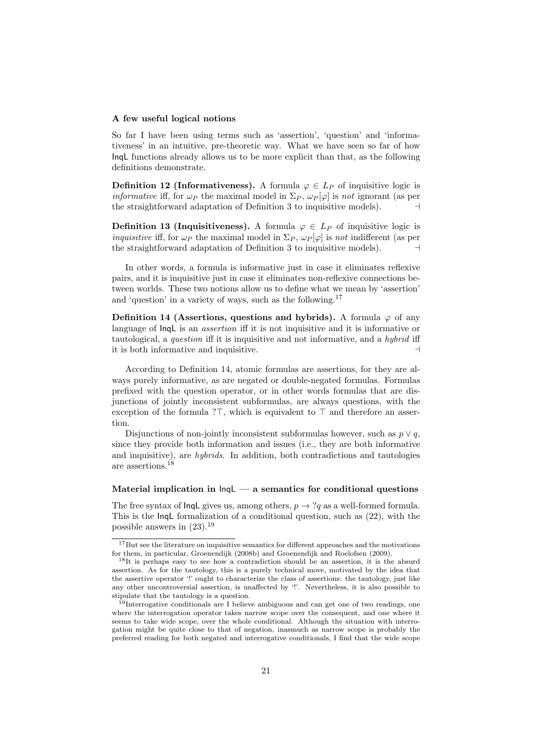### A few useful logical notions

So far I have been using terms such as 'assertion', 'question' and 'informativeness' in an intuitive, pre-theoretic way. What we have seen so far of how InqL functions already allows us to be more explicit than that, as the following definitions demonstrate.

**Definition 12 (Informativeness).** A formula $\varphi \in L_P$ of inquisitive logic is *informative* iff, for $\omega_P$ the maximal model in $\Sigma_P$, $\omega_P[\varphi]$ is *not* ignorant (as per the straightforward adaptation of Definition 3 to inquisitive models). ⊣

**Definition 13 (Inquisitiveness).** A formula $\varphi \in L_P$ of inquisitive logic is *inquisitive* iff, for $\omega_P$ the maximal model in $\Sigma_P$, $\omega_P[\varphi]$ is *not* indifferent (as per the straightforward adaptation of Definition 3 to inquisitive models). ⊣

In other words, a formula is informative just in case it eliminates reflexive pairs, and it is inquisitive just in case it eliminates non-reflexive connections between worlds. These two notions allow us to define what we mean by 'assertion' and 'question' in a variety of ways, such as the following.[17]

**Definition 14 (Assertions, questions and hybrids).** A formula $\varphi$ of any language of InqL is an *assertion* iff it is not inquisitive and it is informative or tautological, a *question* iff it is inquisitive and not informative, and a *hybrid* iff it is both informative and inquisitive. ⊣

According to Definition 14, atomic formulas are assertions, for they are always purely informative, as are negated or double-negated formulas. Formulas prefixed with the question operator, or in other words formulas that are disjunctions of jointly inconsistent subformulas, are always questions, with the exception of the formula $?\top$, which is equivalent to $\top$ and therefore an assertion.

Disjunctions of non-jointly inconsistent subformulas however, such as $p \vee q$, since they provide both information and issues (i.e., they are both informative and inquisitive), are *hybrids*. In addition, both contradictions and tautologies are assertions.[18]

### Material implication in InqL — a semantics for conditional questions

The free syntax of InqL gives us, among others, $p \to ?q$ as a well-formed formula. This is the InqL formalization of a conditional question, such as (22), with the possible answers in (23).[19]

---

[17] But see the literature on inquisitive semantics for different approaches and the motivations for them, in particular, Groenendijk (2008b) and Groenendijk and Roelofsen (2009).

[18] It is perhaps easy to see how a contradiction should be an assertion, it is the absurd assertion. As for the tautology, this is a purely technical move, motivated by the idea that the assertive operator '!' ought to characterize the class of assertions: the tautology, just like any other uncontroversial assertion, is unaffected by '!'. Nevertheless, it is also possible to stipulate that the tautology is a question.

[19] Interrogative conditionals are I believe ambiguous and can get one of two readings, one where the interrogation operator takes narrow scope over the consequent, and one where it seems to take wide scope, over the whole conditional. Although the situation with interrogation might be quite close to that of negation, inasmuch as narrow scope is probably the preferred reading for both negated and interrogative conditionals, I find that the wide scope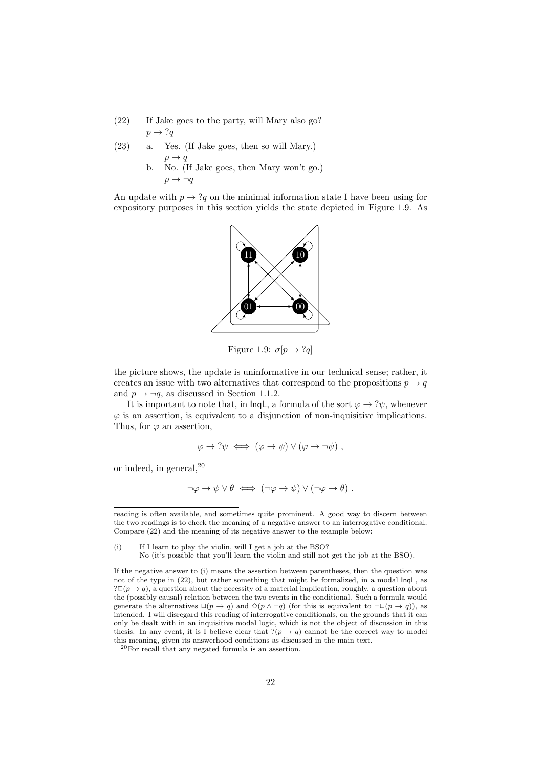(22) If Jake goes to the party, will Mary also go?
$p \to ?q$

(23) a. Yes. (If Jake goes, then so will Mary.)
$p \to q$

b. No. (If Jake goes, then Mary won't go.)
$p \to \neg q$

An update with $p \to ?q$ on the minimal information state I have been using for expository purposes in this section yields the state depicted in Figure 1.9. As

11 10 01 00

Figure 1.9: $\sigma[p \to ?q]$

the picture shows, the update is uninformative in our technical sense; rather, it creates an issue with two alternatives that correspond to the propositions $p \to q$ and $p \to \neg q$, as discussed in Section 1.1.2.

It is important to note that, in InqL, a formula of the sort $\varphi \to ?\psi$, whenever $\varphi$ is an assertion, is equivalent to a disjunction of non-inquisitive implications. Thus, for $\varphi$ an assertion,

$$\varphi \to ?\psi \iff (\varphi \to \psi) \vee (\varphi \to \neg\psi) ,$$

or indeed, in general,[20]

$$\neg\varphi \to \psi \vee \theta \iff (\neg\varphi \to \psi) \vee (\neg\varphi \to \theta) .$$

---

reading is often available, and sometimes quite prominent. A good way to discern between the two readings is to check the meaning of a negative answer to an interrogative conditional. Compare (22) and the meaning of its negative answer to the example below:

(i) If I learn to play the violin, will I get a job at the BSO?
No (it's possible that you'll learn the violin and still not get the job at the BSO).

If the negative answer to (i) means the assertion between parentheses, then the question was not of the type in (22), but rather something that might be formalized, in a modal InqL, as $?\Box(p \to q)$, a question about the necessity of a material implication, roughly, a question about the (possibly causal) relation between the two events in the conditional. Such a formula would generate the alternatives $\Box(p \to q)$ and $\Diamond(p \wedge \neg q)$ (for this is equivalent to $\neg\Box(p \to q)$), as intended. I will disregard this reading of interrogative conditionals, on the grounds that it can only be dealt with in an inquisitive modal logic, which is not the object of discussion in this thesis. In any event, it is I believe clear that $?(p \to q)$ cannot be the correct way to model this meaning, given its answerhood conditions as discussed in the main text.

[20] For recall that any negated formula is an assertion.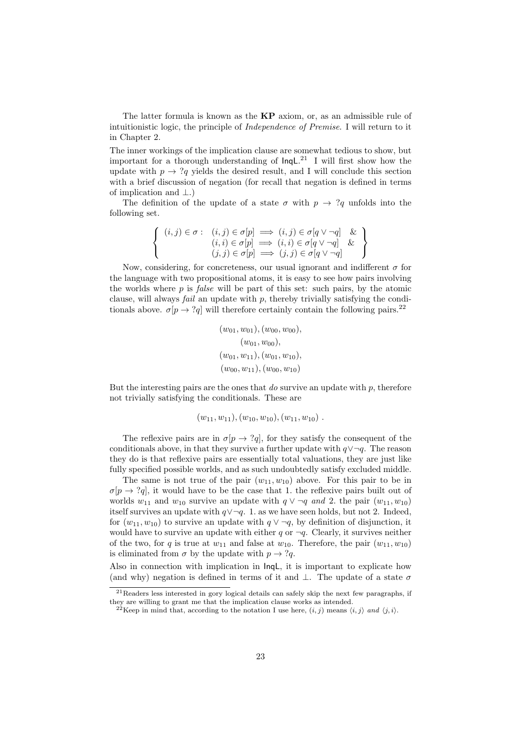The latter formula is known as the **KP** axiom, or, as an admissible rule of intuitionistic logic, the principle of *Independence of Premise*. I will return to it in Chapter 2.

The inner workings of the implication clause are somewhat tedious to show, but important for a thorough understanding of InqL.[21] I will first show how the update with $p \to ?q$ yields the desired result, and I will conclude this section with a brief discussion of negation (for recall that negation is defined in terms of implication and $\bot$.)

The definition of the update of a state $\sigma$ with $p \to ?q$ unfolds into the following set.

$$\left\{ \begin{array}{ll} (i,j) \in \sigma : & (i,j) \in \sigma[p] \implies (i,j) \in \sigma[q \vee \neg q] \quad \& \\ & (i,i) \in \sigma[p] \implies (i,i) \in \sigma[q \vee \neg q] \quad \& \\ & (j,j) \in \sigma[p] \implies (j,j) \in \sigma[q \vee \neg q] \end{array} \right\}$$

Now, considering, for concreteness, our usual ignorant and indifferent $\sigma$ for the language with two propositional atoms, it is easy to see how pairs involving the worlds where $p$ is *false* will be part of this set: such pairs, by the atomic clause, will always *fail* an update with $p$, thereby trivially satisfying the conditionals above. $\sigma[p \to ?q]$ will therefore certainly contain the following pairs.[22]

$$\begin{gathered} (w_{01}, w_{01}), (w_{00}, w_{00}), \\ (w_{01}, w_{00}), \\ (w_{01}, w_{11}), (w_{01}, w_{10}), \\ (w_{00}, w_{11}), (w_{00}, w_{10}) \end{gathered}$$

But the interesting pairs are the ones that *do* survive an update with $p$, therefore not trivially satisfying the conditionals. These are

$$(w_{11}, w_{11}), (w_{10}, w_{10}), (w_{11}, w_{10}) \; .$$

The reflexive pairs are in $\sigma[p \to ?q]$, for they satisfy the consequent of the conditionals above, in that they survive a further update with $q \vee \neg q$. The reason they do is that reflexive pairs are essentially total valuations, they are just like fully specified possible worlds, and as such undoubtedly satisfy excluded middle.

The same is not true of the pair $(w_{11}, w_{10})$ above. For this pair to be in $\sigma[p \to ?q]$, it would have to be the case that 1. the reflexive pairs built out of worlds $w_{11}$ and $w_{10}$ survive an update with $q \vee \neg q$ *and* 2. the pair $(w_{11}, w_{10})$ itself survives an update with $q \vee \neg q$. 1. as we have seen holds, but not 2. Indeed, for $(w_{11}, w_{10})$ to survive an update with $q \vee \neg q$, by definition of disjunction, it would have to survive an update with either $q$ or $\neg q$. Clearly, it survives neither of the two, for $q$ is true at $w_{11}$ and false at $w_{10}$. Therefore, the pair $(w_{11}, w_{10})$ is eliminated from $\sigma$ by the update with $p \to ?q$.

Also in connection with implication in InqL, it is important to explicate how (and why) negation is defined in terms of it and $\bot$. The update of a state $\sigma$

[21] Readers less interested in gory logical details can safely skip the next few paragraphs, if they are willing to grant me that the implication clause works as intended.

[22] Keep in mind that, according to the notation I use here, $(i,j)$ means $\langle i,j \rangle$ *and* $\langle j,i \rangle$.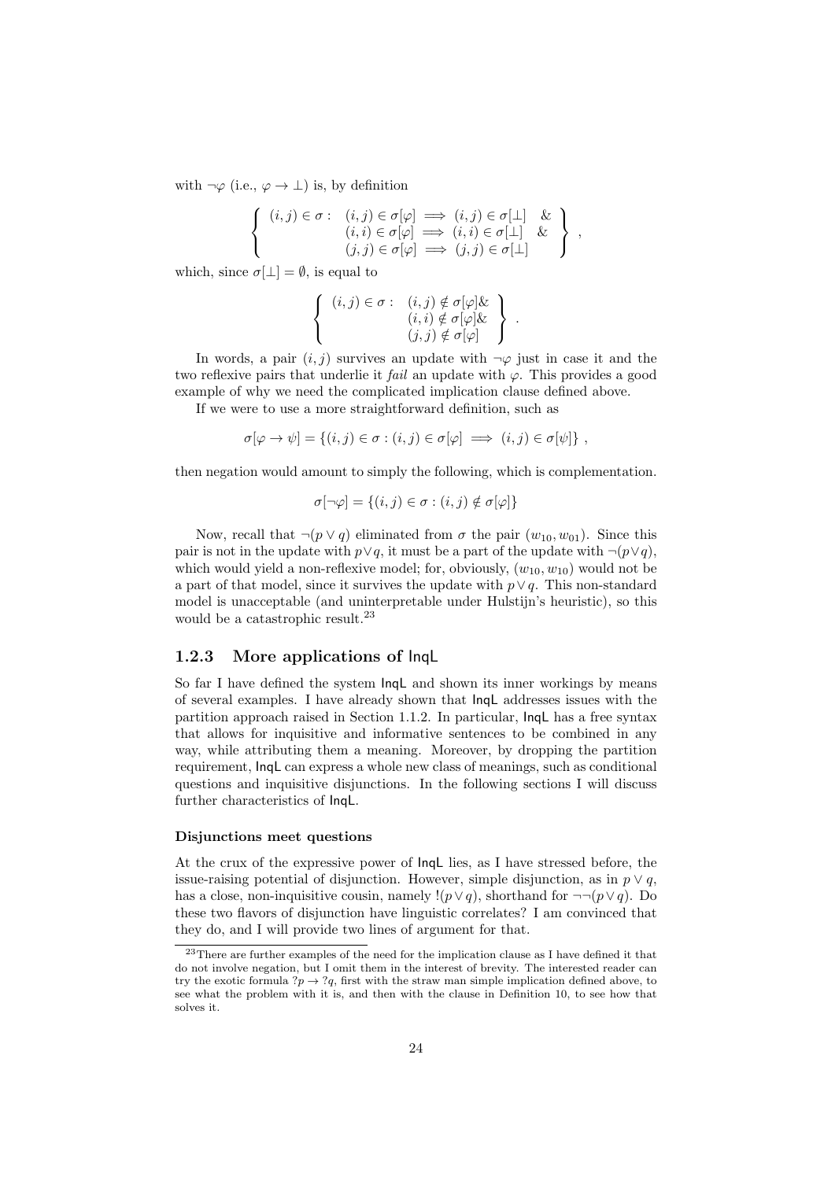with $\neg\varphi$ (i.e., $\varphi \to \bot$) is, by definition

$$\left\{ \begin{array}{ll} (i,j) \in \sigma : & (i,j) \in \sigma[\varphi] \implies (i,j) \in \sigma[\bot] \quad \& \\ & (i,i) \in \sigma[\varphi] \implies (i,i) \in \sigma[\bot] \quad \& \\ & (j,j) \in \sigma[\varphi] \implies (j,j) \in \sigma[\bot] \end{array} \right\} ,$$

which, since $\sigma[\bot] = \emptyset$, is equal to

$$\left\{ \begin{array}{ll} (i,j) \in \sigma : & (i,j) \notin \sigma[\varphi] \& \\ & (i,i) \notin \sigma[\varphi] \& \\ & (j,j) \notin \sigma[\varphi] \end{array} \right\} .$$

In words, a pair $(i,j)$ survives an update with $\neg\varphi$ just in case it and the two reflexive pairs that underlie it *fail* an update with $\varphi$. This provides a good example of why we need the complicated implication clause defined above.

If we were to use a more straightforward definition, such as

$$\sigma[\varphi \to \psi] = \{(i,j) \in \sigma : (i,j) \in \sigma[\varphi] \implies (i,j) \in \sigma[\psi]\} ,$$

then negation would amount to simply the following, which is complementation.

$$\sigma[\neg\varphi] = \{(i,j) \in \sigma : (i,j) \notin \sigma[\varphi]\}$$

Now, recall that $\neg(p \vee q)$ eliminated from $\sigma$ the pair $(w_{10}, w_{01})$. Since this pair is not in the update with $p \vee q$, it must be a part of the update with $\neg(p \vee q)$, which would yield a non-reflexive model; for, obviously, $(w_{10}, w_{10})$ would not be a part of that model, since it survives the update with $p \vee q$. This non-standard model is unacceptable (and uninterpretable under Hulstijn's heuristic), so this would be a catastrophic result.[23]

### 1.2.3 More applications of InqL

So far I have defined the system InqL and shown its inner workings by means of several examples. I have already shown that InqL addresses issues with the partition approach raised in Section 1.1.2. In particular, InqL has a free syntax that allows for inquisitive and informative sentences to be combined in any way, while attributing them a meaning. Moreover, by dropping the partition requirement, InqL can express a whole new class of meanings, such as conditional questions and inquisitive disjunctions. In the following sections I will discuss further characteristics of InqL.

#### Disjunctions meet questions

At the crux of the expressive power of InqL lies, as I have stressed before, the issue-raising potential of disjunction. However, simple disjunction, as in $p \vee q$, has a close, non-inquisitive cousin, namely $!(p \vee q)$, shorthand for $\neg\neg(p \vee q)$. Do these two flavors of disjunction have linguistic correlates? I am convinced that they do, and I will provide two lines of argument for that.

[23] There are further examples of the need for the implication clause as I have defined it that do not involve negation, but I omit them in the interest of brevity. The interested reader can try the exotic formula $?p \to ?q$, first with the straw man simple implication defined above, to see what the problem with it is, and then with the clause in Definition 10, to see how that solves it.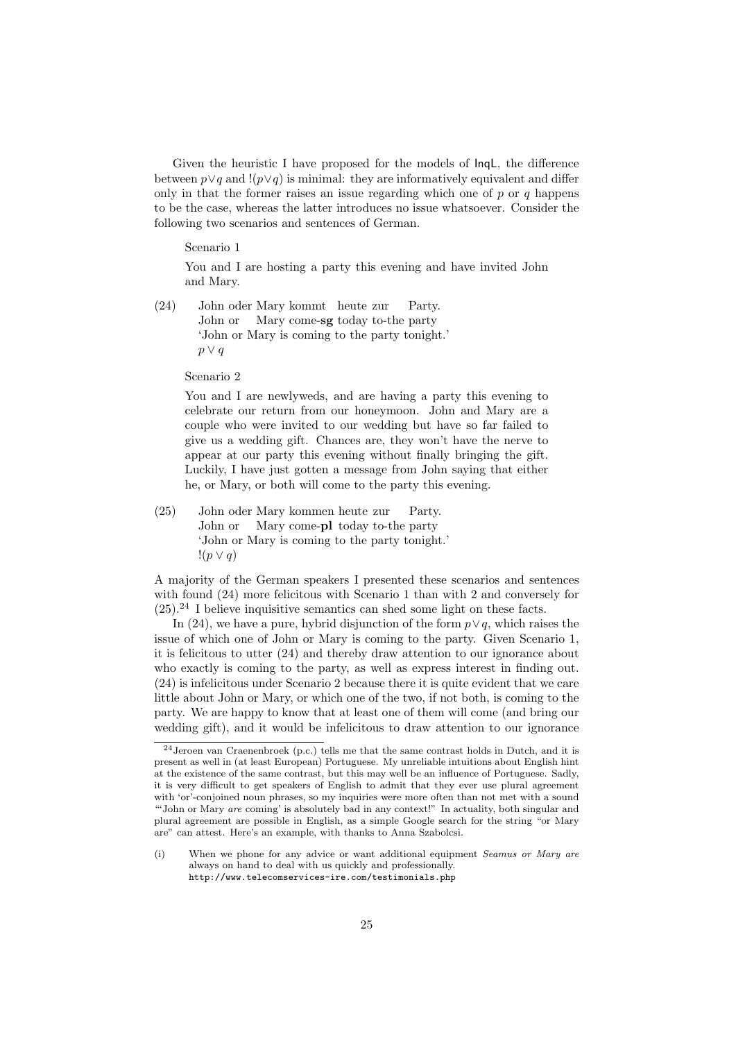Given the heuristic I have proposed for the models of InqL, the difference between $p \vee q$ and $!(p \vee q)$ is minimal: they are informatively equivalent and differ only in that the former raises an issue regarding which one of $p$ or $q$ happens to be the case, whereas the latter introduces no issue whatsoever. Consider the following two scenarios and sentences of German.

> Scenario 1
>
> You and I are hosting a party this evening and have invited John and Mary.

(24) John oder Mary kommt heute zur Party.
John or Mary come-**sg** today to-the party
'John or Mary is coming to the party tonight.'
$p \vee q$

> Scenario 2
>
> You and I are newlyweds, and are having a party this evening to celebrate our return from our honeymoon. John and Mary are a couple who were invited to our wedding but have so far failed to give us a wedding gift. Chances are, they won't have the nerve to appear at our party this evening without finally bringing the gift. Luckily, I have just gotten a message from John saying that either he, or Mary, or both will come to the party this evening.

(25) John oder Mary kommen heute zur Party.
John or Mary come-**pl** today to-the party
'John or Mary is coming to the party tonight.'
$!(p \vee q)$

A majority of the German speakers I presented these scenarios and sentences with found (24) more felicitous with Scenario 1 than with 2 and conversely for (25).[24] I believe inquisitive semantics can shed some light on these facts.

In (24), we have a pure, hybrid disjunction of the form $p \vee q$, which raises the issue of which one of John or Mary is coming to the party. Given Scenario 1, it is felicitous to utter (24) and thereby draw attention to our ignorance about who exactly is coming to the party, as well as express interest in finding out. (24) is infelicitous under Scenario 2 because there it is quite evident that we care little about John or Mary, or which one of the two, if not both, is coming to the party. We are happy to know that at least one of them will come (and bring our wedding gift), and it would be infelicitous to draw attention to our ignorance

---

[24] Jeroen van Craenenbroek (p.c.) tells me that the same contrast holds in Dutch, and it is present as well in (at least European) Portuguese. My unreliable intuitions about English hint at the existence of the same contrast, but this may well be an influence of Portuguese. Sadly, it is very difficult to get speakers of English to admit that they ever use plural agreement with 'or'-conjoined noun phrases, so my inquiries were more often than not met with a sound "'John or Mary *are* coming' is absolutely bad in any context!" In actuality, both singular and plural agreement are possible in English, as a simple Google search for the string "or Mary are" can attest. Here's an example, with thanks to Anna Szabolcsi.

(i) When we phone for any advice or want additional equipment *Seamus or Mary are* always on hand to deal with us quickly and professionally.
`http://www.telecomservices-ire.com/testimonials.php`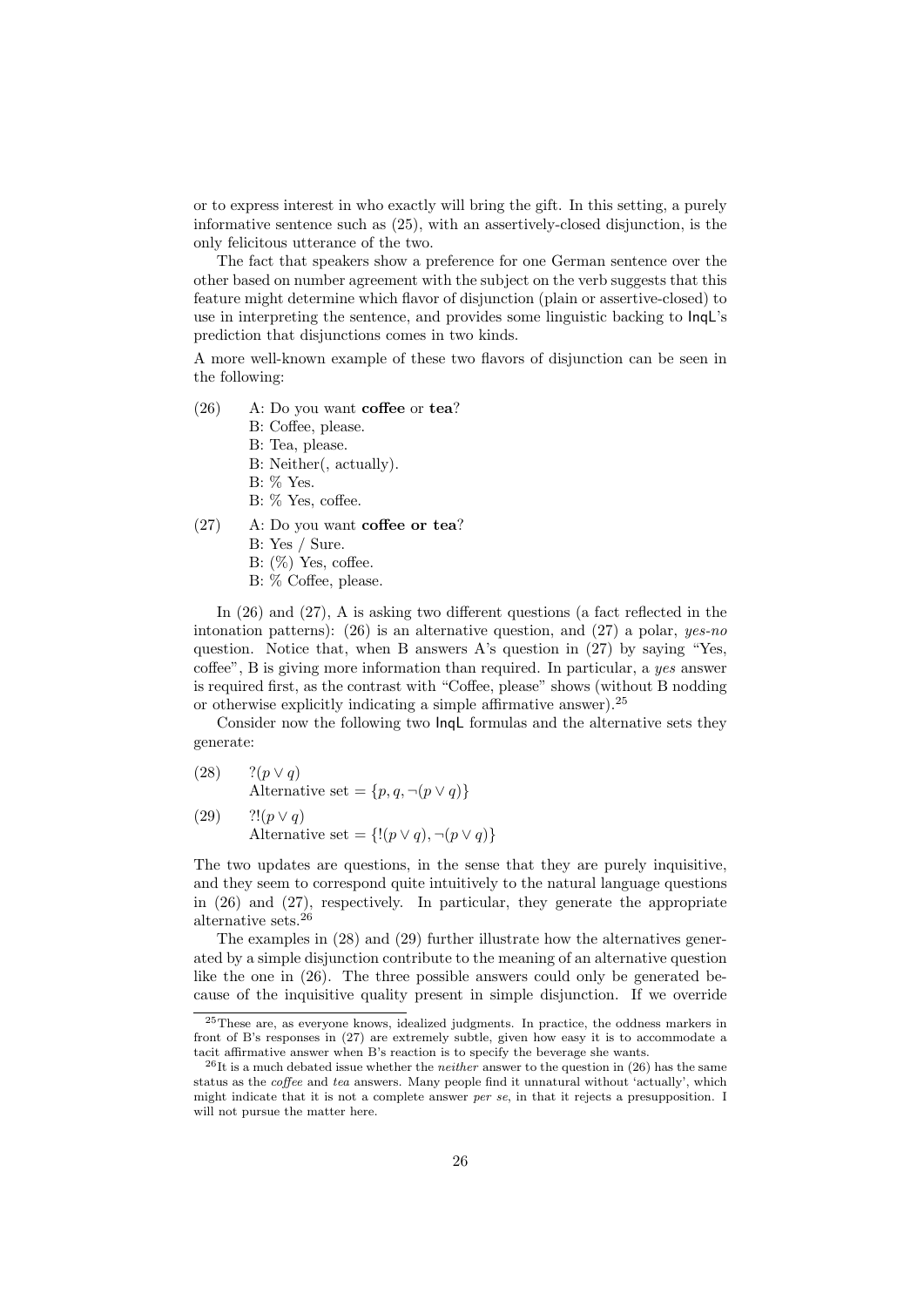or to express interest in who exactly will bring the gift. In this setting, a purely informative sentence such as (25), with an assertively-closed disjunction, is the only felicitous utterance of the two.

The fact that speakers show a preference for one German sentence over the other based on number agreement with the subject on the verb suggests that this feature might determine which flavor of disjunction (plain or assertive-closed) to use in interpreting the sentence, and provides some linguistic backing to InqL's prediction that disjunctions comes in two kinds.

A more well-known example of these two flavors of disjunction can be seen in the following:

(26) A: Do you want **coffee** or **tea**?
B: Coffee, please.
B: Tea, please.
B: Neither(, actually).
B: % Yes.
B: % Yes, coffee.

(27) A: Do you want **coffee or tea**?
B: Yes / Sure.
B: (%) Yes, coffee.
B: % Coffee, please.

In (26) and (27), A is asking two different questions (a fact reflected in the intonation patterns): (26) is an alternative question, and (27) a polar, *yes-no* question. Notice that, when B answers A's question in (27) by saying "Yes, coffee", B is giving more information than required. In particular, a *yes* answer is required first, as the contrast with "Coffee, please" shows (without B nodding or otherwise explicitly indicating a simple affirmative answer).[25]

Consider now the following two InqL formulas and the alternative sets they generate:

(28) $?(p \vee q)$
Alternative set $= \{p, q, \neg(p \vee q)\}$

(29) $?!(p \vee q)$
Alternative set $= \{!(p \vee q), \neg(p \vee q)\}$

The two updates are questions, in the sense that they are purely inquisitive, and they seem to correspond quite intuitively to the natural language questions in (26) and (27), respectively. In particular, they generate the appropriate alternative sets.[26]

The examples in (28) and (29) further illustrate how the alternatives generated by a simple disjunction contribute to the meaning of an alternative question like the one in (26). The three possible answers could only be generated because of the inquisitive quality present in simple disjunction. If we override

[25] These are, as everyone knows, idealized judgments. In practice, the oddness markers in front of B's responses in (27) are extremely subtle, given how easy it is to accommodate a tacit affirmative answer when B's reaction is to specify the beverage she wants.

[26] It is a much debated issue whether the *neither* answer to the question in (26) has the same status as the *coffee* and *tea* answers. Many people find it unnatural without 'actually', which might indicate that it is not a complete answer *per se*, in that it rejects a presupposition. I will not pursue the matter here.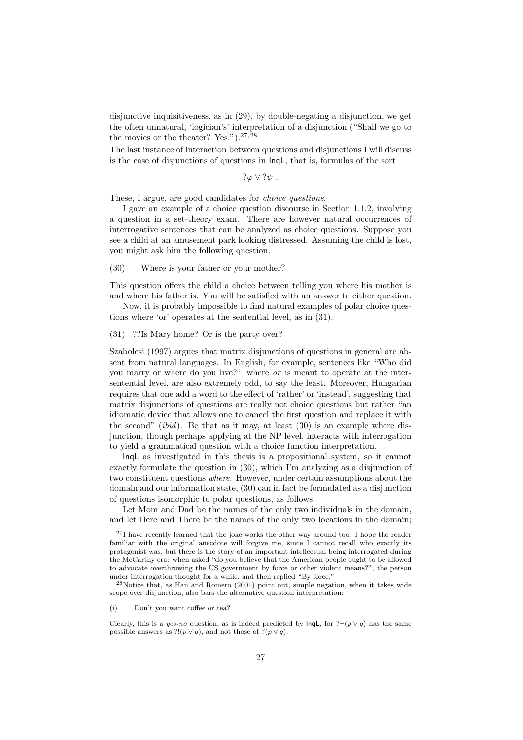disjunctive inquisitiveness, as in (29), by double-negating a disjunction, we get the often unnatural, 'logician's' interpretation of a disjunction ("Shall we go to the movies or the theater? Yes.").[27,28]

The last instance of interaction between questions and disjunctions I will discuss is the case of disjunctions of questions in InqL, that is, formulas of the sort

$$?\varphi \vee ?\psi \ .$$

These, I argue, are good candidates for *choice questions*.

I gave an example of a choice question discourse in Section 1.1.2, involving a question in a set-theory exam. There are however natural occurrences of interrogative sentences that can be analyzed as choice questions. Suppose you see a child at an amusement park looking distressed. Assuming the child is lost, you might ask him the following question.

(30) Where is your father or your mother?

This question offers the child a choice between telling you where his mother is and where his father is. You will be satisfied with an answer to either question.

Now, it is probably impossible to find natural examples of polar choice questions where 'or' operates at the sentential level, as in (31).

(31) ??Is Mary home? Or is the party over?

Szabolcsi (1997) argues that matrix disjunctions of questions in general are absent from natural languages. In English, for example, sentences like "Who did you marry or where do you live?" where *or* is meant to operate at the inter-sentential level, are also extremely odd, to say the least. Moreover, Hungarian requires that one add a word to the effect of 'rather' or 'instead', suggesting that matrix disjunctions of questions are really not choice questions but rather "an idiomatic device that allows one to cancel the first question and replace it with the second" (*ibid*). Be that as it may, at least (30) is an example where disjunction, though perhaps applying at the NP level, interacts with interrogation to yield a grammatical question with a choice function interpretation.

InqL as investigated in this thesis is a propositional system, so it cannot exactly formulate the question in (30), which I'm analyzing as a disjunction of two constituent questions *where*. However, under certain assumptions about the domain and our information state, (30) can in fact be formulated as a disjunction of questions isomorphic to polar questions, as follows.

Let Mom and Dad be the names of the only two individuals in the domain, and let Here and There be the names of the only two locations in the domain;

---

[27] I have recently learned that the joke works the other way around too. I hope the reader familiar with the original anecdote will forgive me, since I cannot recall who exactly its protagonist was, but there is the story of an important intellectual being interrogated during the McCarthy era: when asked "do you believe that the American people ought to be allowed to advocate overthrowing the US government by force or other violent means?", the person under interrogation thought for a while, and then replied "By force."

[28] Notice that, as Han and Romero (2001) point out, simple negation, when it takes wide scope over disjunction, also bars the alternative question interpretation:

(i) Don't you want coffee or tea?

Clearly, this is a *yes-no* question, as is indeed predicted by InqL, for $?\neg(p \vee q)$ has the same possible answers as $?!(p \vee q)$, and not those of $?(p \vee q)$.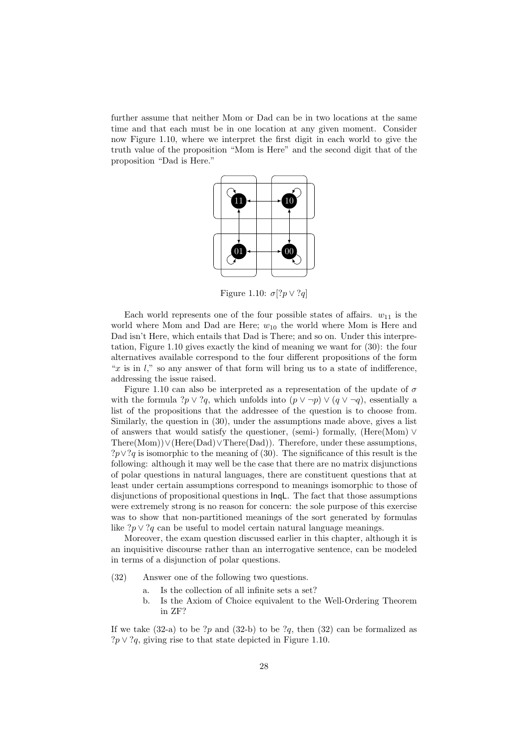further assume that neither Mom or Dad can be in two locations at the same time and that each must be in one location at any given moment. Consider now Figure 1.10, where we interpret the first digit in each world to give the truth value of the proposition "Mom is Here" and the second digit that of the proposition "Dad is Here."

11
10
01
00

Figure 1.10: $\sigma[?p \vee ?q]$

Each world represents one of the four possible states of affairs. $w_{11}$ is the world where Mom and Dad are Here; $w_{10}$ the world where Mom is Here and Dad isn't Here, which entails that Dad is There; and so on. Under this interpretation, Figure 1.10 gives exactly the kind of meaning we want for (30): the four alternatives available correspond to the four different propositions of the form "$x$ is in $l$," so any answer of that form will bring us to a state of indifference, addressing the issue raised.

Figure 1.10 can also be interpreted as a representation of the update of $\sigma$ with the formula $?p \vee ?q$, which unfolds into $(p \vee \neg p) \vee (q \vee \neg q)$, essentially a list of the propositions that the addressee of the question is to choose from. Similarly, the question in (30), under the assumptions made above, gives a list of answers that would satisfy the questioner, (semi-) formally, (Here(Mom) $\vee$ There(Mom))$\vee$(Here(Dad)$\vee$There(Dad)). Therefore, under these assumptions, $?p \vee ?q$ is isomorphic to the meaning of (30). The significance of this result is the following: although it may well be the case that there are no matrix disjunctions of polar questions in natural languages, there are constituent questions that at least under certain assumptions correspond to meanings isomorphic to those of disjunctions of propositional questions in InqL. The fact that those assumptions were extremely strong is no reason for concern: the sole purpose of this exercise was to show that non-partitioned meanings of the sort generated by formulas like $?p \vee ?q$ can be useful to model certain natural language meanings.

Moreover, the exam question discussed earlier in this chapter, although it is an inquisitive discourse rather than an interrogative sentence, can be modeled in terms of a disjunction of polar questions.

(32) Answer one of the following two questions.

a. Is the collection of all infinite sets a set?

b. Is the Axiom of Choice equivalent to the Well-Ordering Theorem in ZF?

If we take (32-a) to be $?p$ and (32-b) to be $?q$, then (32) can be formalized as $?p \vee ?q$, giving rise to that state depicted in Figure 1.10.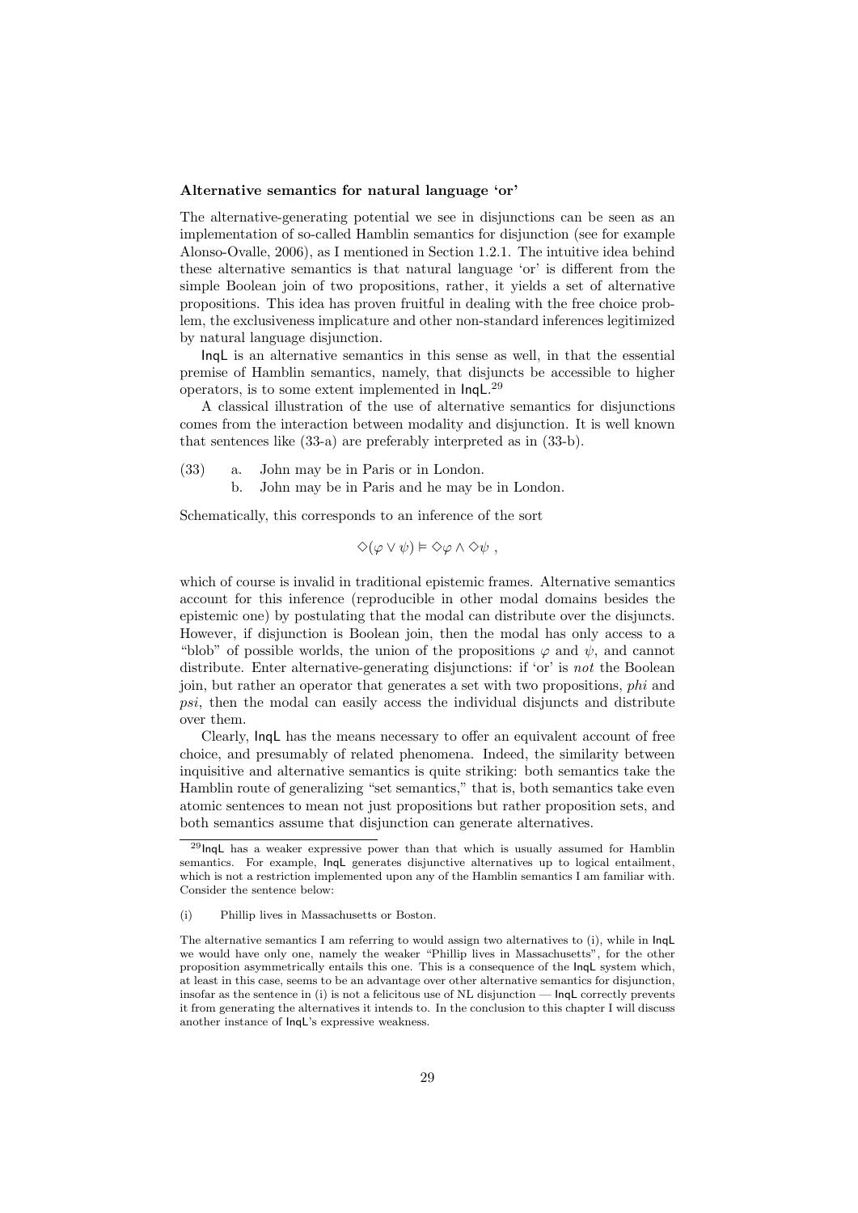**Alternative semantics for natural language 'or'**

The alternative-generating potential we see in disjunctions can be seen as an implementation of so-called Hamblin semantics for disjunction (see for example Alonso-Ovalle, 2006), as I mentioned in Section 1.2.1. The intuitive idea behind these alternative semantics is that natural language 'or' is different from the simple Boolean join of two propositions, rather, it yields a set of alternative propositions. This idea has proven fruitful in dealing with the free choice problem, the exclusiveness implicature and other non-standard inferences legitimized by natural language disjunction.

InqL is an alternative semantics in this sense as well, in that the essential premise of Hamblin semantics, namely, that disjuncts be accessible to higher operators, is to some extent implemented in InqL.[29]

A classical illustration of the use of alternative semantics for disjunctions comes from the interaction between modality and disjunction. It is well known that sentences like (33-a) are preferably interpreted as in (33-b).

(33) a. John may be in Paris or in London.
 b. John may be in Paris and he may be in London.

Schematically, this corresponds to an inference of the sort

$$\Diamond(\varphi \vee \psi) \vDash \Diamond\varphi \wedge \Diamond\psi ,$$

which of course is invalid in traditional epistemic frames. Alternative semantics account for this inference (reproducible in other modal domains besides the epistemic one) by postulating that the modal can distribute over the disjuncts. However, if disjunction is Boolean join, then the modal has only access to a "blob" of possible worlds, the union of the propositions $\varphi$ and $\psi$, and cannot distribute. Enter alternative-generating disjunctions: if 'or' is *not* the Boolean join, but rather an operator that generates a set with two propositions, *phi* and *psi*, then the modal can easily access the individual disjuncts and distribute over them.

Clearly, InqL has the means necessary to offer an equivalent account of free choice, and presumably of related phenomena. Indeed, the similarity between inquisitive and alternative semantics is quite striking: both semantics take the Hamblin route of generalizing "set semantics," that is, both semantics take even atomic sentences to mean not just propositions but rather proposition sets, and both semantics assume that disjunction can generate alternatives.

---

[29] InqL has a weaker expressive power than that which is usually assumed for Hamblin semantics. For example, InqL generates disjunctive alternatives up to logical entailment, which is not a restriction implemented upon any of the Hamblin semantics I am familiar with. Consider the sentence below:

(i) Phillip lives in Massachusetts or Boston.

The alternative semantics I am referring to would assign two alternatives to (i), while in InqL we would have only one, namely the weaker "Phillip lives in Massachusetts", for the other proposition asymmetrically entails this one. This is a consequence of the InqL system which, at least in this case, seems to be an advantage over other alternative semantics for disjunction, insofar as the sentence in (i) is not a felicitous use of NL disjunction — InqL correctly prevents it from generating the alternatives it intends to. In the conclusion to this chapter I will discuss another instance of InqL's expressive weakness.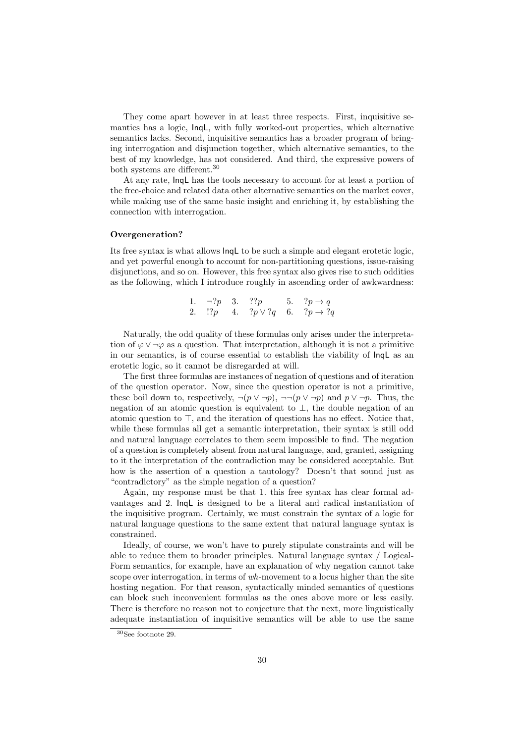They come apart however in at least three respects. First, inquisitive semantics has a logic, InqL, with fully worked-out properties, which alternative semantics lacks. Second, inquisitive semantics has a broader program of bringing interrogation and disjunction together, which alternative semantics, to the best of my knowledge, has not considered. And third, the expressive powers of both systems are different.[30]

At any rate, InqL has the tools necessary to account for at least a portion of the free-choice and related data other alternative semantics on the market cover, while making use of the same basic insight and enriching it, by establishing the connection with interrogation.

### Overgeneration?

Its free syntax is what allows InqL to be such a simple and elegant erotetic logic, and yet powerful enough to account for non-partitioning questions, issue-raising disjunctions, and so on. However, this free syntax also gives rise to such oddities as the following, which I introduce roughly in ascending order of awkwardness:

| | | |
|---|---|---|
| 1. $\neg ?p$ | 3. $??p$ | 5. $?p \to q$ |
| 2. $!?p$ | 4. $?p \vee ?q$ | 6. $?p \to ?q$ |

Naturally, the odd quality of these formulas only arises under the interpretation of $\varphi \vee \neg\varphi$ as a question. That interpretation, although it is not a primitive in our semantics, is of course essential to establish the viability of InqL as an erotetic logic, so it cannot be disregarded at will.

The first three formulas are instances of negation of questions and of iteration of the question operator. Now, since the question operator is not a primitive, these boil down to, respectively, $\neg(p \vee \neg p)$, $\neg\neg(p \vee \neg p)$ and $p \vee \neg p$. Thus, the negation of an atomic question is equivalent to $\bot$, the double negation of an atomic question to $\top$, and the iteration of questions has no effect. Notice that, while these formulas all get a semantic interpretation, their syntax is still odd and natural language correlates to them seem impossible to find. The negation of a question is completely absent from natural language, and, granted, assigning to it the interpretation of the contradiction may be considered acceptable. But how is the assertion of a question a tautology? Doesn't that sound just as "contradictory" as the simple negation of a question?

Again, my response must be that 1. this free syntax has clear formal advantages and 2. InqL is designed to be a literal and radical instantiation of the inquisitive program. Certainly, we must constrain the syntax of a logic for natural language questions to the same extent that natural language syntax is constrained.

Ideally, of course, we won't have to purely stipulate constraints and will be able to reduce them to broader principles. Natural language syntax / Logical-Form semantics, for example, have an explanation of why negation cannot take scope over interrogation, in terms of *wh*-movement to a locus higher than the site hosting negation. For that reason, syntactically minded semantics of questions can block such inconvenient formulas as the ones above more or less easily. There is therefore no reason not to conjecture that the next, more linguistically adequate instantiation of inquisitive semantics will be able to use the same

[30] See footnote 29.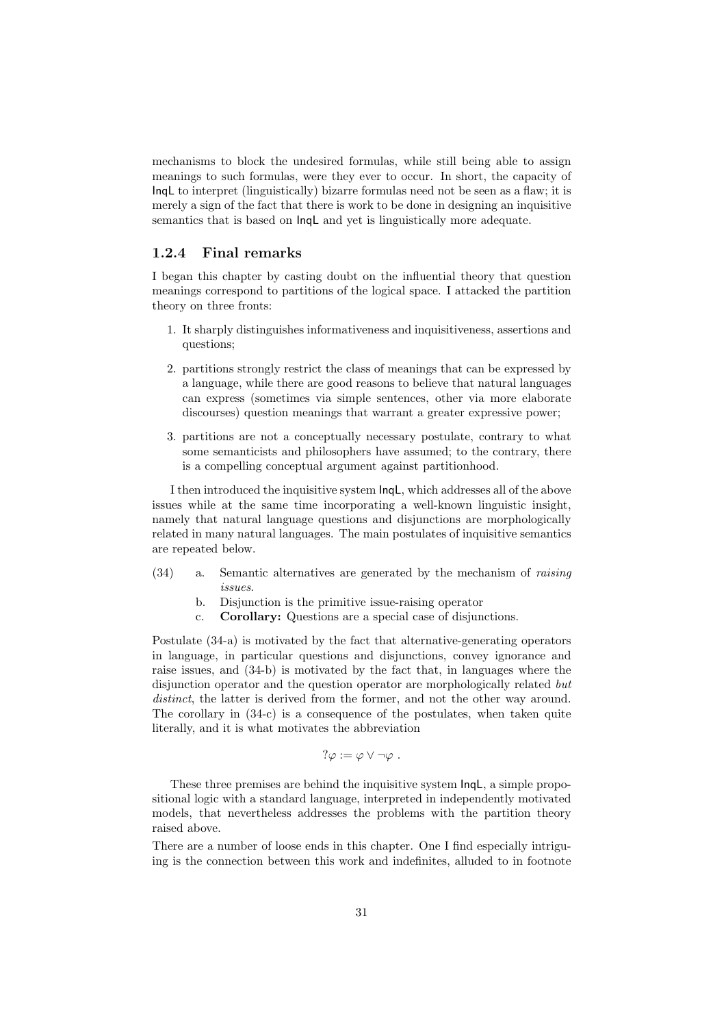mechanisms to block the undesired formulas, while still being able to assign meanings to such formulas, were they ever to occur. In short, the capacity of InqL to interpret (linguistically) bizarre formulas need not be seen as a flaw; it is merely a sign of the fact that there is work to be done in designing an inquisitive semantics that is based on InqL and yet is linguistically more adequate.

### 1.2.4 Final remarks

I began this chapter by casting doubt on the influential theory that question meanings correspond to partitions of the logical space. I attacked the partition theory on three fronts:

1. It sharply distinguishes informativeness and inquisitiveness, assertions and questions;
2. partitions strongly restrict the class of meanings that can be expressed by a language, while there are good reasons to believe that natural languages can express (sometimes via simple sentences, other via more elaborate discourses) question meanings that warrant a greater expressive power;
3. partitions are not a conceptually necessary postulate, contrary to what some semanticists and philosophers have assumed; to the contrary, there is a compelling conceptual argument against partitionhood.

I then introduced the inquisitive system InqL, which addresses all of the above issues while at the same time incorporating a well-known linguistic insight, namely that natural language questions and disjunctions are morphologically related in many natural languages. The main postulates of inquisitive semantics are repeated below.

(34)
  a. Semantic alternatives are generated by the mechanism of *raising issues*.
  b. Disjunction is the primitive issue-raising operator
  c. **Corollary:** Questions are a special case of disjunctions.

Postulate (34-a) is motivated by the fact that alternative-generating operators in language, in particular questions and disjunctions, convey ignorance and raise issues, and (34-b) is motivated by the fact that, in languages where the disjunction operator and the question operator are morphologically related *but distinct*, the latter is derived from the former, and not the other way around. The corollary in (34-c) is a consequence of the postulates, when taken quite literally, and it is what motivates the abbreviation

$$?\varphi := \varphi \vee \neg\varphi \ .$$

These three premises are behind the inquisitive system InqL, a simple propositional logic with a standard language, interpreted in independently motivated models, that nevertheless addresses the problems with the partition theory raised above.

There are a number of loose ends in this chapter. One I find especially intriguing is the connection between this work and indefinites, alluded to in footnote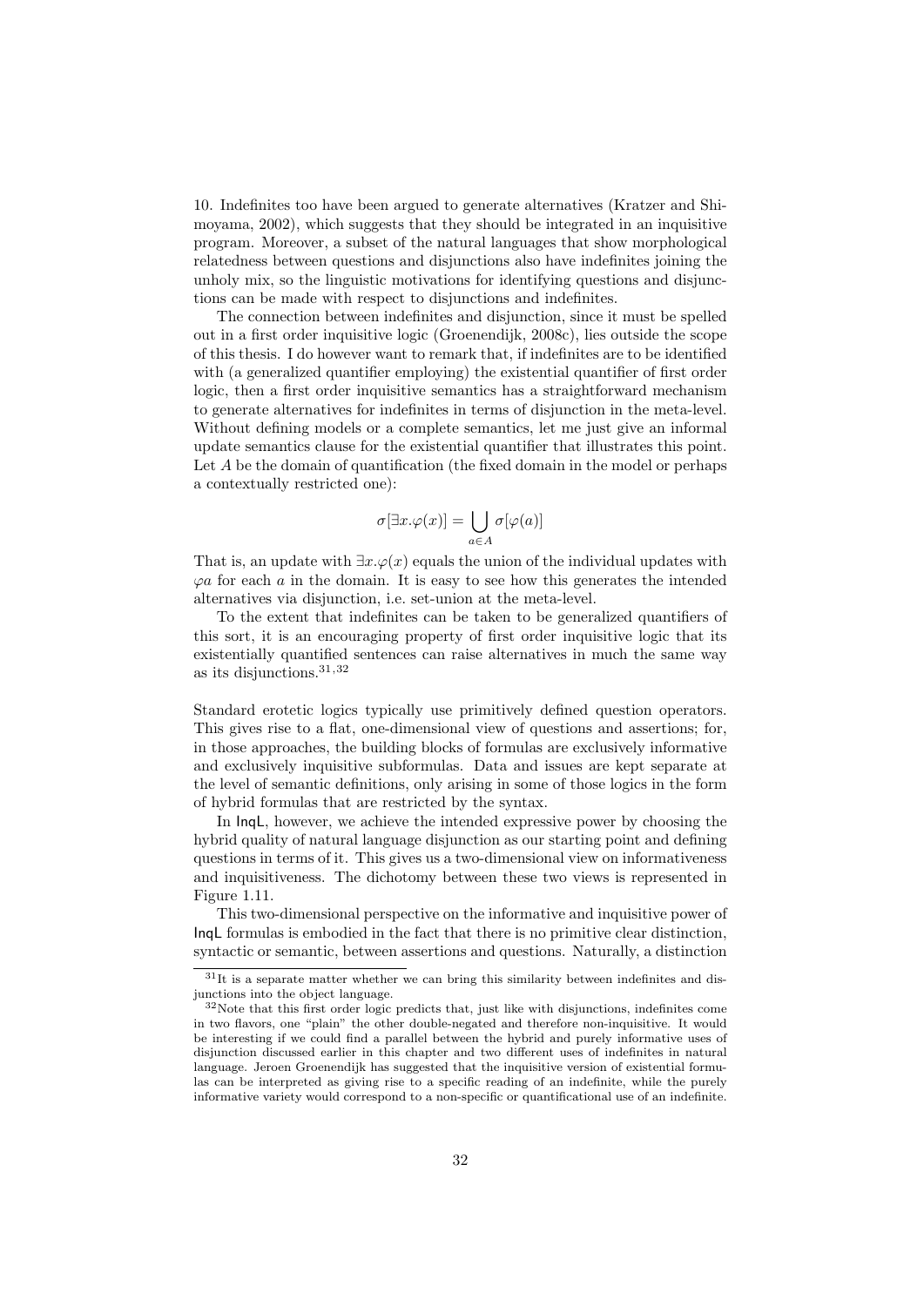10. Indefinites too have been argued to generate alternatives (Kratzer and Shimoyama, 2002), which suggests that they should be integrated in an inquisitive program. Moreover, a subset of the natural languages that show morphological relatedness between questions and disjunctions also have indefinites joining the unholy mix, so the linguistic motivations for identifying questions and disjunctions can be made with respect to disjunctions and indefinites.

The connection between indefinites and disjunction, since it must be spelled out in a first order inquisitive logic (Groenendijk, 2008c), lies outside the scope of this thesis. I do however want to remark that, if indefinites are to be identified with (a generalized quantifier employing) the existential quantifier of first order logic, then a first order inquisitive semantics has a straightforward mechanism to generate alternatives for indefinites in terms of disjunction in the meta-level. Without defining models or a complete semantics, let me just give an informal update semantics clause for the existential quantifier that illustrates this point. Let $A$ be the domain of quantification (the fixed domain in the model or perhaps a contextually restricted one):

$$\sigma[\exists x.\varphi(x)] = \bigcup_{a \in A} \sigma[\varphi(a)]$$

That is, an update with $\exists x.\varphi(x)$ equals the union of the individual updates with $\varphi a$ for each $a$ in the domain. It is easy to see how this generates the intended alternatives via disjunction, i.e. set-union at the meta-level.

To the extent that indefinites can be taken to be generalized quantifiers of this sort, it is an encouraging property of first order inquisitive logic that its existentially quantified sentences can raise alternatives in much the same way as its disjunctions.[31,32]

Standard erotetic logics typically use primitively defined question operators. This gives rise to a flat, one-dimensional view of questions and assertions; for, in those approaches, the building blocks of formulas are exclusively informative and exclusively inquisitive subformulas. Data and issues are kept separate at the level of semantic definitions, only arising in some of those logics in the form of hybrid formulas that are restricted by the syntax.

In InqL, however, we achieve the intended expressive power by choosing the hybrid quality of natural language disjunction as our starting point and defining questions in terms of it. This gives us a two-dimensional view on informativeness and inquisitiveness. The dichotomy between these two views is represented in Figure 1.11.

This two-dimensional perspective on the informative and inquisitive power of InqL formulas is embodied in the fact that there is no primitive clear distinction, syntactic or semantic, between assertions and questions. Naturally, a distinction

[31] It is a separate matter whether we can bring this similarity between indefinites and disjunctions into the object language.

[32] Note that this first order logic predicts that, just like with disjunctions, indefinites come in two flavors, one "plain" the other double-negated and therefore non-inquisitive. It would be interesting if we could find a parallel between the hybrid and purely informative uses of disjunction discussed earlier in this chapter and two different uses of indefinites in natural language. Jeroen Groenendijk has suggested that the inquisitive version of existential formulas can be interpreted as giving rise to a specific reading of an indefinite, while the purely informative variety would correspond to a non-specific or quantificational use of an indefinite.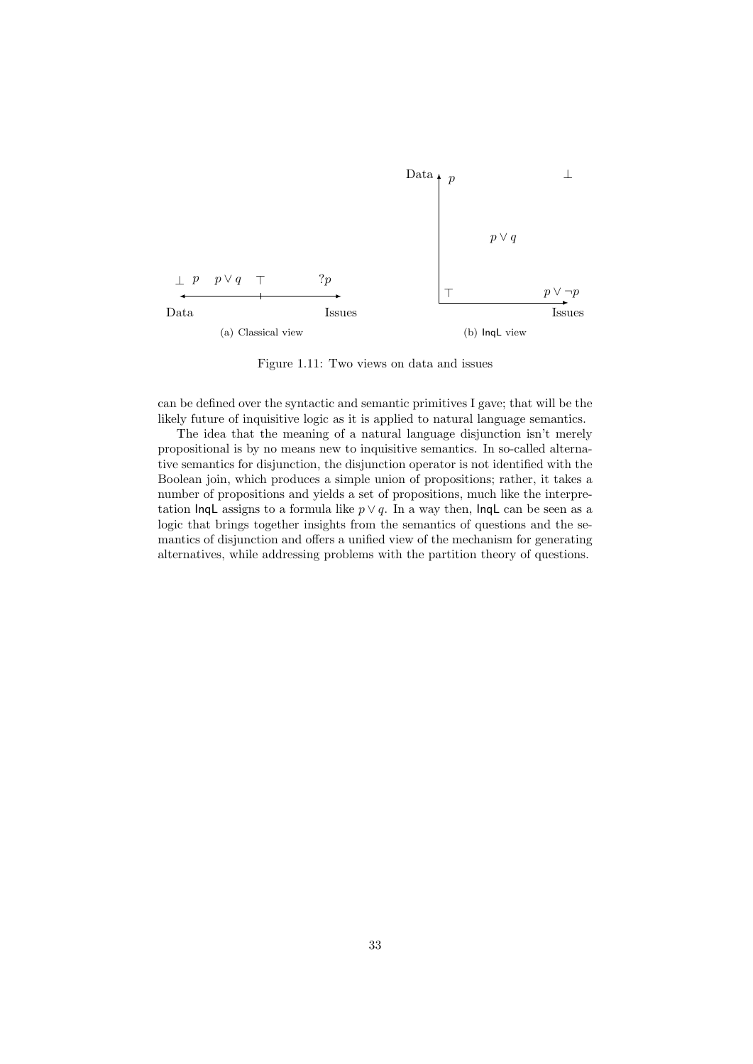Data $p$ $\bot$

$p \vee q$

$\top$ $p \vee \neg p$

Issues

(b) InqL view

$\bot$ $p$ $p \vee q$ $\top$ $?p$

Data Issues

(a) Classical view

Figure 1.11: Two views on data and issues

can be defined over the syntactic and semantic primitives I gave; that will be the likely future of inquisitive logic as it is applied to natural language semantics.

The idea that the meaning of a natural language disjunction isn't merely propositional is by no means new to inquisitive semantics. In so-called alternative semantics for disjunction, the disjunction operator is not identified with the Boolean join, which produces a simple union of propositions; rather, it takes a number of propositions and yields a set of propositions, much like the interpretation InqL assigns to a formula like $p \vee q$. In a way then, InqL can be seen as a logic that brings together insights from the semantics of questions and the semantics of disjunction and offers a unified view of the mechanism for generating alternatives, while addressing problems with the partition theory of questions.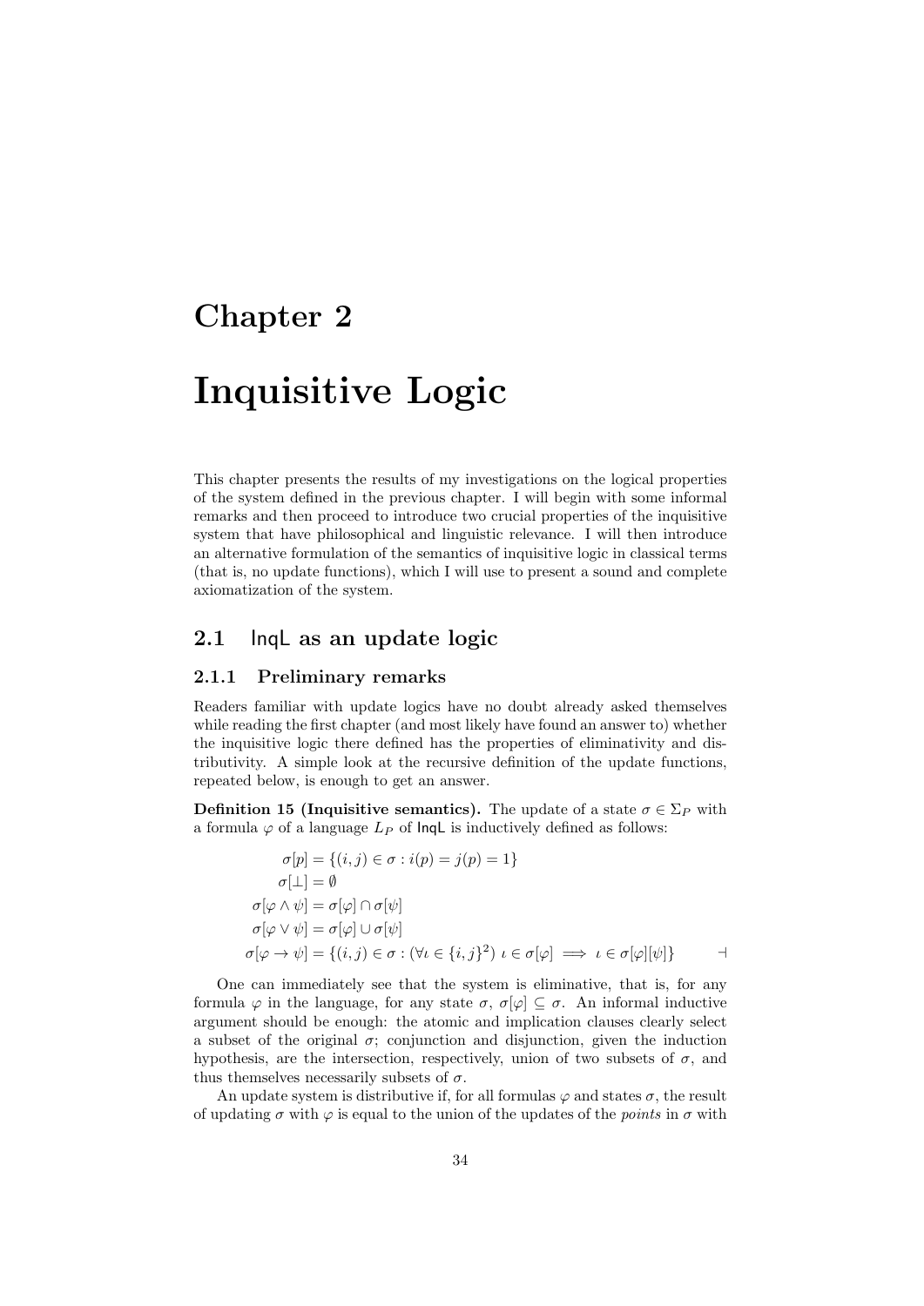# Chapter 2

# Inquisitive Logic

This chapter presents the results of my investigations on the logical properties of the system defined in the previous chapter. I will begin with some informal remarks and then proceed to introduce two crucial properties of the inquisitive system that have philosophical and linguistic relevance. I will then introduce an alternative formulation of the semantics of inquisitive logic in classical terms (that is, no update functions), which I will use to present a sound and complete axiomatization of the system.

## 2.1 InqL as an update logic

### 2.1.1 Preliminary remarks

Readers familiar with update logics have no doubt already asked themselves while reading the first chapter (and most likely have found an answer to) whether the inquisitive logic there defined has the properties of eliminativity and distributivity. A simple look at the recursive definition of the update functions, repeated below, is enough to get an answer.

**Definition 15 (Inquisitive semantics).** The update of a state $\sigma \in \Sigma_P$ with a formula $\varphi$ of a language $L_P$ of InqL is inductively defined as follows:

$$
\begin{aligned}
\sigma[p] &= \{(i,j) \in \sigma : i(p) = j(p) = 1\} \\
\sigma[\bot] &= \emptyset \\
\sigma[\varphi \wedge \psi] &= \sigma[\varphi] \cap \sigma[\psi] \\
\sigma[\varphi \vee \psi] &= \sigma[\varphi] \cup \sigma[\psi] \\
\sigma[\varphi \rightarrow \psi] &= \{(i,j) \in \sigma : (\forall \iota \in \{i,j\}^2)\ \iota \in \sigma[\varphi] \implies \iota \in \sigma[\varphi][\psi]\} \qquad \dashv
\end{aligned}
$$

One can immediately see that the system is eliminative, that is, for any formula $\varphi$ in the language, for any state $\sigma$, $\sigma[\varphi] \subseteq \sigma$. An informal inductive argument should be enough: the atomic and implication clauses clearly select a subset of the original $\sigma$; conjunction and disjunction, given the induction hypothesis, are the intersection, respectively, union of two subsets of $\sigma$, and thus themselves necessarily subsets of $\sigma$.

An update system is distributive if, for all formulas $\varphi$ and states $\sigma$, the result of updating $\sigma$ with $\varphi$ is equal to the union of the updates of the *points* in $\sigma$ with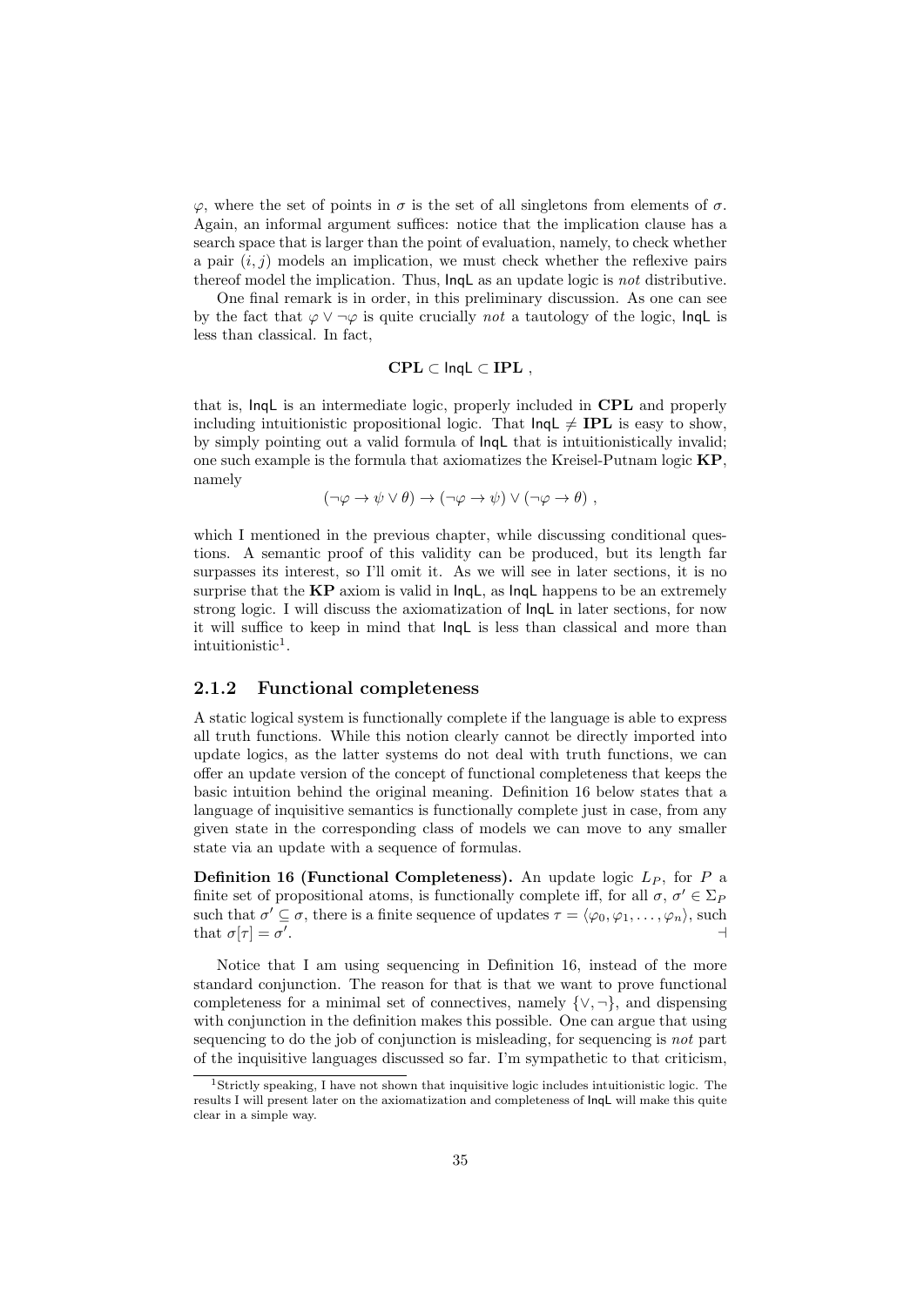$\varphi$, where the set of points in $\sigma$ is the set of all singletons from elements of $\sigma$. Again, an informal argument suffices: notice that the implication clause has a search space that is larger than the point of evaluation, namely, to check whether a pair $(i, j)$ models an implication, we must check whether the reflexive pairs thereof model the implication. Thus, InqL as an update logic is *not* distributive.

One final remark is in order, in this preliminary discussion. As one can see by the fact that $\varphi \vee \neg\varphi$ is quite crucially *not* a tautology of the logic, InqL is less than classical. In fact,

$$\mathbf{CPL} \subset \mathsf{InqL} \subset \mathbf{IPL} \ ,$$

that is, InqL is an intermediate logic, properly included in **CPL** and properly including intuitionistic propositional logic. That $\mathsf{InqL} \neq \mathbf{IPL}$ is easy to show, by simply pointing out a valid formula of InqL that is intuitionistically invalid; one such example is the formula that axiomatizes the Kreisel-Putnam logic **KP**, namely

$$(\neg\varphi \to \psi \vee \theta) \to (\neg\varphi \to \psi) \vee (\neg\varphi \to \theta) \ ,$$

which I mentioned in the previous chapter, while discussing conditional questions. A semantic proof of this validity can be produced, but its length far surpasses its interest, so I'll omit it. As we will see in later sections, it is no surprise that the **KP** axiom is valid in InqL, as InqL happens to be an extremely strong logic. I will discuss the axiomatization of InqL in later sections, for now it will suffice to keep in mind that InqL is less than classical and more than intuitionistic[1].

### 2.1.2 Functional completeness

A static logical system is functionally complete if the language is able to express all truth functions. While this notion clearly cannot be directly imported into update logics, as the latter systems do not deal with truth functions, we can offer an update version of the concept of functional completeness that keeps the basic intuition behind the original meaning. Definition 16 below states that a language of inquisitive semantics is functionally complete just in case, from any given state in the corresponding class of models we can move to any smaller state via an update with a sequence of formulas.

**Definition 16 (Functional Completeness).** An update logic $L_P$, for $P$ a finite set of propositional atoms, is functionally complete iff, for all $\sigma$, $\sigma' \in \Sigma_P$ such that $\sigma' \subseteq \sigma$, there is a finite sequence of updates $\tau = \langle \varphi_0, \varphi_1, \ldots, \varphi_n \rangle$, such that $\sigma[\tau] = \sigma'$. ⊣

Notice that I am using sequencing in Definition 16, instead of the more standard conjunction. The reason for that is that we want to prove functional completeness for a minimal set of connectives, namely $\{\vee, \neg\}$, and dispensing with conjunction in the definition makes this possible. One can argue that using sequencing to do the job of conjunction is misleading, for sequencing is *not* part of the inquisitive languages discussed so far. I'm sympathetic to that criticism,

[1] Strictly speaking, I have not shown that inquisitive logic includes intuitionistic logic. The results I will present later on the axiomatization and completeness of InqL will make this quite clear in a simple way.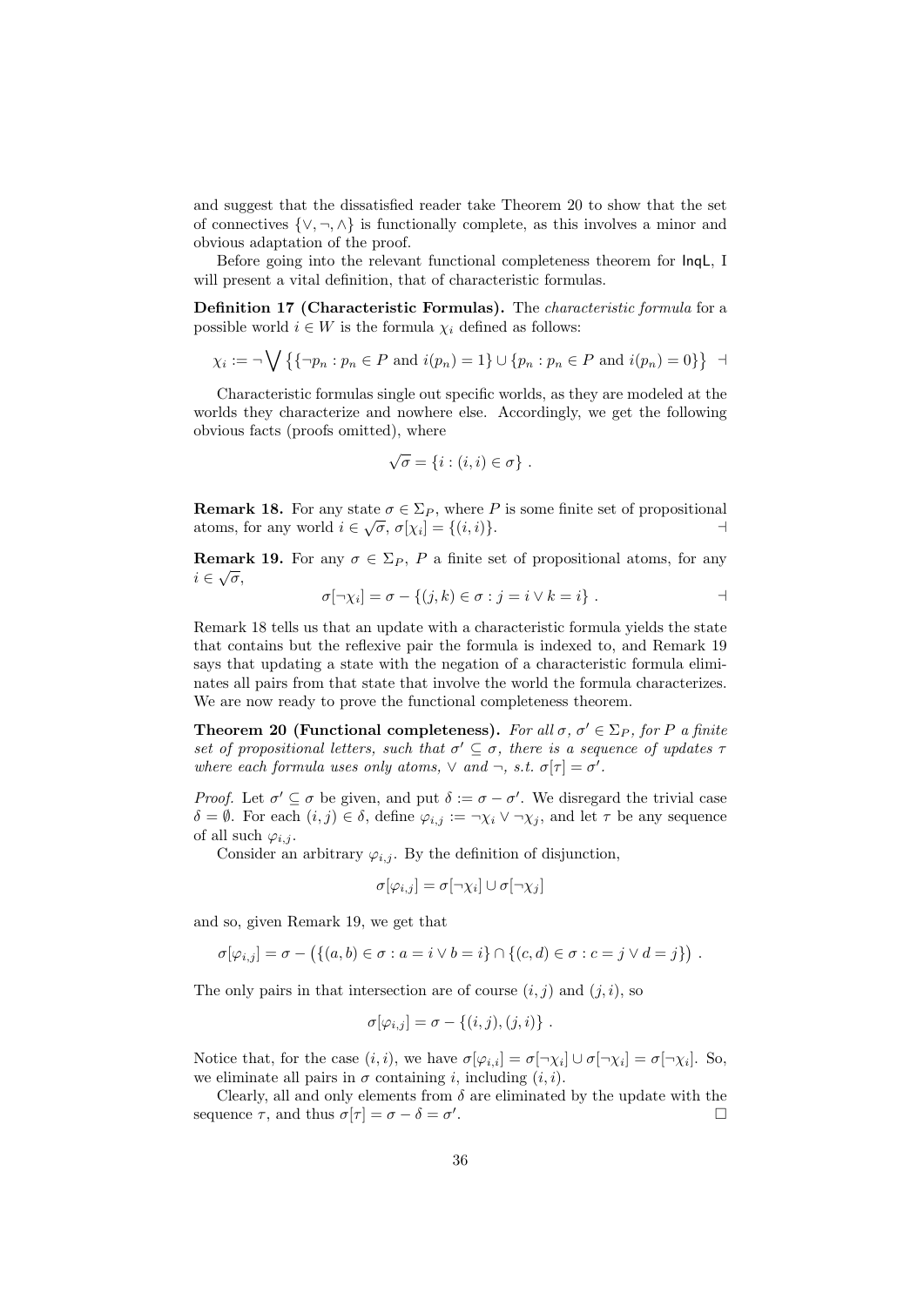and suggest that the dissatisfied reader take Theorem 20 to show that the set of connectives $\{\vee, \neg, \wedge\}$ is functionally complete, as this involves a minor and obvious adaptation of the proof.

Before going into the relevant functional completeness theorem for InqL, I will present a vital definition, that of characteristic formulas.

**Definition 17 (Characteristic Formulas).** The *characteristic formula* for a possible world $i \in W$ is the formula $\chi_i$ defined as follows:

$$\chi_i := \neg \bigvee \big\{\{\neg p_n : p_n \in P \text{ and } i(p_n) = 1\} \cup \{p_n : p_n \in P \text{ and } i(p_n) = 0\}\big\} \quad \dashv$$

Characteristic formulas single out specific worlds, as they are modeled at the worlds they characterize and nowhere else. Accordingly, we get the following obvious facts (proofs omitted), where

$$\sqrt{\sigma} = \{i : (i, i) \in \sigma\} .$$

**Remark 18.** For any state $\sigma \in \Sigma_P$, where $P$ is some finite set of propositional atoms, for any world $i \in \sqrt{\sigma}$, $\sigma[\chi_i] = \{(i, i)\}$. $\dashv$

**Remark 19.** For any $\sigma \in \Sigma_P$, $P$ a finite set of propositional atoms, for any $i \in \sqrt{\sigma}$,

$$\sigma[\neg\chi_i] = \sigma - \{(j, k) \in \sigma : j = i \vee k = i\} . \quad \dashv$$

Remark 18 tells us that an update with a characteristic formula yields the state that contains but the reflexive pair the formula is indexed to, and Remark 19 says that updating a state with the negation of a characteristic formula eliminates all pairs from that state that involve the world the formula characterizes. We are now ready to prove the functional completeness theorem.

**Theorem 20 (Functional completeness).** *For all $\sigma$, $\sigma' \in \Sigma_P$, for $P$ a finite set of propositional letters, such that $\sigma' \subseteq \sigma$, there is a sequence of updates $\tau$ where each formula uses only atoms, $\vee$ and $\neg$, s.t. $\sigma[\tau] = \sigma'$.*

*Proof.* Let $\sigma' \subseteq \sigma$ be given, and put $\delta := \sigma - \sigma'$. We disregard the trivial case $\delta = \emptyset$. For each $(i, j) \in \delta$, define $\varphi_{i,j} := \neg\chi_i \vee \neg\chi_j$, and let $\tau$ be any sequence of all such $\varphi_{i,j}$.

Consider an arbitrary $\varphi_{i,j}$. By the definition of disjunction,

$$\sigma[\varphi_{i,j}] = \sigma[\neg\chi_i] \cup \sigma[\neg\chi_j]$$

and so, given Remark 19, we get that

$$\sigma[\varphi_{i,j}] = \sigma - \big(\{(a, b) \in \sigma : a = i \vee b = i\} \cap \{(c, d) \in \sigma : c = j \vee d = j\}\big) .$$

The only pairs in that intersection are of course $(i, j)$ and $(j, i)$, so

$$\sigma[\varphi_{i,j}] = \sigma - \{(i, j), (j, i)\} .$$

Notice that, for the case $(i, i)$, we have $\sigma[\varphi_{i,i}] = \sigma[\neg\chi_i] \cup \sigma[\neg\chi_i] = \sigma[\neg\chi_i]$. So, we eliminate all pairs in $\sigma$ containing $i$, including $(i, i)$.

Clearly, all and only elements from $\delta$ are eliminated by the update with the sequence $\tau$, and thus $\sigma[\tau] = \sigma - \delta = \sigma'$. $\square$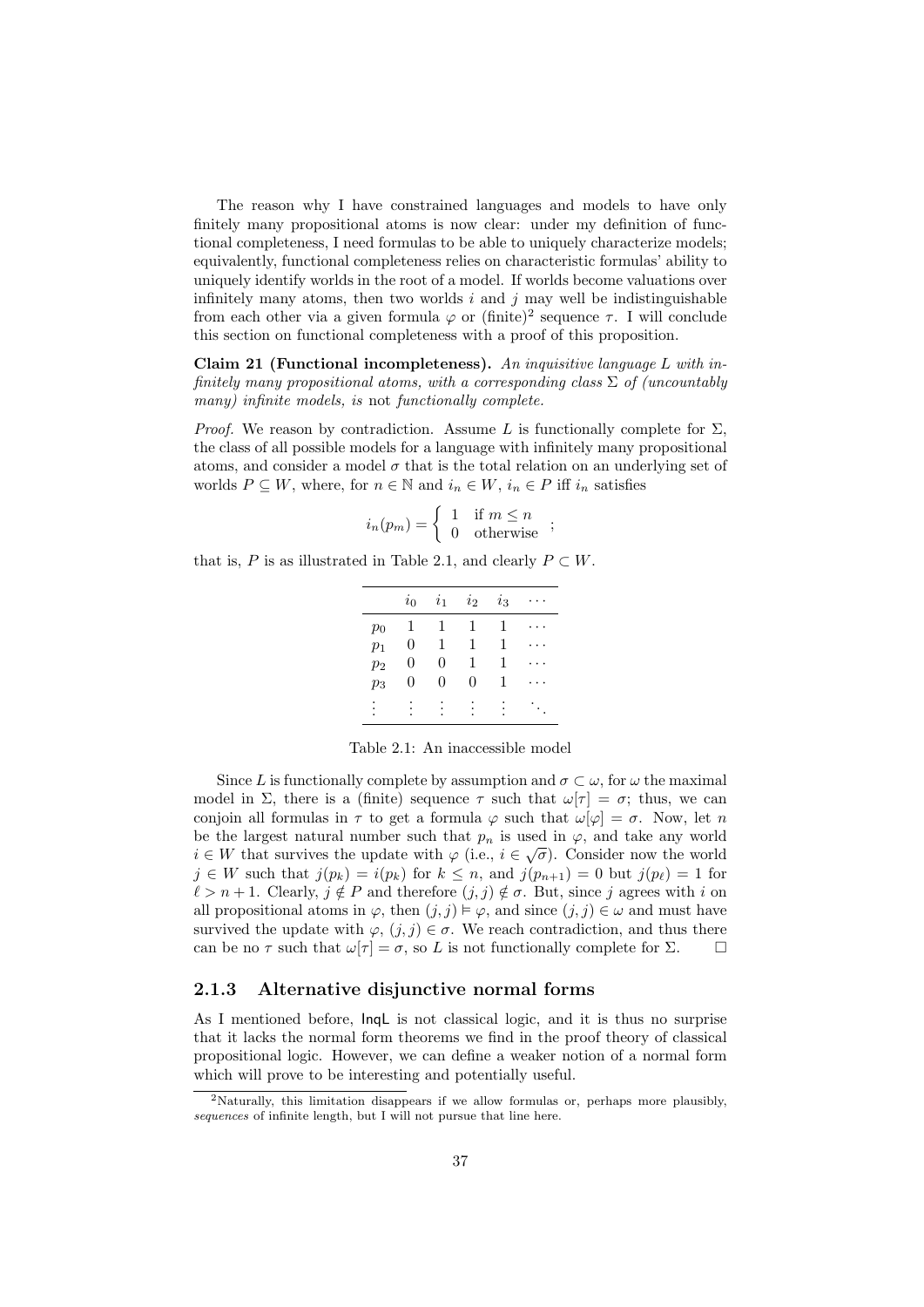The reason why I have constrained languages and models to have only finitely many propositional atoms is now clear: under my definition of functional completeness, I need formulas to be able to uniquely characterize models; equivalently, functional completeness relies on characteristic formulas' ability to uniquely identify worlds in the root of a model. If worlds become valuations over infinitely many atoms, then two worlds $i$ and $j$ may well be indistinguishable from each other via a given formula $\varphi$ or (finite)[2] sequence $\tau$. I will conclude this section on functional completeness with a proof of this proposition.

**Claim 21 (Functional incompleteness).** *An inquisitive language $L$ with infinitely many propositional atoms, with a corresponding class $\Sigma$ of (uncountably many) infinite models, is* not *functionally complete.*

*Proof.* We reason by contradiction. Assume $L$ is functionally complete for $\Sigma$, the class of all possible models for a language with infinitely many propositional atoms, and consider a model $\sigma$ that is the total relation on an underlying set of worlds $P \subseteq W$, where, for $n \in \mathbb{N}$ and $i_n \in W$, $i_n \in P$ iff $i_n$ satisfies

$$i_n(p_m) = \begin{cases} 1 & \text{if } m \leq n \\ 0 & \text{otherwise} \end{cases} ;$$

that is, $P$ is as illustrated in Table 2.1, and clearly $P \subset W$.

| | $i_0$ | $i_1$ | $i_2$ | $i_3$ | $\cdots$ |
|---|---|---|---|---|---|
| $p_0$ | 1 | 1 | 1 | 1 | $\cdots$ |
| $p_1$ | 0 | 1 | 1 | 1 | $\cdots$ |
| $p_2$ | 0 | 0 | 1 | 1 | $\cdots$ |
| $p_3$ | 0 | 0 | 0 | 1 | $\cdots$ |
| $\vdots$ | $\vdots$ | $\vdots$ | $\vdots$ | $\vdots$ | $\ddots$ |

Table 2.1: An inaccessible model

Since $L$ is functionally complete by assumption and $\sigma \subset \omega$, for $\omega$ the maximal model in $\Sigma$, there is a (finite) sequence $\tau$ such that $\omega[\tau] = \sigma$; thus, we can conjoin all formulas in $\tau$ to get a formula $\varphi$ such that $\omega[\varphi] = \sigma$. Now, let $n$ be the largest natural number such that $p_n$ is used in $\varphi$, and take any world $i \in W$ that survives the update with $\varphi$ (i.e., $i \in \sqrt{\sigma}$). Consider now the world $j \in W$ such that $j(p_k) = i(p_k)$ for $k \leq n$, and $j(p_{n+1}) = 0$ but $j(p_\ell) = 1$ for $\ell > n + 1$. Clearly, $j \notin P$ and therefore $(j, j) \notin \sigma$. But, since $j$ agrees with $i$ on all propositional atoms in $\varphi$, then $(j, j) \vDash \varphi$, and since $(j, j) \in \omega$ and must have survived the update with $\varphi$, $(j, j) \in \sigma$. We reach contradiction, and thus there can be no $\tau$ such that $\omega[\tau] = \sigma$, so $L$ is not functionally complete for $\Sigma$. $\square$

### 2.1.3 Alternative disjunctive normal forms

As I mentioned before, InqL is not classical logic, and it is thus no surprise that it lacks the normal form theorems we find in the proof theory of classical propositional logic. However, we can define a weaker notion of a normal form which will prove to be interesting and potentially useful.

[2]Naturally, this limitation disappears if we allow formulas or, perhaps more plausibly, *sequences* of infinite length, but I will not pursue that line here.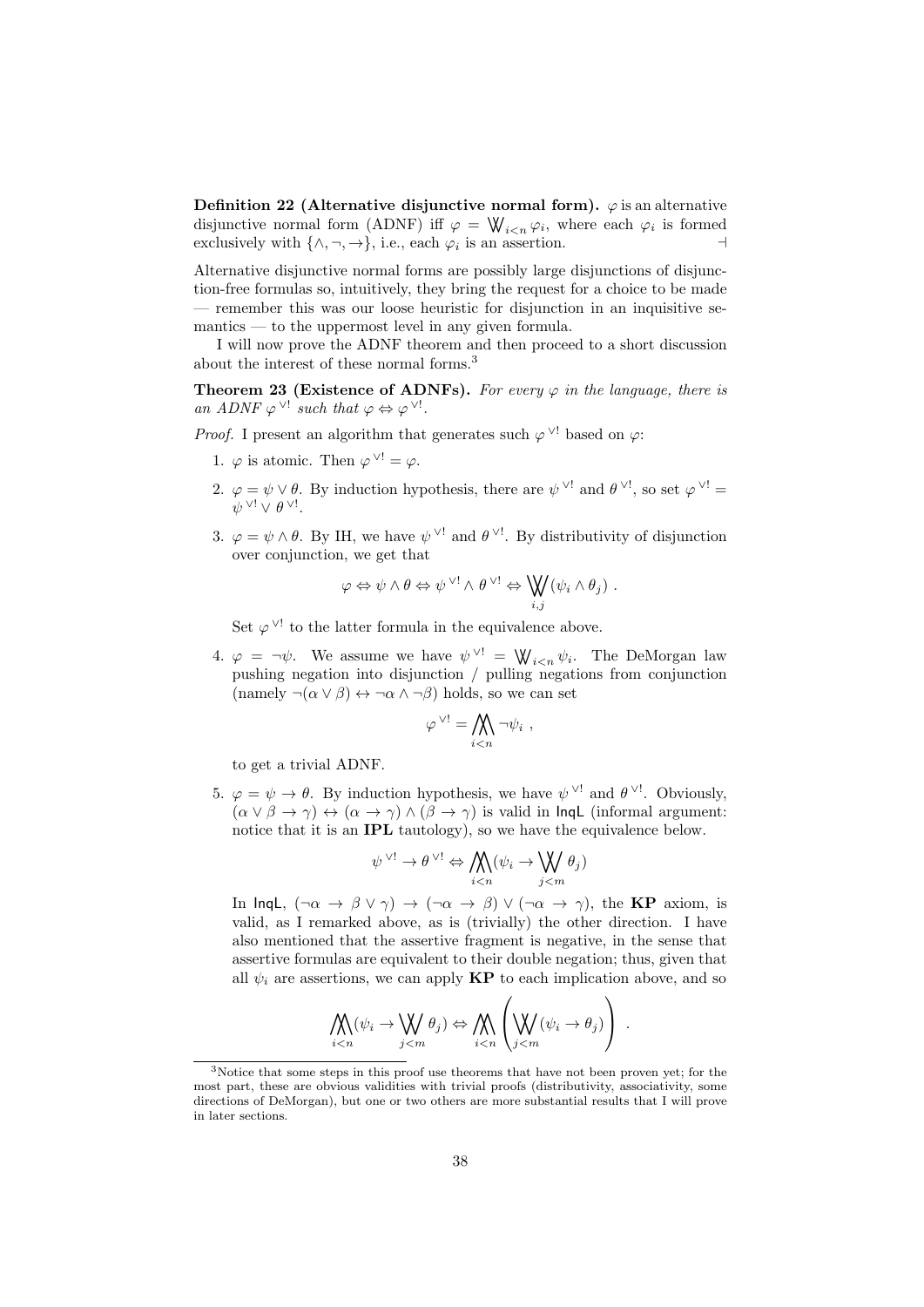**Definition 22 (Alternative disjunctive normal form).** $\varphi$ is an alternative disjunctive normal form (ADNF) iff $\varphi = \bigvee\!\!\!\!\bigvee_{i<n} \varphi_i$, where each $\varphi_i$ is formed exclusively with $\{\wedge, \neg, \rightarrow\}$, i.e., each $\varphi_i$ is an assertion. $\dashv$

Alternative disjunctive normal forms are possibly large disjunctions of disjunction-free formulas so, intuitively, they bring the request for a choice to be made — remember this was our loose heuristic for disjunction in an inquisitive semantics — to the uppermost level in any given formula.

I will now prove the ADNF theorem and then proceed to a short discussion about the interest of these normal forms.[3]

**Theorem 23 (Existence of ADNFs).** *For every $\varphi$ in the language, there is an ADNF $\varphi^{\vee!}$ such that $\varphi \Leftrightarrow \varphi^{\vee!}$.*

*Proof.* I present an algorithm that generates such $\varphi^{\vee!}$ based on $\varphi$:

1. $\varphi$ is atomic. Then $\varphi^{\vee!} = \varphi$.
2. $\varphi = \psi \vee \theta$. By induction hypothesis, there are $\psi^{\vee!}$ and $\theta^{\vee!}$, so set $\varphi^{\vee!} = \psi^{\vee!} \vee \theta^{\vee!}$.
3. $\varphi = \psi \wedge \theta$. By IH, we have $\psi^{\vee!}$ and $\theta^{\vee!}$. By distributivity of disjunction over conjunction, we get that

   $$\varphi \Leftrightarrow \psi \wedge \theta \Leftrightarrow \psi^{\vee!} \wedge \theta^{\vee!} \Leftrightarrow \bigvee\!\!\!\!\bigvee_{i,j} (\psi_i \wedge \theta_j) \ .$$

   Set $\varphi^{\vee!}$ to the latter formula in the equivalence above.
4. $\varphi = \neg\psi$. We assume we have $\psi^{\vee!} = \bigvee\!\!\!\!\bigvee_{i<n} \psi_i$. The DeMorgan law pushing negation into disjunction / pulling negations from conjunction (namely $\neg(\alpha \vee \beta) \leftrightarrow \neg\alpha \wedge \neg\beta$) holds, so we can set

   $$\varphi^{\vee!} = \bigwedge\!\!\!\!\bigwedge_{i<n} \neg\psi_i \ ,$$

   to get a trivial ADNF.
5. $\varphi = \psi \rightarrow \theta$. By induction hypothesis, we have $\psi^{\vee!}$ and $\theta^{\vee!}$. Obviously, $(\alpha \vee \beta \rightarrow \gamma) \leftrightarrow (\alpha \rightarrow \gamma) \wedge (\beta \rightarrow \gamma)$ is valid in $\mathsf{InqL}$ (informal argument: notice that it is an **IPL** tautology), so we have the equivalence below.

   $$\psi^{\vee!} \rightarrow \theta^{\vee!} \Leftrightarrow \bigwedge\!\!\!\!\bigwedge_{i<n} (\psi_i \rightarrow \bigvee\!\!\!\!\bigvee_{j<m} \theta_j)$$

   In $\mathsf{InqL}$, $(\neg\alpha \rightarrow \beta \vee \gamma) \rightarrow (\neg\alpha \rightarrow \beta) \vee (\neg\alpha \rightarrow \gamma)$, the **KP** axiom, is valid, as I remarked above, as is (trivially) the other direction. I have also mentioned that the assertive fragment is negative, in the sense that assertive formulas are equivalent to their double negation; thus, given that all $\psi_i$ are assertions, we can apply **KP** to each implication above, and so

   $$\bigwedge\!\!\!\!\bigwedge_{i<n} (\psi_i \rightarrow \bigvee\!\!\!\!\bigvee_{j<m} \theta_j) \Leftrightarrow \bigwedge\!\!\!\!\bigwedge_{i<n} \left( \bigvee\!\!\!\!\bigvee_{j<m} (\psi_i \rightarrow \theta_j) \right) \ .$$

---

[3] Notice that some steps in this proof use theorems that have not been proven yet; for the most part, these are obvious validities with trivial proofs (distributivity, associativity, some directions of DeMorgan), but one or two others are more substantial results that I will prove in later sections.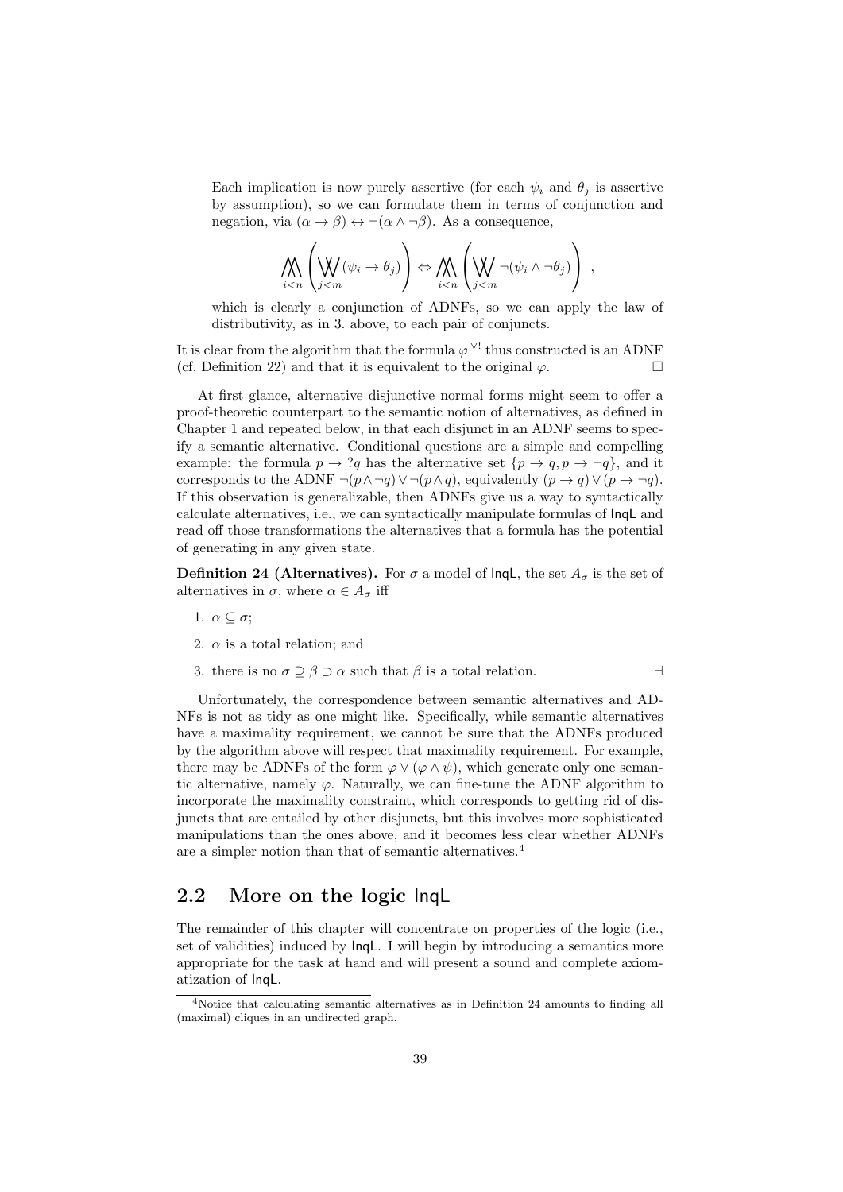Each implication is now purely assertive (for each $\psi_i$ and $\theta_j$ is assertive by assumption), so we can formulate them in terms of conjunction and negation, via $(\alpha \to \beta) \leftrightarrow \neg(\alpha \wedge \neg\beta)$. As a consequence,

$$\bigwedge\!\!\!\bigwedge_{i<n} \left( \bigvee\!\!\!\bigvee_{j<m} (\psi_i \to \theta_j) \right) \Leftrightarrow \bigwedge\!\!\!\bigwedge_{i<n} \left( \bigvee\!\!\!\bigvee_{j<m} \neg(\psi_i \wedge \neg\theta_j) \right) ,$$

which is clearly a conjunction of ADNFs, so we can apply the law of distributivity, as in 3. above, to each pair of conjuncts.

It is clear from the algorithm that the formula $\varphi^{\vee!}$ thus constructed is an ADNF (cf. Definition 22) and that it is equivalent to the original $\varphi$. $\square$

At first glance, alternative disjunctive normal forms might seem to offer a proof-theoretic counterpart to the semantic notion of alternatives, as defined in Chapter 1 and repeated below, in that each disjunct in an ADNF seems to specify a semantic alternative. Conditional questions are a simple and compelling example: the formula $p \to ?q$ has the alternative set $\{p \to q, p \to \neg q\}$, and it corresponds to the ADNF $\neg(p \wedge \neg q) \vee \neg(p \wedge q)$, equivalently $(p \to q) \vee (p \to \neg q)$. If this observation is generalizable, then ADNFs give us a way to syntactically calculate alternatives, i.e., we can syntactically manipulate formulas of InqL and read off those transformations the alternatives that a formula has the potential of generating in any given state.

**Definition 24 (Alternatives).** For $\sigma$ a model of InqL, the set $A_\sigma$ is the set of alternatives in $\sigma$, where $\alpha \in A_\sigma$ iff

1. $\alpha \subseteq \sigma$;
2. $\alpha$ is a total relation; and
3. there is no $\sigma \supseteq \beta \supset \alpha$ such that $\beta$ is a total relation. $\dashv$

Unfortunately, the correspondence between semantic alternatives and ADNFs is not as tidy as one might like. Specifically, while semantic alternatives have a maximality requirement, we cannot be sure that the ADNFs produced by the algorithm above will respect that maximality requirement. For example, there may be ADNFs of the form $\varphi \vee (\varphi \wedge \psi)$, which generate only one semantic alternative, namely $\varphi$. Naturally, we can fine-tune the ADNF algorithm to incorporate the maximality constraint, which corresponds to getting rid of disjuncts that are entailed by other disjuncts, but this involves more sophisticated manipulations than the ones above, and it becomes less clear whether ADNFs are a simpler notion than that of semantic alternatives.[4]

## 2.2 More on the logic InqL

The remainder of this chapter will concentrate on properties of the logic (i.e., set of validities) induced by InqL. I will begin by introducing a semantics more appropriate for the task at hand and will present a sound and complete axiomatization of InqL.

[4] Notice that calculating semantic alternatives as in Definition 24 amounts to finding all (maximal) cliques in an undirected graph.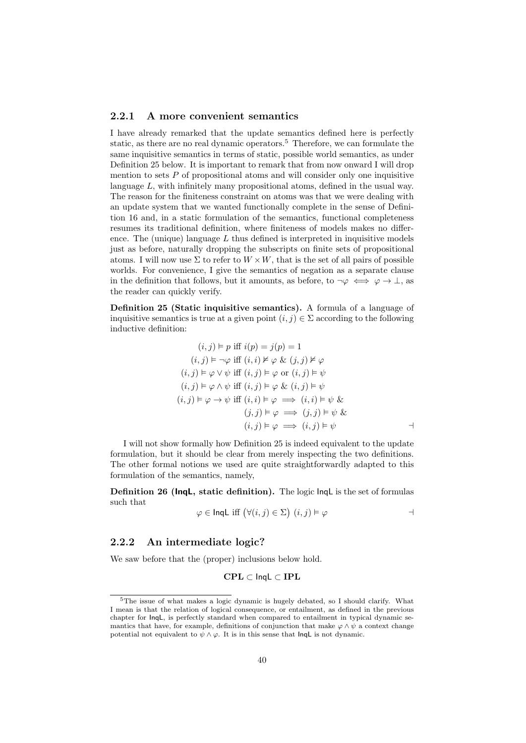### 2.2.1 A more convenient semantics

I have already remarked that the update semantics defined here is perfectly static, as there are no real dynamic operators.[5] Therefore, we can formulate the same inquisitive semantics in terms of static, possible world semantics, as under Definition 25 below. It is important to remark that from now onward I will drop mention to sets $P$ of propositional atoms and will consider only one inquisitive language $L$, with infinitely many propositional atoms, defined in the usual way. The reason for the finiteness constraint on atoms was that we were dealing with an update system that we wanted functionally complete in the sense of Definition 16 and, in a static formulation of the semantics, functional completeness resumes its traditional definition, where finiteness of models makes no difference. The (unique) language $L$ thus defined is interpreted in inquisitive models just as before, naturally dropping the subscripts on finite sets of propositional atoms. I will now use $\Sigma$ to refer to $W \times W$, that is the set of all pairs of possible worlds. For convenience, I give the semantics of negation as a separate clause in the definition that follows, but it amounts, as before, to $\neg\varphi \iff \varphi \rightarrow \bot$, as the reader can quickly verify.

**Definition 25 (Static inquisitive semantics).** A formula of a language of inquisitive semantics is true at a given point $(i, j) \in \Sigma$ according to the following inductive definition:

$$
\begin{aligned}
(i,j) &\vDash p \text{ iff } i(p) = j(p) = 1 \\
(i,j) &\vDash \neg\varphi \text{ iff } (i,i) \nvDash \varphi \;\&\; (j,j) \nvDash \varphi \\
(i,j) &\vDash \varphi \vee \psi \text{ iff } (i,j) \vDash \varphi \text{ or } (i,j) \vDash \psi \\
(i,j) &\vDash \varphi \wedge \psi \text{ iff } (i,j) \vDash \varphi \;\&\; (i,j) \vDash \psi \\
(i,j) &\vDash \varphi \rightarrow \psi \text{ iff } (i,i) \vDash \varphi \implies (i,i) \vDash \psi \;\&\; \\
&\qquad (j,j) \vDash \varphi \implies (j,j) \vDash \psi \;\&\; \\
&\qquad (i,j) \vDash \varphi \implies (i,j) \vDash \psi
\end{aligned}
\qquad \dashv
$$

I will not show formally how Definition 25 is indeed equivalent to the update formulation, but it should be clear from merely inspecting the two definitions. The other formal notions we used are quite straightforwardly adapted to this formulation of the semantics, namely,

**Definition 26 (InqL, static definition).** The logic InqL is the set of formulas such that

$$\varphi \in \mathsf{InqL} \text{ iff } \big(\forall (i,j) \in \Sigma\big)\ (i,j) \vDash \varphi \qquad \dashv$$

### 2.2.2 An intermediate logic?

We saw before that the (proper) inclusions below hold.

$$\mathbf{CPL} \subset \mathsf{InqL} \subset \mathbf{IPL}$$

[5] The issue of what makes a logic dynamic is hugely debated, so I should clarify. What I mean is that the relation of logical consequence, or entailment, as defined in the previous chapter for InqL, is perfectly standard when compared to entailment in typical dynamic semantics that have, for example, definitions of conjunction that make $\varphi \wedge \psi$ a context change potential not equivalent to $\psi \wedge \varphi$. It is in this sense that InqL is not dynamic.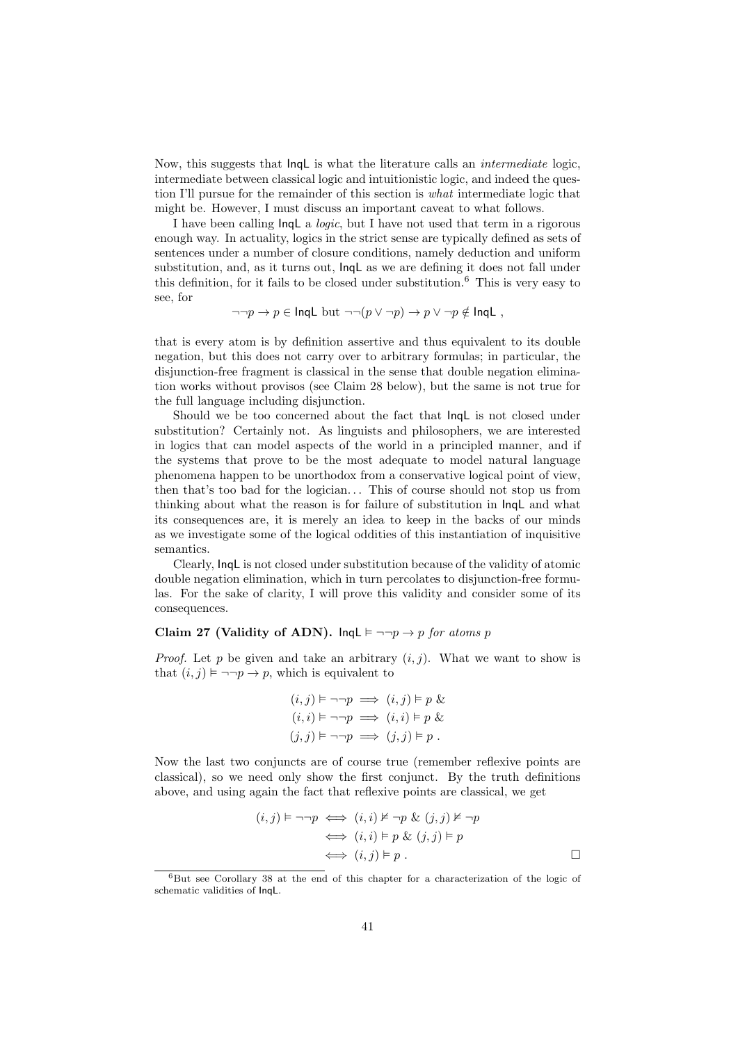Now, this suggests that InqL is what the literature calls an *intermediate* logic, intermediate between classical logic and intuitionistic logic, and indeed the question I'll pursue for the remainder of this section is *what* intermediate logic that might be. However, I must discuss an important caveat to what follows.

I have been calling InqL a *logic*, but I have not used that term in a rigorous enough way. In actuality, logics in the strict sense are typically defined as sets of sentences under a number of closure conditions, namely deduction and uniform substitution, and, as it turns out, InqL as we are defining it does not fall under this definition, for it fails to be closed under substitution.[6] This is very easy to see, for

$$\neg\neg p \to p \in \mathsf{InqL} \text{ but } \neg\neg(p \vee \neg p) \to p \vee \neg p \notin \mathsf{InqL}\ ,$$

that is every atom is by definition assertive and thus equivalent to its double negation, but this does not carry over to arbitrary formulas; in particular, the disjunction-free fragment is classical in the sense that double negation elimination works without provisos (see Claim 28 below), but the same is not true for the full language including disjunction.

Should we be too concerned about the fact that InqL is not closed under substitution? Certainly not. As linguists and philosophers, we are interested in logics that can model aspects of the world in a principled manner, and if the systems that prove to be the most adequate to model natural language phenomena happen to be unorthodox from a conservative logical point of view, then that's too bad for the logician... This of course should not stop us from thinking about what the reason is for failure of substitution in InqL and what its consequences are, it is merely an idea to keep in the backs of our minds as we investigate some of the logical oddities of this instantiation of inquisitive semantics.

Clearly, InqL is not closed under substitution because of the validity of atomic double negation elimination, which in turn percolates to disjunction-free formulas. For the sake of clarity, I will prove this validity and consider some of its consequences.

**Claim 27 (Validity of ADN).** $\mathsf{InqL} \vDash \neg\neg p \to p$ *for atoms* $p$

*Proof.* Let $p$ be given and take an arbitrary $(i, j)$. What we want to show is that $(i, j) \vDash \neg\neg p \to p$, which is equivalent to

$$\begin{aligned}(i,j) \vDash \neg\neg p &\implies (i,j) \vDash p\ \&\\ (i,i) \vDash \neg\neg p &\implies (i,i) \vDash p\ \&\\ (j,j) \vDash \neg\neg p &\implies (j,j) \vDash p\ .\end{aligned}$$

Now the last two conjuncts are of course true (remember reflexive points are classical), so we need only show the first conjunct. By the truth definitions above, and using again the fact that reflexive points are classical, we get

$$\begin{aligned}(i,j) \vDash \neg\neg p &\iff (i,i) \nvDash \neg p\ \&\ (j,j) \nvDash \neg p\\ &\iff (i,i) \vDash p\ \&\ (j,j) \vDash p\\ &\iff (i,j) \vDash p\ .\end{aligned}$$

□

[6] But see Corollary 38 at the end of this chapter for a characterization of the logic of schematic validities of InqL.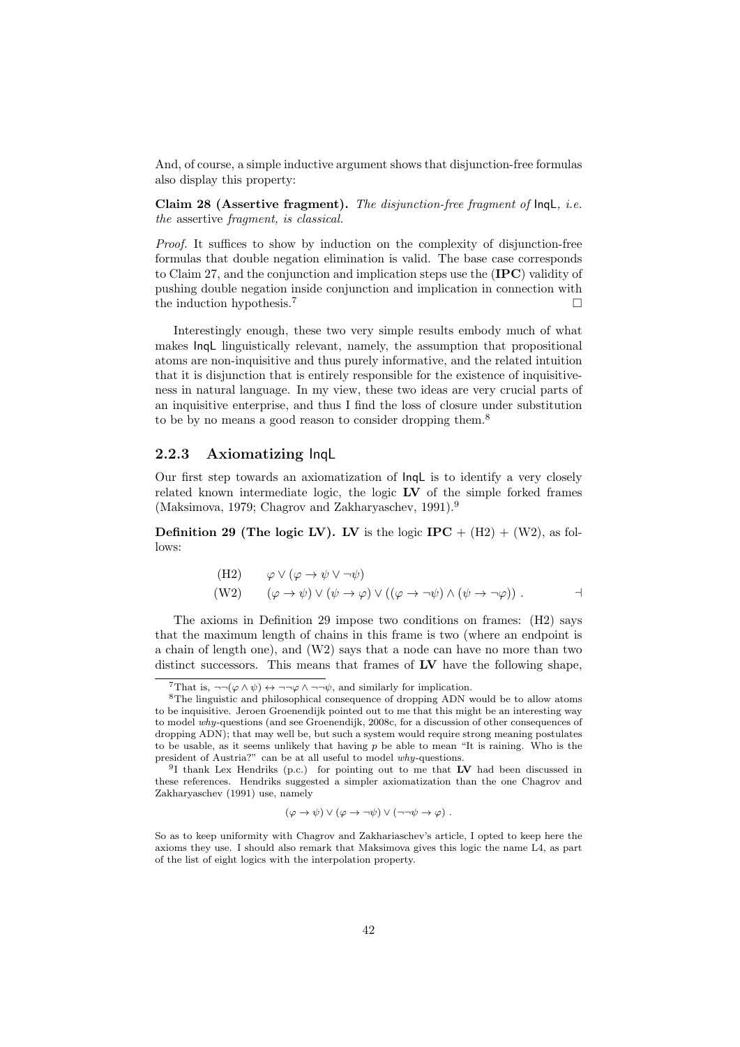And, of course, a simple inductive argument shows that disjunction-free formulas also display this property:

**Claim 28 (Assertive fragment).** *The disjunction-free fragment of* InqL*, i.e. the* assertive *fragment, is classical.*

*Proof.* It suffices to show by induction on the complexity of disjunction-free formulas that double negation elimination is valid. The base case corresponds to Claim 27, and the conjunction and implication steps use the (**IPC**) validity of pushing double negation inside conjunction and implication in connection with the induction hypothesis.[7] □

Interestingly enough, these two very simple results embody much of what makes InqL linguistically relevant, namely, the assumption that propositional atoms are non-inquisitive and thus purely informative, and the related intuition that it is disjunction that is entirely responsible for the existence of inquisitiveness in natural language. In my view, these two ideas are very crucial parts of an inquisitive enterprise, and thus I find the loss of closure under substitution to be by no means a good reason to consider dropping them.[8]

### 2.2.3 Axiomatizing InqL

Our first step towards an axiomatization of InqL is to identify a very closely related known intermediate logic, the logic **LV** of the simple forked frames (Maksimova, 1979; Chagrov and Zakharyaschev, 1991).[9]

**Definition 29 (The logic LV).** **LV** is the logic **IPC** + (H2) + (W2), as follows:

$$\text{(H2)} \qquad \varphi \vee (\varphi \to \psi \vee \neg\psi)$$

$$\text{(W2)} \qquad (\varphi \to \psi) \vee (\psi \to \varphi) \vee ((\varphi \to \neg\psi) \wedge (\psi \to \neg\varphi)) \,. \qquad \dashv$$

The axioms in Definition 29 impose two conditions on frames: (H2) says that the maximum length of chains in this frame is two (where an endpoint is a chain of length one), and (W2) says that a node can have no more than two distinct successors. This means that frames of **LV** have the following shape,

---

[7] That is, $\neg\neg(\varphi \wedge \psi) \leftrightarrow \neg\neg\varphi \wedge \neg\neg\psi$, and similarly for implication.

[8] The linguistic and philosophical consequence of dropping ADN would be to allow atoms to be inquisitive. Jeroen Groenendijk pointed out to me that this might be an interesting way to model *why*-questions (and see Groenendijk, 2008c, for a discussion of other consequences of dropping ADN); that may well be, but such a system would require strong meaning postulates to be usable, as it seems unlikely that having $p$ be able to mean "It is raining. Who is the president of Austria?" can be at all useful to model *why*-questions.

[9] I thank Lex Hendriks (p.c.) for pointing out to me that **LV** had been discussed in these references. Hendriks suggested a simpler axiomatization than the one Chagrov and Zakharyaschev (1991) use, namely

$$(\varphi \to \psi) \vee (\varphi \to \neg\psi) \vee (\neg\neg\psi \to \varphi) \,.$$

So as to keep uniformity with Chagrov and Zakhariaschev's article, I opted to keep here the axioms they use. I should also remark that Maksimova gives this logic the name L4, as part of the list of eight logics with the interpolation property.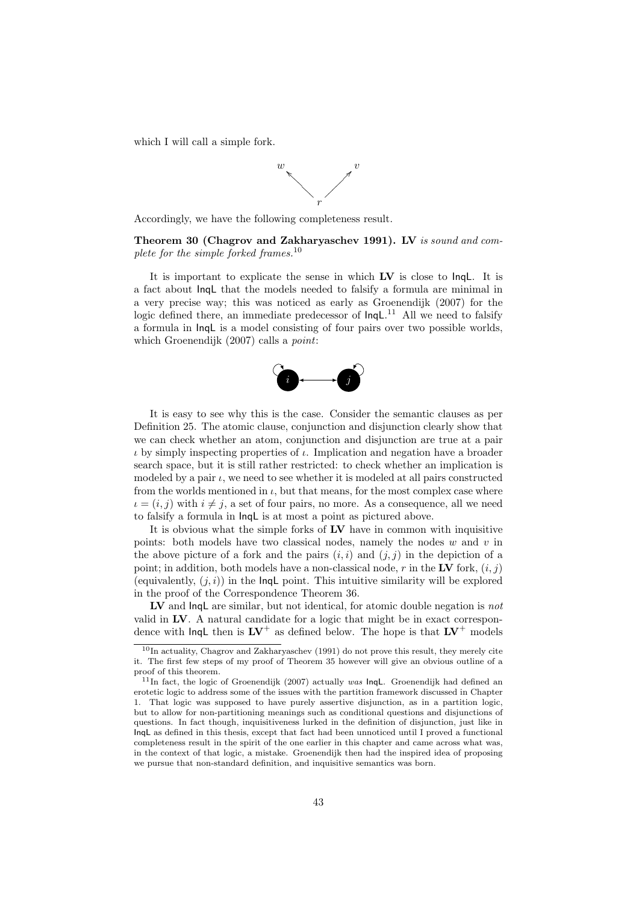which I will call a simple fork.

$w$ $v$

$r$

Accordingly, we have the following completeness result.

**Theorem 30 (Chagrov and Zakharyaschev 1991). LV** *is sound and complete for the simple forked frames.*[10]

It is important to explicate the sense in which **LV** is close to InqL. It is a fact about InqL that the models needed to falsify a formula are minimal in a very precise way; this was noticed as early as Groenendijk (2007) for the logic defined there, an immediate predecessor of InqL.[11] All we need to falsify a formula in InqL is a model consisting of four pairs over two possible worlds, which Groenendijk (2007) calls a *point*:

$i$ $j$

It is easy to see why this is the case. Consider the semantic clauses as per Definition 25. The atomic clause, conjunction and disjunction clearly show that we can check whether an atom, conjunction and disjunction are true at a pair $\iota$ by simply inspecting properties of $\iota$. Implication and negation have a broader search space, but it is still rather restricted: to check whether an implication is modeled by a pair $\iota$, we need to see whether it is modeled at all pairs constructed from the worlds mentioned in $\iota$, but that means, for the most complex case where $\iota = (i, j)$ with $i \neq j$, a set of four pairs, no more. As a consequence, all we need to falsify a formula in InqL is at most a point as pictured above.

It is obvious what the simple forks of **LV** have in common with inquisitive points: both models have two classical nodes, namely the nodes $w$ and $v$ in the above picture of a fork and the pairs $(i, i)$ and $(j, j)$ in the depiction of a point; in addition, both models have a non-classical node, $r$ in the **LV** fork, $(i, j)$ (equivalently, $(j, i)$) in the InqL point. This intuitive similarity will be explored in the proof of the Correspondence Theorem 36.

**LV** and InqL are similar, but not identical, for atomic double negation is *not* valid in **LV**. A natural candidate for a logic that might be in exact correspondence with InqL then is $\mathbf{LV}^+$ as defined below. The hope is that $\mathbf{LV}^+$ models

[10] In actuality, Chagrov and Zakharyaschev (1991) do not prove this result, they merely cite it. The first few steps of my proof of Theorem 35 however will give an obvious outline of a proof of this theorem.

[11] In fact, the logic of Groenendijk (2007) actually *was* InqL. Groenendijk had defined an erotetic logic to address some of the issues with the partition framework discussed in Chapter 1. That logic was supposed to have purely assertive disjunction, as in a partition logic, but to allow for non-partitioning meanings such as conditional questions and disjunctions of questions. In fact though, inquisitiveness lurked in the definition of disjunction, just like in InqL as defined in this thesis, except that fact had been unnoticed until I proved a functional completeness result in the spirit of the one earlier in this chapter and came across what was, in the context of that logic, a mistake. Groenendijk then had the inspired idea of proposing we pursue that non-standard definition, and inquisitive semantics was born.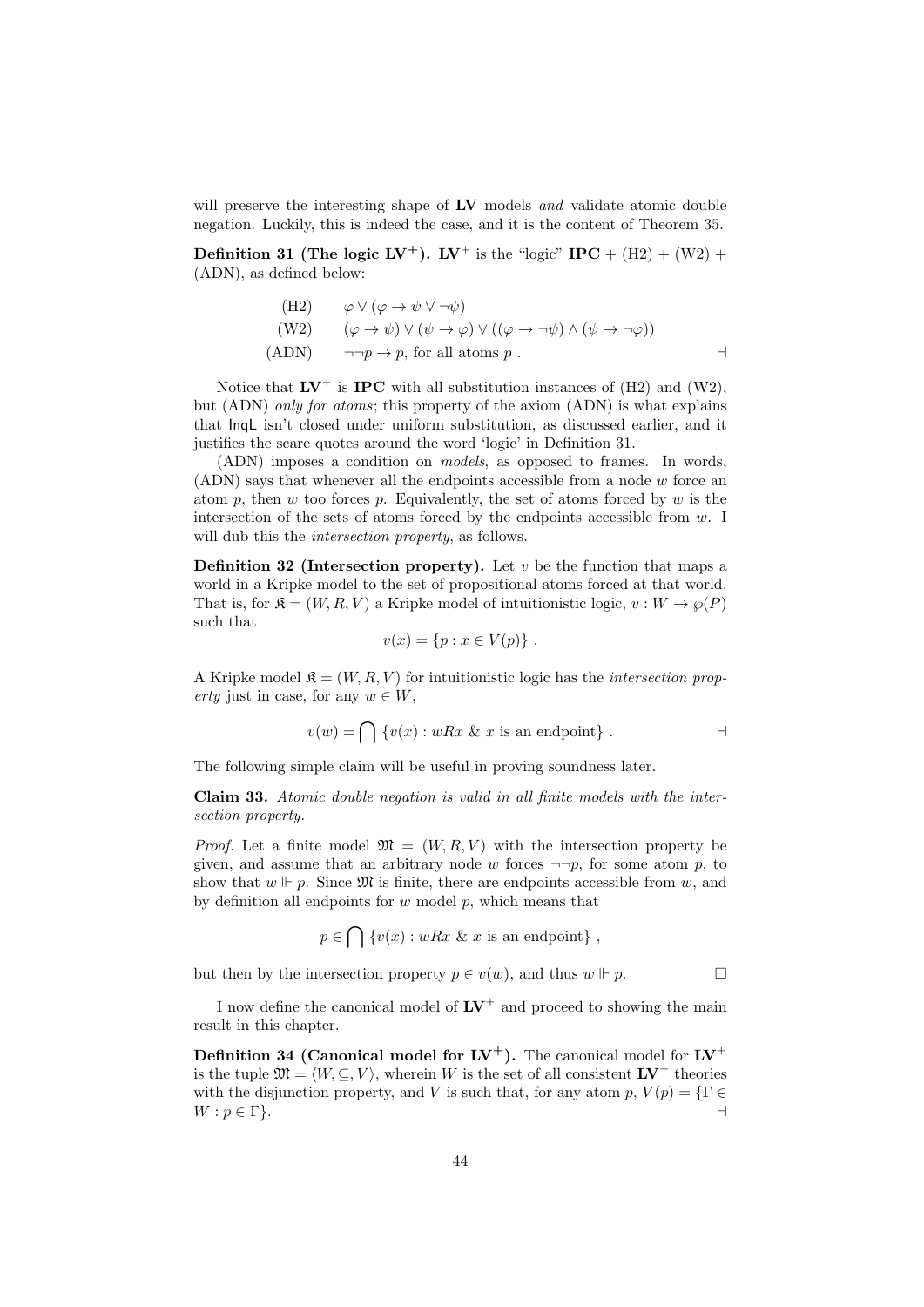will preserve the interesting shape of **LV** models *and* validate atomic double negation. Luckily, this is indeed the case, and it is the content of Theorem 35.

**Definition 31 (The logic $\mathbf{LV}^+$).** $\mathbf{LV}^+$ is the "logic" $\mathbf{IPC}$ + (H2) + (W2) + (ADN), as defined below:

$$
\begin{array}{ll}
\text{(H2)} & \varphi \vee (\varphi \to \psi \vee \neg\psi) \\
\text{(W2)} & (\varphi \to \psi) \vee (\psi \to \varphi) \vee ((\varphi \to \neg\psi) \wedge (\psi \to \neg\varphi)) \\
\text{(ADN)} & \neg\neg p \to p, \text{ for all atoms } p\ .
\end{array}
\qquad \dashv
$$

Notice that $\mathbf{LV}^+$ is $\mathbf{IPC}$ with all substitution instances of (H2) and (W2), but (ADN) *only for atoms*; this property of the axiom (ADN) is what explains that InqL isn't closed under uniform substitution, as discussed earlier, and it justifies the scare quotes around the word 'logic' in Definition 31.

(ADN) imposes a condition on *models*, as opposed to frames. In words, (ADN) says that whenever all the endpoints accessible from a node $w$ force an atom $p$, then $w$ too forces $p$. Equivalently, the set of atoms forced by $w$ is the intersection of the sets of atoms forced by the endpoints accessible from $w$. I will dub this the *intersection property*, as follows.

**Definition 32 (Intersection property).** Let $v$ be the function that maps a world in a Kripke model to the set of propositional atoms forced at that world. That is, for $\mathfrak{K} = (W, R, V)$ a Kripke model of intuitionistic logic, $v : W \to \wp(P)$ such that

$$v(x) = \{p : x \in V(p)\}\ .$$

A Kripke model $\mathfrak{K} = (W, R, V)$ for intuitionistic logic has the *intersection property* just in case, for any $w \in W$,

$$v(w) = \bigcap \{v(x) : wRx \ \&\ x \text{ is an endpoint}\}\ . \qquad \dashv$$

The following simple claim will be useful in proving soundness later.

**Claim 33.** *Atomic double negation is valid in all finite models with the intersection property.*

*Proof.* Let a finite model $\mathfrak{M} = (W, R, V)$ with the intersection property be given, and assume that an arbitrary node $w$ forces $\neg\neg p$, for some atom $p$, to show that $w \Vdash p$. Since $\mathfrak{M}$ is finite, there are endpoints accessible from $w$, and by definition all endpoints for $w$ model $p$, which means that

$$p \in \bigcap \{v(x) : wRx \ \&\ x \text{ is an endpoint}\}\ ,$$

but then by the intersection property $p \in v(w)$, and thus $w \Vdash p$. $\square$

I now define the canonical model of $\mathbf{LV}^+$ and proceed to showing the main result in this chapter.

**Definition 34 (Canonical model for $\mathbf{LV}^+$).** The canonical model for $\mathbf{LV}^+$ is the tuple $\mathfrak{M} = \langle W, \subseteq, V\rangle$, wherein $W$ is the set of all consistent $\mathbf{LV}^+$ theories with the disjunction property, and $V$ is such that, for any atom $p$, $V(p) = \{\Gamma \in W : p \in \Gamma\}$. $\dashv$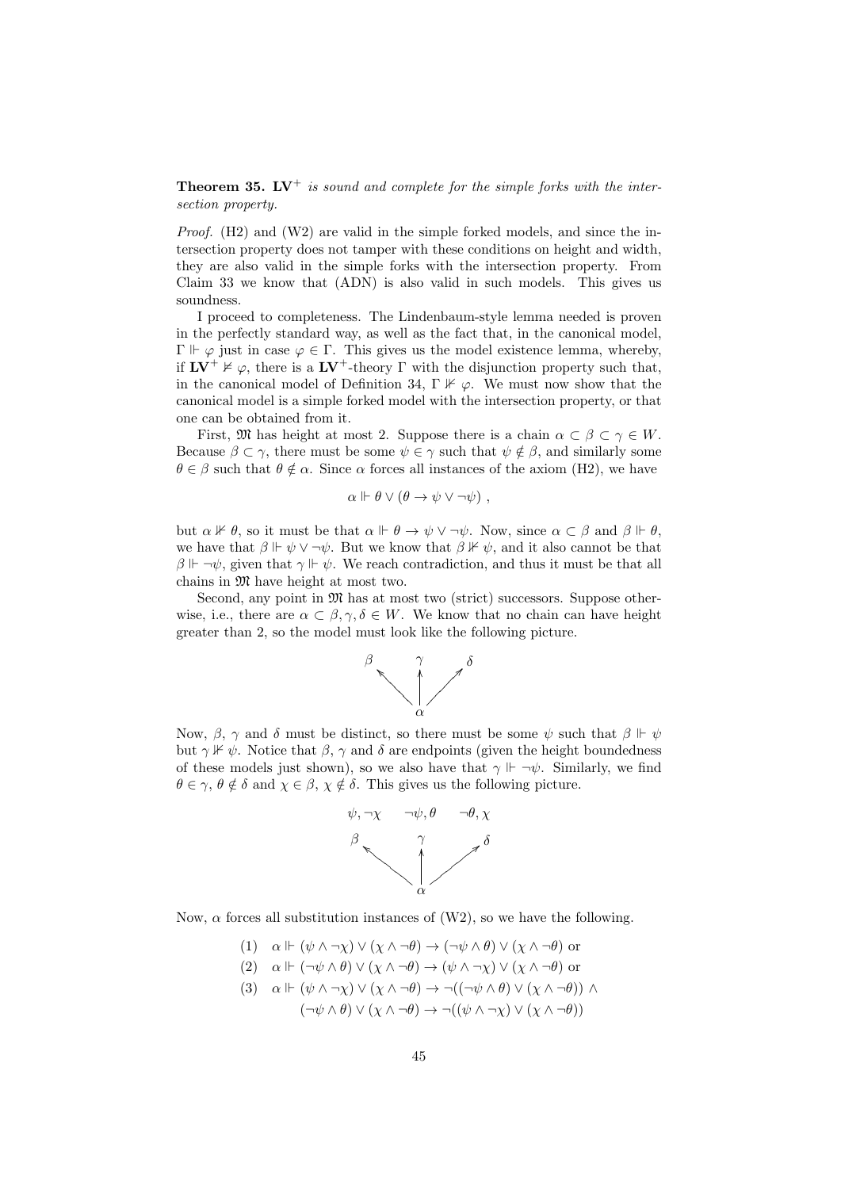**Theorem 35.** $\mathbf{LV}^+$ *is sound and complete for the simple forks with the intersection property.*

*Proof.* (H2) and (W2) are valid in the simple forked models, and since the intersection property does not tamper with these conditions on height and width, they are also valid in the simple forks with the intersection property. From Claim 33 we know that (ADN) is also valid in such models. This gives us soundness.

I proceed to completeness. The Lindenbaum-style lemma needed is proven in the perfectly standard way, as well as the fact that, in the canonical model, $\Gamma \Vdash \varphi$ just in case $\varphi \in \Gamma$. This gives us the model existence lemma, whereby, if $\mathbf{LV}^+ \nvDash \varphi$, there is a $\mathbf{LV}^+$-theory $\Gamma$ with the disjunction property such that, in the canonical model of Definition 34, $\Gamma \nVdash \varphi$. We must now show that the canonical model is a simple forked model with the intersection property, or that one can be obtained from it.

First, $\mathfrak{M}$ has height at most 2. Suppose there is a chain $\alpha \subset \beta \subset \gamma \in W$. Because $\beta \subset \gamma$, there must be some $\psi \in \gamma$ such that $\psi \notin \beta$, and similarly some $\theta \in \beta$ such that $\theta \notin \alpha$. Since $\alpha$ forces all instances of the axiom (H2), we have

$$\alpha \Vdash \theta \vee (\theta \to \psi \vee \neg\psi) \ ,$$

but $\alpha \nVdash \theta$, so it must be that $\alpha \Vdash \theta \to \psi \vee \neg\psi$. Now, since $\alpha \subset \beta$ and $\beta \Vdash \theta$, we have that $\beta \Vdash \psi \vee \neg\psi$. But we know that $\beta \nVdash \psi$, and it also cannot be that $\beta \Vdash \neg\psi$, given that $\gamma \Vdash \psi$. We reach contradiction, and thus it must be that all chains in $\mathfrak{M}$ have height at most two.

Second, any point in $\mathfrak{M}$ has at most two (strict) successors. Suppose otherwise, i.e., there are $\alpha \subset \beta, \gamma, \delta \in W$. We know that no chain can have height greater than 2, so the model must look like the following picture.

$\beta$ $\gamma$ $\delta$

$\alpha$

Now, $\beta$, $\gamma$ and $\delta$ must be distinct, so there must be some $\psi$ such that $\beta \Vdash \psi$ but $\gamma \nVdash \psi$. Notice that $\beta$, $\gamma$ and $\delta$ are endpoints (given the height boundedness of these models just shown), so we also have that $\gamma \Vdash \neg\psi$. Similarly, we find $\theta \in \gamma$, $\theta \notin \delta$ and $\chi \in \beta$, $\chi \notin \delta$. This gives us the following picture.

$\psi, \neg\chi$ $\neg\psi, \theta$ $\neg\theta, \chi$

$\beta$ $\gamma$ $\delta$

$\alpha$

Now, $\alpha$ forces all substitution instances of (W2), so we have the following.

(1) $\alpha \Vdash (\psi \wedge \neg\chi) \vee (\chi \wedge \neg\theta) \to (\neg\psi \wedge \theta) \vee (\chi \wedge \neg\theta)$ or

(2) $\alpha \Vdash (\neg\psi \wedge \theta) \vee (\chi \wedge \neg\theta) \to (\psi \wedge \neg\chi) \vee (\chi \wedge \neg\theta)$ or

(3) $\alpha \Vdash (\psi \wedge \neg\chi) \vee (\chi \wedge \neg\theta) \to \neg((\neg\psi \wedge \theta) \vee (\chi \wedge \neg\theta)) \wedge$
$(\neg\psi \wedge \theta) \vee (\chi \wedge \neg\theta) \to \neg((\psi \wedge \neg\chi) \vee (\chi \wedge \neg\theta))$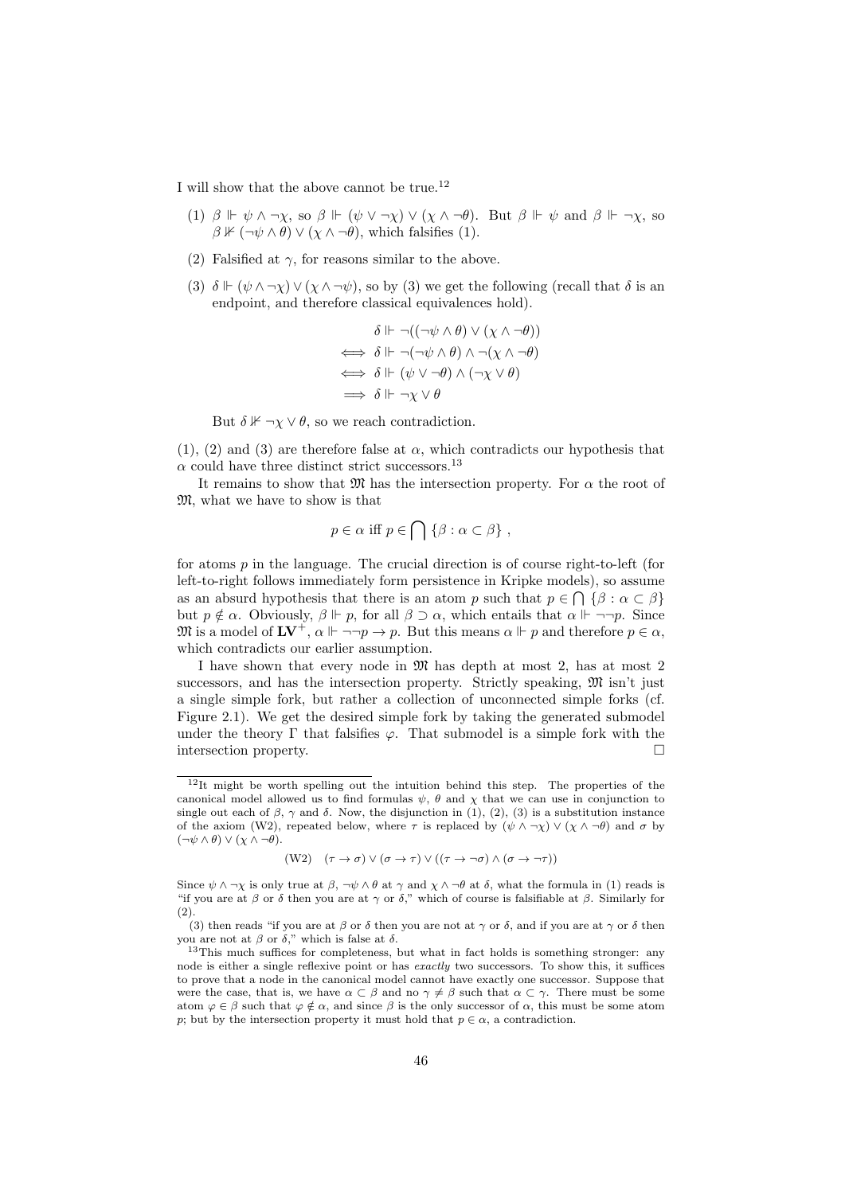I will show that the above cannot be true.[12]

(1) $\beta \Vdash \psi \wedge \neg\chi$, so $\beta \Vdash (\psi \vee \neg\chi) \vee (\chi \wedge \neg\theta)$. But $\beta \Vdash \psi$ and $\beta \Vdash \neg\chi$, so $\beta \nVdash (\neg\psi \wedge \theta) \vee (\chi \wedge \neg\theta)$, which falsifies (1).

(2) Falsified at $\gamma$, for reasons similar to the above.

(3) $\delta \Vdash (\psi \wedge \neg\chi) \vee (\chi \wedge \neg\psi)$, so by (3) we get the following (recall that $\delta$ is an endpoint, and therefore classical equivalences hold).

$$\begin{aligned} & \delta \Vdash \neg((\neg\psi \wedge \theta) \vee (\chi \wedge \neg\theta)) \\ \iff & \delta \Vdash \neg(\neg\psi \wedge \theta) \wedge \neg(\chi \wedge \neg\theta) \\ \iff & \delta \Vdash (\psi \vee \neg\theta) \wedge (\neg\chi \vee \theta) \\ \implies & \delta \Vdash \neg\chi \vee \theta \end{aligned}$$

But $\delta \nVdash \neg\chi \vee \theta$, so we reach contradiction.

(1), (2) and (3) are therefore false at $\alpha$, which contradicts our hypothesis that $\alpha$ could have three distinct strict successors.[13]

It remains to show that $\mathfrak{M}$ has the intersection property. For $\alpha$ the root of $\mathfrak{M}$, what we have to show is that

$$p \in \alpha \text{ iff } p \in \bigcap \{\beta : \alpha \subset \beta\} ,$$

for atoms $p$ in the language. The crucial direction is of course right-to-left (for left-to-right follows immediately form persistence in Kripke models), so assume as an absurd hypothesis that there is an atom $p$ such that $p \in \bigcap \{\beta : \alpha \subset \beta\}$ but $p \notin \alpha$. Obviously, $\beta \Vdash p$, for all $\beta \supset \alpha$, which entails that $\alpha \Vdash \neg\neg p$. Since $\mathfrak{M}$ is a model of $\mathbf{LV}^+$, $\alpha \Vdash \neg\neg p \to p$. But this means $\alpha \Vdash p$ and therefore $p \in \alpha$, which contradicts our earlier assumption.

I have shown that every node in $\mathfrak{M}$ has depth at most 2, has at most 2 successors, and has the intersection property. Strictly speaking, $\mathfrak{M}$ isn't just a single simple fork, but rather a collection of unconnected simple forks (cf. Figure 2.1). We get the desired simple fork by taking the generated submodel under the theory $\Gamma$ that falsifies $\varphi$. That submodel is a simple fork with the intersection property. $\square$

---

[12] It might be worth spelling out the intuition behind this step. The properties of the canonical model allowed us to find formulas $\psi$, $\theta$ and $\chi$ that we can use in conjunction to single out each of $\beta$, $\gamma$ and $\delta$. Now, the disjunction in (1), (2), (3) is a substitution instance of the axiom (W2), repeated below, where $\tau$ is replaced by $(\psi \wedge \neg\chi) \vee (\chi \wedge \neg\theta)$ and $\sigma$ by $(\neg\psi \wedge \theta) \vee (\chi \wedge \neg\theta)$.

$$\text{(W2)} \quad (\tau \to \sigma) \vee (\sigma \to \tau) \vee ((\tau \to \neg\sigma) \wedge (\sigma \to \neg\tau))$$

Since $\psi \wedge \neg\chi$ is only true at $\beta$, $\neg\psi \wedge \theta$ at $\gamma$ and $\chi \wedge \neg\theta$ at $\delta$, what the formula in (1) reads is "if you are at $\beta$ or $\delta$ then you are at $\gamma$ or $\delta$," which of course is falsifiable at $\beta$. Similarly for (2).

(3) then reads "if you are at $\beta$ or $\delta$ then you are not at $\gamma$ or $\delta$, and if you are at $\gamma$ or $\delta$ then you are not at $\beta$ or $\delta$," which is false at $\delta$.

[13] This much suffices for completeness, but what in fact holds is something stronger: any node is either a single reflexive point or has *exactly* two successors. To show this, it suffices to prove that a node in the canonical model cannot have exactly one successor. Suppose that were the case, that is, we have $\alpha \subset \beta$ and no $\gamma \neq \beta$ such that $\alpha \subset \gamma$. There must be some atom $\varphi \in \beta$ such that $\varphi \notin \alpha$, and since $\beta$ is the only successor of $\alpha$, this must be some atom $p$; but by the intersection property it must hold that $p \in \alpha$, a contradiction.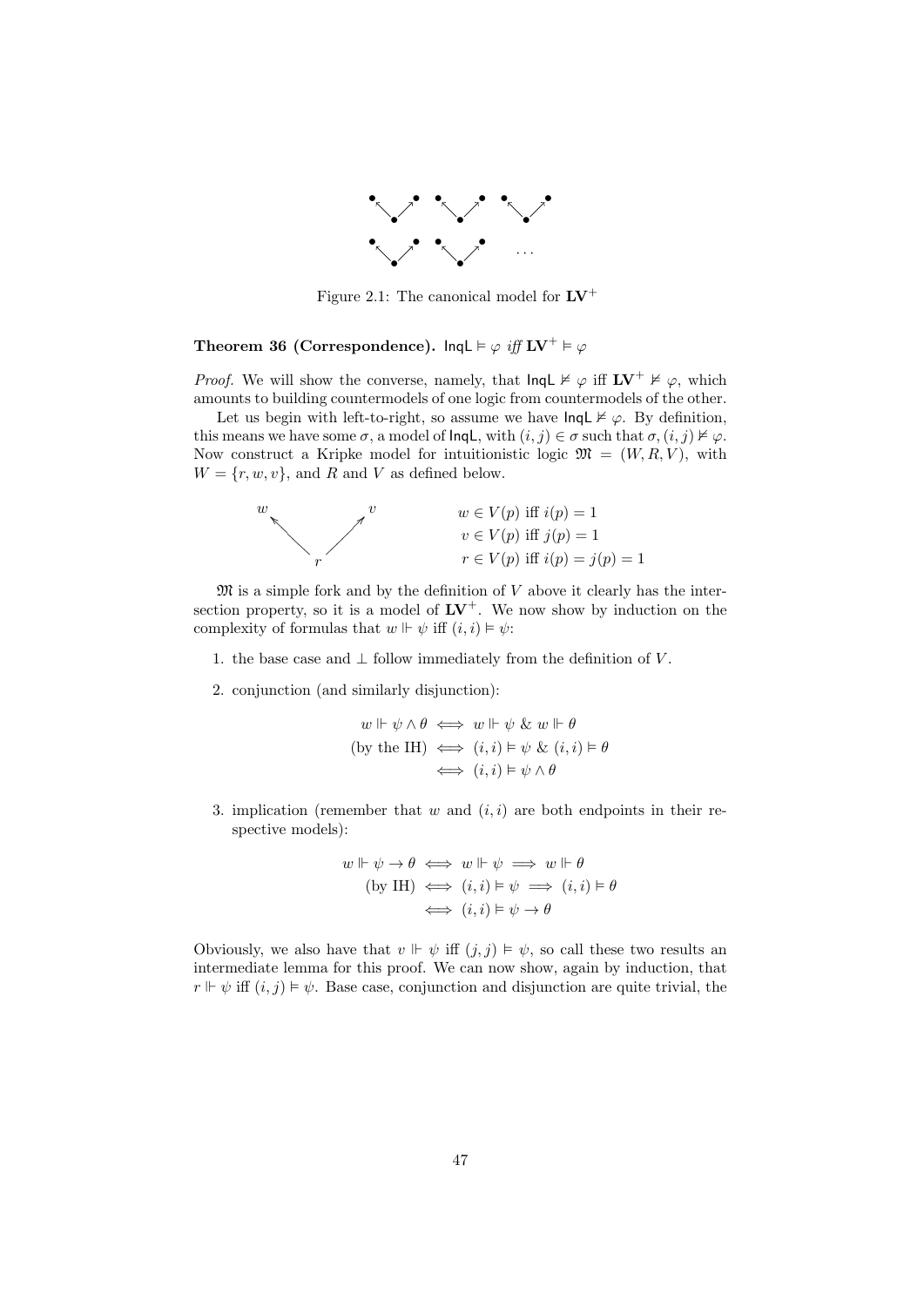Figure 2.1: The canonical model for $\mathbf{LV}^+$

**Theorem 36 (Correspondence).** *$\mathsf{InqL} \vDash \varphi$ iff $\mathbf{LV}^+ \vDash \varphi$*

*Proof.* We will show the converse, namely, that $\mathsf{InqL} \nvDash \varphi$ iff $\mathbf{LV}^+ \nvDash \varphi$, which amounts to building countermodels of one logic from countermodels of the other.

Let us begin with left-to-right, so assume we have $\mathsf{InqL} \nvDash \varphi$. By definition, this means we have some $\sigma$, a model of $\mathsf{InqL}$, with $(i, j) \in \sigma$ such that $\sigma, (i, j) \nvDash \varphi$. Now construct a Kripke model for intuitionistic logic $\mathfrak{M} = (W, R, V)$, with $W = \{r, w, v\}$, and $R$ and $V$ as defined below.

$w \in V(p)$ iff $i(p) = 1$

$v \in V(p)$ iff $j(p) = 1$

$r \in V(p)$ iff $i(p) = j(p) = 1$

$\mathfrak{M}$ is a simple fork and by the definition of $V$ above it clearly has the intersection property, so it is a model of $\mathbf{LV}^+$. We now show by induction on the complexity of formulas that $w \Vdash \psi$ iff $(i, i) \vDash \psi$:

1. the base case and $\bot$ follow immediately from the definition of $V$.

2. conjunction (and similarly disjunction):

$$\begin{aligned} w \Vdash \psi \wedge \theta &\iff w \Vdash \psi \;\&\; w \Vdash \theta \\ \text{(by the IH)} &\iff (i, i) \vDash \psi \;\&\; (i, i) \vDash \theta \\ &\iff (i, i) \vDash \psi \wedge \theta \end{aligned}$$

3. implication (remember that $w$ and $(i, i)$ are both endpoints in their respective models):

$$\begin{aligned} w \Vdash \psi \to \theta &\iff w \Vdash \psi \implies w \Vdash \theta \\ \text{(by IH)} &\iff (i, i) \vDash \psi \implies (i, i) \vDash \theta \\ &\iff (i, i) \vDash \psi \to \theta \end{aligned}$$

Obviously, we also have that $v \Vdash \psi$ iff $(j, j) \vDash \psi$, so call these two results an intermediate lemma for this proof. We can now show, again by induction, that $r \Vdash \psi$ iff $(i, j) \vDash \psi$. Base case, conjunction and disjunction are quite trivial, the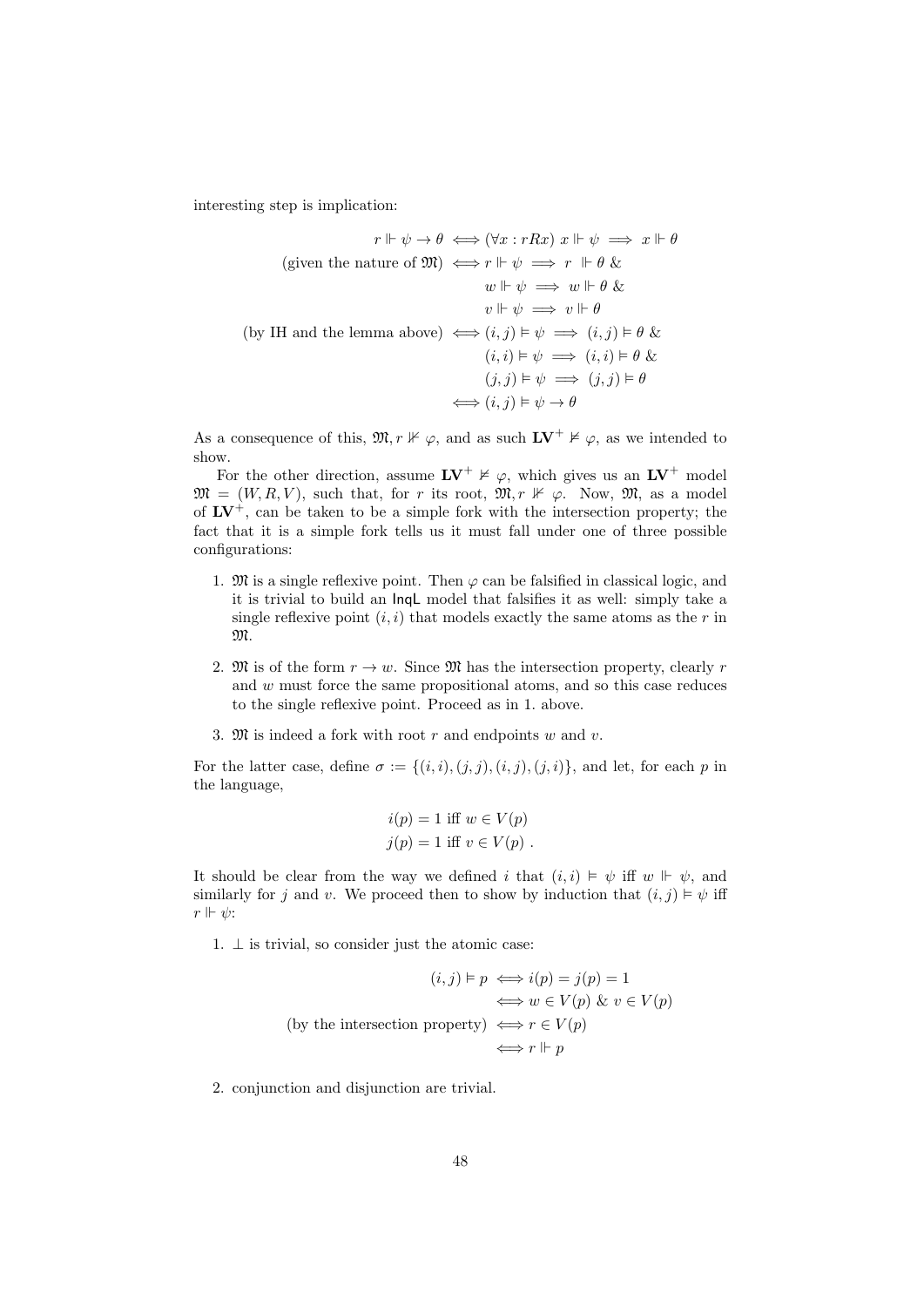interesting step is implication:

$$
\begin{aligned}
r \Vdash \psi \to \theta &\iff (\forall x : rRx)\ x \Vdash \psi \implies x \Vdash \theta \\
\text{(given the nature of } \mathfrak{M}) &\iff r \Vdash \psi \implies r \Vdash \theta\ \& \\
&\qquad w \Vdash \psi \implies w \Vdash \theta\ \& \\
&\qquad v \Vdash \psi \implies v \Vdash \theta \\
\text{(by IH and the lemma above)} &\iff (i,j) \vDash \psi \implies (i,j) \vDash \theta\ \& \\
&\qquad (i,i) \vDash \psi \implies (i,i) \vDash \theta\ \& \\
&\qquad (j,j) \vDash \psi \implies (j,j) \vDash \theta \\
&\iff (i,j) \vDash \psi \to \theta
\end{aligned}
$$

As a consequence of this, $\mathfrak{M}, r \nVdash \varphi$, and as such $\mathbf{LV}^+ \nvDash \varphi$, as we intended to show.

For the other direction, assume $\mathbf{LV}^+ \nvDash \varphi$, which gives us an $\mathbf{LV}^+$ model $\mathfrak{M} = (W, R, V)$, such that, for $r$ its root, $\mathfrak{M}, r \nVdash \varphi$. Now, $\mathfrak{M}$, as a model of $\mathbf{LV}^+$, can be taken to be a simple fork with the intersection property; the fact that it is a simple fork tells us it must fall under one of three possible configurations:

1. $\mathfrak{M}$ is a single reflexive point. Then $\varphi$ can be falsified in classical logic, and it is trivial to build an InqL model that falsifies it as well: simply take a single reflexive point $(i,i)$ that models exactly the same atoms as the $r$ in $\mathfrak{M}$.
2. $\mathfrak{M}$ is of the form $r \to w$. Since $\mathfrak{M}$ has the intersection property, clearly $r$ and $w$ must force the same propositional atoms, and so this case reduces to the single reflexive point. Proceed as in 1. above.
3. $\mathfrak{M}$ is indeed a fork with root $r$ and endpoints $w$ and $v$.

For the latter case, define $\sigma := \{(i,i), (j,j), (i,j), (j,i)\}$, and let, for each $p$ in the language,

$$
\begin{aligned}
i(p) = 1 &\text{ iff } w \in V(p) \\
j(p) = 1 &\text{ iff } v \in V(p)\ .
\end{aligned}
$$

It should be clear from the way we defined $i$ that $(i,i) \vDash \psi$ iff $w \Vdash \psi$, and similarly for $j$ and $v$. We proceed then to show by induction that $(i,j) \vDash \psi$ iff $r \Vdash \psi$:

1. $\bot$ is trivial, so consider just the atomic case:

$$
\begin{aligned}
(i,j) \vDash p &\iff i(p) = j(p) = 1 \\
&\iff w \in V(p)\ \&\ v \in V(p) \\
\text{(by the intersection property)} &\iff r \in V(p) \\
&\iff r \Vdash p
\end{aligned}
$$

2. conjunction and disjunction are trivial.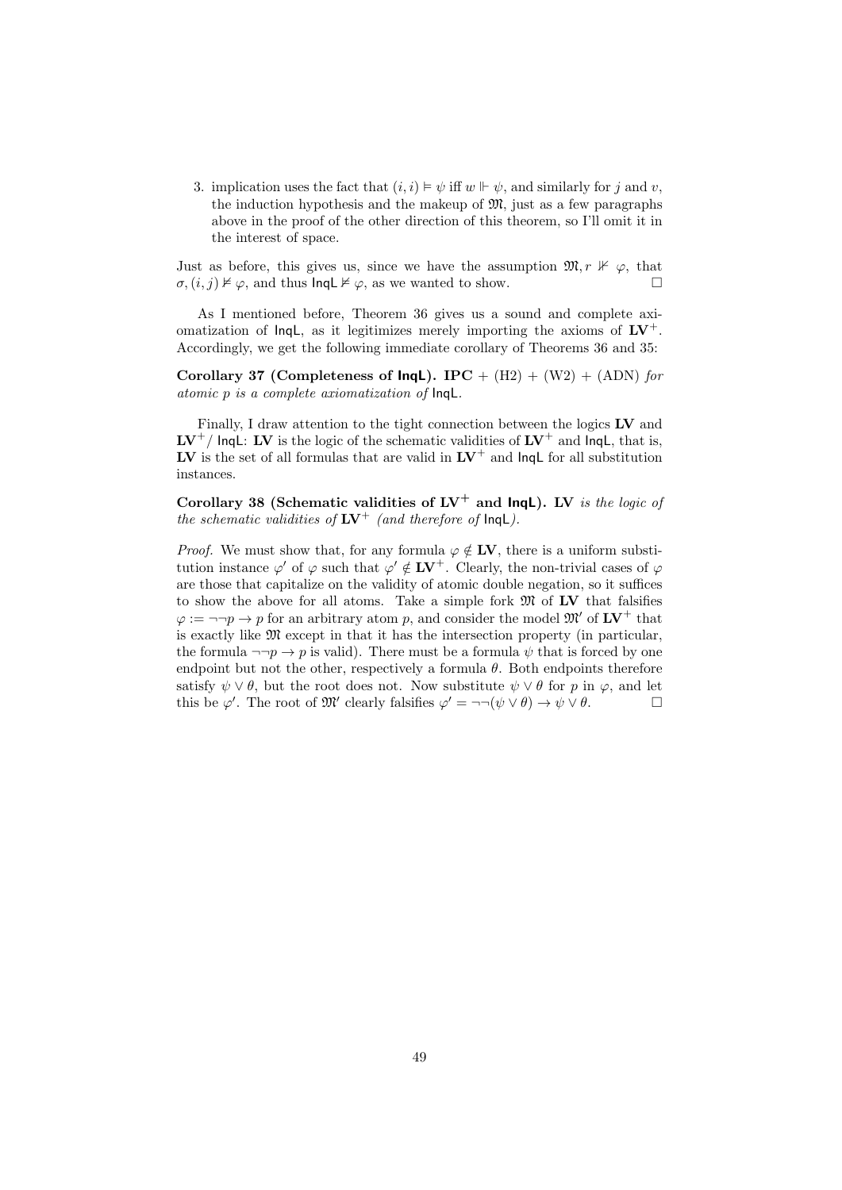3. implication uses the fact that $(i,i) \vDash \psi$ iff $w \Vdash \psi$, and similarly for $j$ and $v$, the induction hypothesis and the makeup of $\mathfrak{M}$, just as a few paragraphs above in the proof of the other direction of this theorem, so I'll omit it in the interest of space.

Just as before, this gives us, since we have the assumption $\mathfrak{M}, r \nVdash \varphi$, that $\sigma, (i,j) \nvDash \varphi$, and thus $\mathsf{InqL} \nvDash \varphi$, as we wanted to show. □

As I mentioned before, Theorem 36 gives us a sound and complete axiomatization of $\mathsf{InqL}$, as it legitimizes merely importing the axioms of $\mathbf{LV}^+$. Accordingly, we get the following immediate corollary of Theorems 36 and 35:

**Corollary 37 (Completeness of $\mathsf{InqL}$).** $\mathbf{IPC}$ + (H2) + (W2) + (ADN) *for atomic $p$ is a complete axiomatization of* $\mathsf{InqL}$.

Finally, I draw attention to the tight connection between the logics $\mathbf{LV}$ and $\mathbf{LV}^+$/ $\mathsf{InqL}$: $\mathbf{LV}$ is the logic of the schematic validities of $\mathbf{LV}^+$ and $\mathsf{InqL}$, that is, $\mathbf{LV}$ is the set of all formulas that are valid in $\mathbf{LV}^+$ and $\mathsf{InqL}$ for all substitution instances.

**Corollary 38 (Schematic validities of $\mathbf{LV}^+$ and $\mathsf{InqL}$).** $\mathbf{LV}$ *is the logic of the schematic validities of* $\mathbf{LV}^+$ *(and therefore of* $\mathsf{InqL}$*).*

*Proof.* We must show that, for any formula $\varphi \notin \mathbf{LV}$, there is a uniform substitution instance $\varphi'$ of $\varphi$ such that $\varphi' \notin \mathbf{LV}^+$. Clearly, the non-trivial cases of $\varphi$ are those that capitalize on the validity of atomic double negation, so it suffices to show the above for all atoms. Take a simple fork $\mathfrak{M}$ of $\mathbf{LV}$ that falsifies $\varphi := \neg\neg p \to p$ for an arbitrary atom $p$, and consider the model $\mathfrak{M}'$ of $\mathbf{LV}^+$ that is exactly like $\mathfrak{M}$ except in that it has the intersection property (in particular, the formula $\neg\neg p \to p$ is valid). There must be a formula $\psi$ that is forced by one endpoint but not the other, respectively a formula $\theta$. Both endpoints therefore satisfy $\psi \vee \theta$, but the root does not. Now substitute $\psi \vee \theta$ for $p$ in $\varphi$, and let this be $\varphi'$. The root of $\mathfrak{M}'$ clearly falsifies $\varphi' = \neg\neg(\psi \vee \theta) \to \psi \vee \theta$. □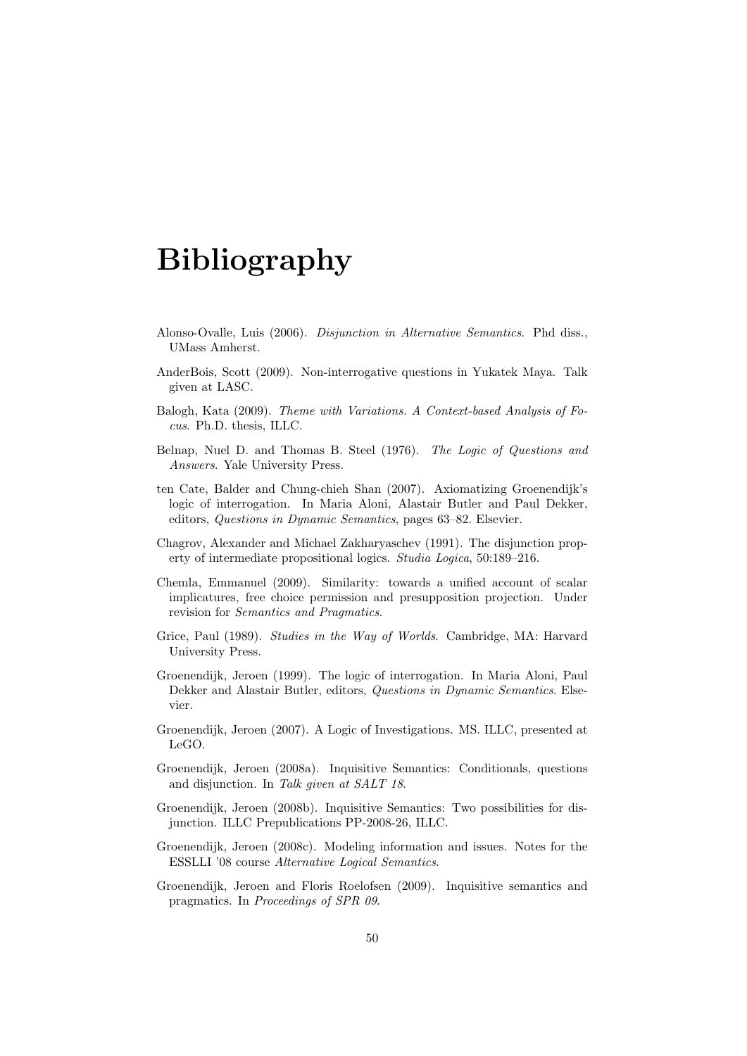# Bibliography

Alonso-Ovalle, Luis (2006). *Disjunction in Alternative Semantics*. Phd diss., UMass Amherst.

AnderBois, Scott (2009). Non-interrogative questions in Yukatek Maya. Talk given at LASC.

Balogh, Kata (2009). *Theme with Variations. A Context-based Analysis of Focus*. Ph.D. thesis, ILLC.

Belnap, Nuel D. and Thomas B. Steel (1976). *The Logic of Questions and Answers*. Yale University Press.

ten Cate, Balder and Chung-chieh Shan (2007). Axiomatizing Groenendijk's logic of interrogation. In Maria Aloni, Alastair Butler and Paul Dekker, editors, *Questions in Dynamic Semantics*, pages 63–82. Elsevier.

Chagrov, Alexander and Michael Zakharyaschev (1991). The disjunction property of intermediate propositional logics. *Studia Logica*, 50:189–216.

Chemla, Emmanuel (2009). Similarity: towards a unified account of scalar implicatures, free choice permission and presupposition projection. Under revision for *Semantics and Pragmatics*.

Grice, Paul (1989). *Studies in the Way of Worlds*. Cambridge, MA: Harvard University Press.

Groenendijk, Jeroen (1999). The logic of interrogation. In Maria Aloni, Paul Dekker and Alastair Butler, editors, *Questions in Dynamic Semantics*. Elsevier.

Groenendijk, Jeroen (2007). A Logic of Investigations. MS. ILLC, presented at LeGO.

Groenendijk, Jeroen (2008a). Inquisitive Semantics: Conditionals, questions and disjunction. In *Talk given at SALT 18*.

Groenendijk, Jeroen (2008b). Inquisitive Semantics: Two possibilities for disjunction. ILLC Prepublications PP-2008-26, ILLC.

Groenendijk, Jeroen (2008c). Modeling information and issues. Notes for the ESSLLI '08 course *Alternative Logical Semantics*.

Groenendijk, Jeroen and Floris Roelofsen (2009). Inquisitive semantics and pragmatics. In *Proceedings of SPR 09*.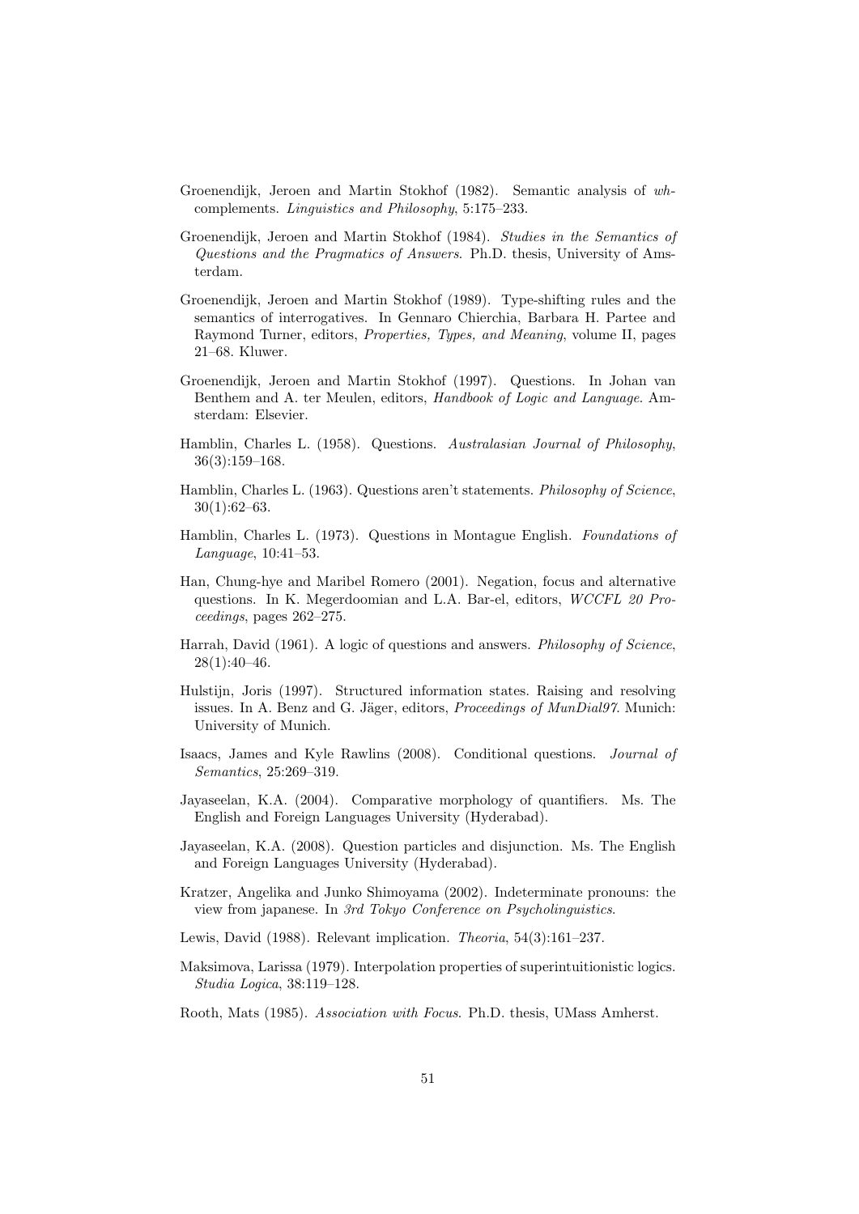Groenendijk, Jeroen and Martin Stokhof (1982). Semantic analysis of *wh*-complements. *Linguistics and Philosophy*, 5:175–233.

Groenendijk, Jeroen and Martin Stokhof (1984). *Studies in the Semantics of Questions and the Pragmatics of Answers*. Ph.D. thesis, University of Amsterdam.

Groenendijk, Jeroen and Martin Stokhof (1989). Type-shifting rules and the semantics of interrogatives. In Gennaro Chierchia, Barbara H. Partee and Raymond Turner, editors, *Properties, Types, and Meaning*, volume II, pages 21–68. Kluwer.

Groenendijk, Jeroen and Martin Stokhof (1997). Questions. In Johan van Benthem and A. ter Meulen, editors, *Handbook of Logic and Language*. Amsterdam: Elsevier.

Hamblin, Charles L. (1958). Questions. *Australasian Journal of Philosophy*, 36(3):159–168.

Hamblin, Charles L. (1963). Questions aren't statements. *Philosophy of Science*, 30(1):62–63.

Hamblin, Charles L. (1973). Questions in Montague English. *Foundations of Language*, 10:41–53.

Han, Chung-hye and Maribel Romero (2001). Negation, focus and alternative questions. In K. Megerdoomian and L.A. Bar-el, editors, *WCCFL 20 Proceedings*, pages 262–275.

Harrah, David (1961). A logic of questions and answers. *Philosophy of Science*, 28(1):40–46.

Hulstijn, Joris (1997). Structured information states. Raising and resolving issues. In A. Benz and G. Jäger, editors, *Proceedings of MunDial97*. Munich: University of Munich.

Isaacs, James and Kyle Rawlins (2008). Conditional questions. *Journal of Semantics*, 25:269–319.

Jayaseelan, K.A. (2004). Comparative morphology of quantifiers. Ms. The English and Foreign Languages University (Hyderabad).

Jayaseelan, K.A. (2008). Question particles and disjunction. Ms. The English and Foreign Languages University (Hyderabad).

Kratzer, Angelika and Junko Shimoyama (2002). Indeterminate pronouns: the view from japanese. In *3rd Tokyo Conference on Psycholinguistics*.

Lewis, David (1988). Relevant implication. *Theoria*, 54(3):161–237.

Maksimova, Larissa (1979). Interpolation properties of superintuitionistic logics. *Studia Logica*, 38:119–128.

Rooth, Mats (1985). *Association with Focus*. Ph.D. thesis, UMass Amherst.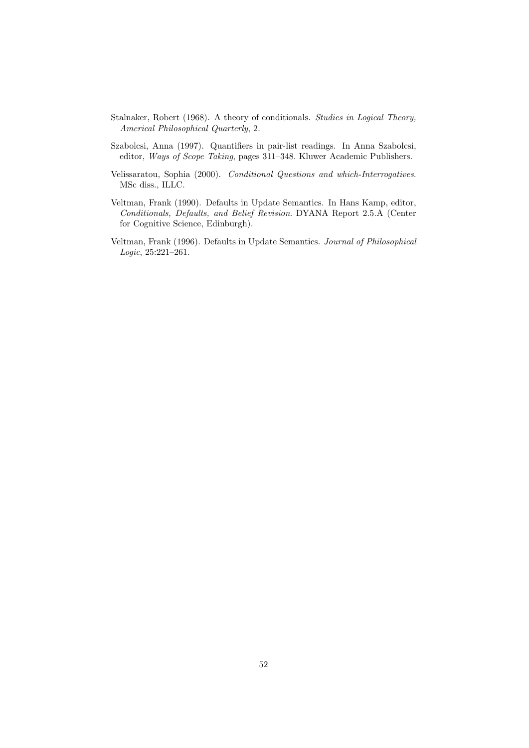Stalnaker, Robert (1968). A theory of conditionals. *Studies in Logical Theory, Americal Philosophical Quarterly*, 2.

Szabolcsi, Anna (1997). Quantifiers in pair-list readings. In Anna Szabolcsi, editor, *Ways of Scope Taking*, pages 311–348. Kluwer Academic Publishers.

Velissaratou, Sophia (2000). *Conditional Questions and which-Interrogatives*. MSc diss., ILLC.

Veltman, Frank (1990). Defaults in Update Semantics. In Hans Kamp, editor, *Conditionals, Defaults, and Belief Revision*. DYANA Report 2.5.A (Center for Cognitive Science, Edinburgh).

Veltman, Frank (1996). Defaults in Update Semantics. *Journal of Philosophical Logic*, 25:221–261.